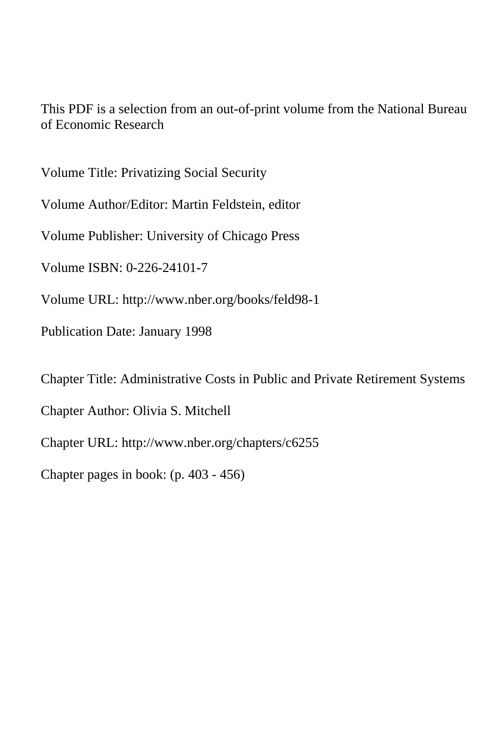This PDF is a selection from an out-of-print volume from the National Bureau of Economic Research

Volume Title: Privatizing Social Security

Volume Author/Editor: Martin Feldstein, editor

Volume Publisher: University of Chicago Press

Volume ISBN: 0-226-24101-7

Volume URL: http://www.nber.org/books/feld98-1

Publication Date: January 1998

Chapter Title: Administrative Costs in Public and Private Retirement Systems

Chapter Author: Olivia S. Mitchell

Chapter URL: http://www.nber.org/chapters/c6255

Chapter pages in book: (p. 403 - 456)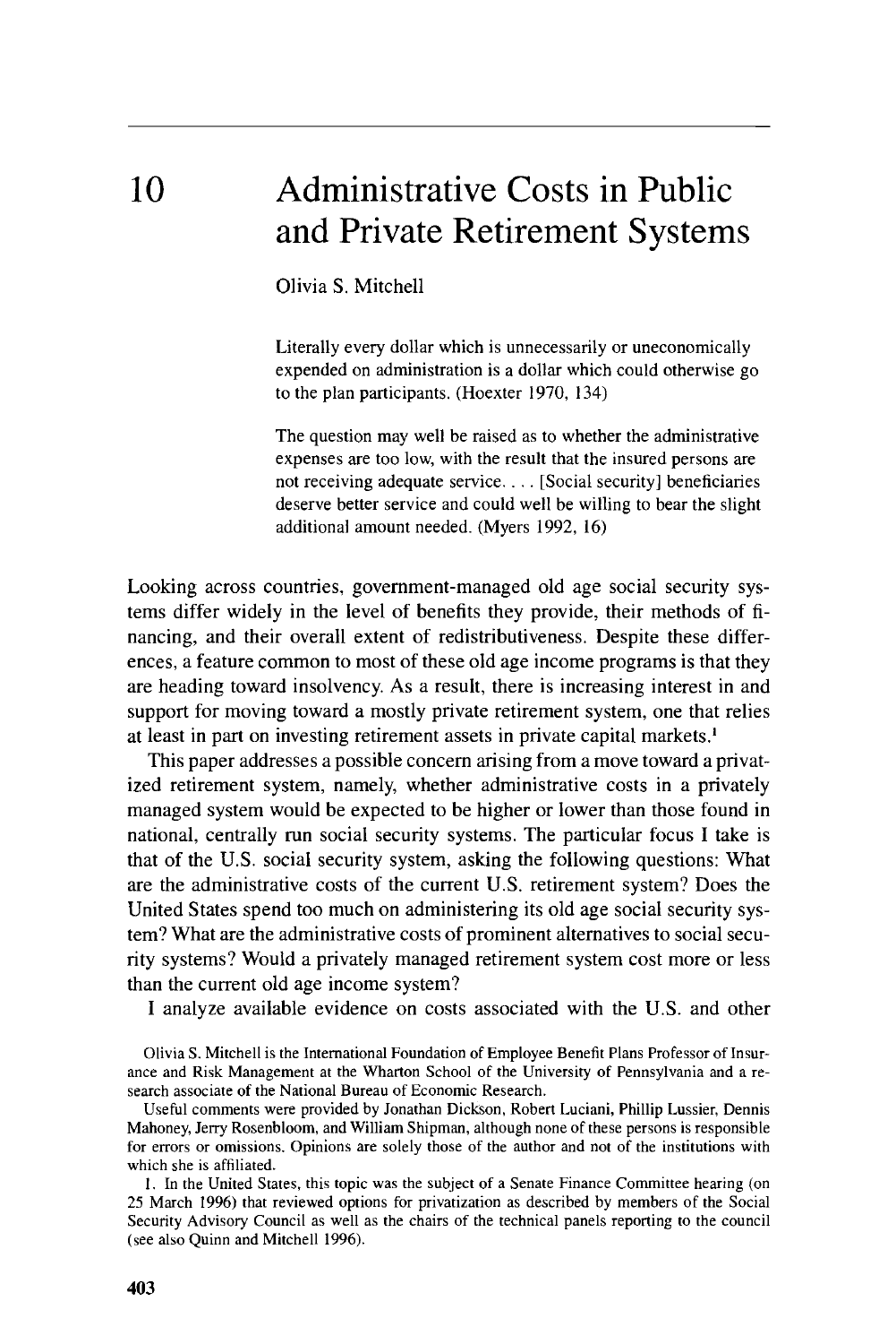# 10 Administrative Costs in Public and Private Retirement Systems

Olivia S. Mitchell

> Literally every dollar which is unnecessarily or uneconomically expended on administration is a dollar which could otherwise go to the plan participants. (Hoexter 1970, 134)

> The question may well be raised as to whether the administrative expenses are too low, with the result that the insured persons are not receiving adequate service. . . . [Social security] beneficiaries deserve better service and could well be willing to bear the slight additional amount needed. (Myers 1992, 16)

Looking across countries, government-managed old age social security systems differ widely in the level of benefits they provide, their methods of financing, and their overall extent of redistributiveness. Despite these differences, a feature common to most of these old age income programs is that they are heading toward insolvency. As a result, there is increasing interest in and support for moving toward a mostly private retirement system, one that relies at least in part on investing retirement assets in private capital markets.[1]

This paper addresses a possible concern arising from a move toward a privatized retirement system, namely, whether administrative costs in a privately managed system would be expected to be higher or lower than those found in national, centrally run social security systems. The particular focus I take is that of the U.S. social security system, asking the following questions: What are the administrative costs of the current U.S. retirement system? Does the United States spend too much on administering its old age social security system? What are the administrative costs of prominent alternatives to social security systems? Would a privately managed retirement system cost more or less than the current old age income system?

I analyze available evidence on costs associated with the U.S. and other

Olivia S. Mitchell is the International Foundation of Employee Benefit Plans Professor of Insurance and Risk Management at the Wharton School of the University of Pennsylvania and a research associate of the National Bureau of Economic Research.

Useful comments were provided by Jonathan Dickson, Robert Luciani, Phillip Lussier, Dennis Mahoney, Jerry Rosenbloom, and William Shipman, although none of these persons is responsible for errors or omissions. Opinions are solely those of the author and not of the institutions with which she is affiliated.

1. In the United States, this topic was the subject of a Senate Finance Committee hearing (on 25 March 1996) that reviewed options for privatization as described by members of the Social Security Advisory Council as well as the chairs of the technical panels reporting to the council (see also Quinn and Mitchell 1996).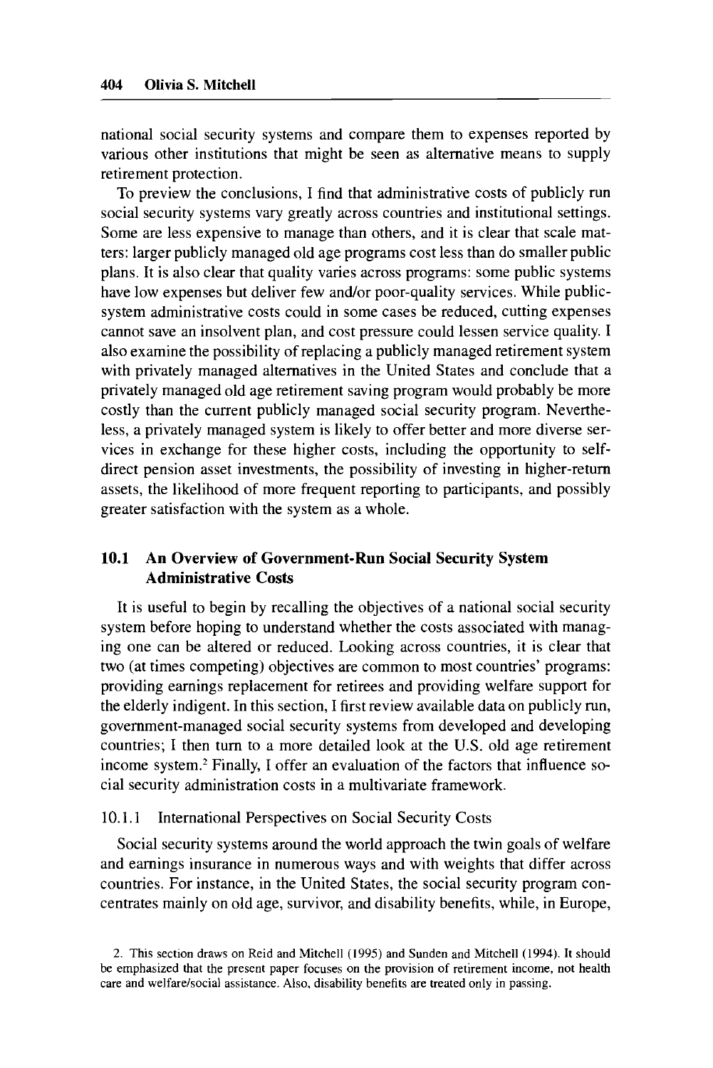national social security systems and compare them to expenses reported by various other institutions that might be seen as alternative means to supply retirement protection.

To preview the conclusions, I find that administrative costs of publicly run social security systems vary greatly across countries and institutional settings. Some are less expensive to manage than others, and it is clear that scale matters: larger publicly managed old age programs cost less than do smaller public plans. It is also clear that quality varies across programs: some public systems have low expenses but deliver few and/or poor-quality services. While public-system administrative costs could in some cases be reduced, cutting expenses cannot save an insolvent plan, and cost pressure could lessen service quality. I also examine the possibility of replacing a publicly managed retirement system with privately managed alternatives in the United States and conclude that a privately managed old age retirement saving program would probably be more costly than the current publicly managed social security program. Nevertheless, a privately managed system is likely to offer better and more diverse services in exchange for these higher costs, including the opportunity to self-direct pension asset investments, the possibility of investing in higher-return assets, the likelihood of more frequent reporting to participants, and possibly greater satisfaction with the system as a whole.

## 10.1 An Overview of Government-Run Social Security System Administrative Costs

It is useful to begin by recalling the objectives of a national social security system before hoping to understand whether the costs associated with managing one can be altered or reduced. Looking across countries, it is clear that two (at times competing) objectives are common to most countries' programs: providing earnings replacement for retirees and providing welfare support for the elderly indigent. In this section, I first review available data on publicly run, government-managed social security systems from developed and developing countries; I then turn to a more detailed look at the U.S. old age retirement income system.[2] Finally, I offer an evaluation of the factors that influence social security administration costs in a multivariate framework.

### 10.1.1 International Perspectives on Social Security Costs

Social security systems around the world approach the twin goals of welfare and earnings insurance in numerous ways and with weights that differ across countries. For instance, in the United States, the social security program concentrates mainly on old age, survivor, and disability benefits, while, in Europe,

2. This section draws on Reid and Mitchell (1995) and Sunden and Mitchell (1994). It should be emphasized that the present paper focuses on the provision of retirement income, not health care and welfare/social assistance. Also, disability benefits are treated only in passing.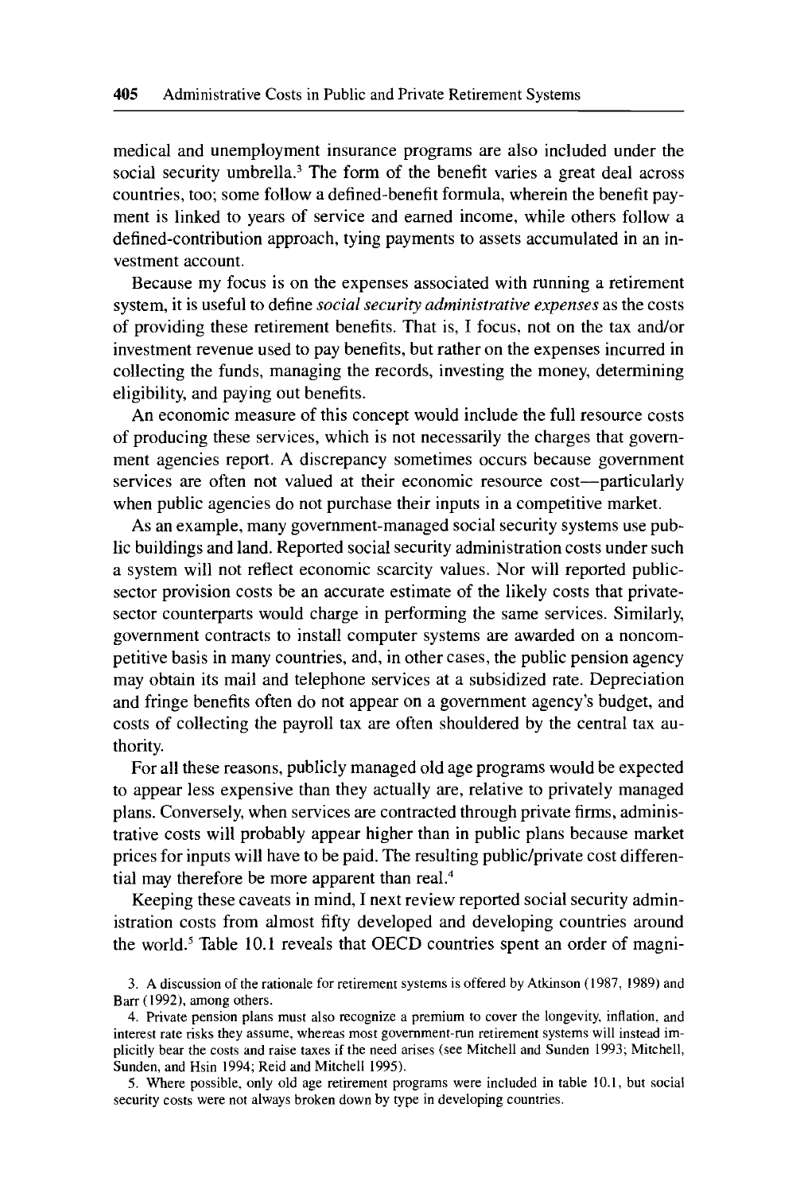medical and unemployment insurance programs are also included under the social security umbrella.[3] The form of the benefit varies a great deal across countries, too; some follow a defined-benefit formula, wherein the benefit payment is linked to years of service and earned income, while others follow a defined-contribution approach, tying payments to assets accumulated in an investment account.

Because my focus is on the expenses associated with running a retirement system, it is useful to define *social security administrative expenses* as the costs of providing these retirement benefits. That is, I focus, not on the tax and/or investment revenue used to pay benefits, but rather on the expenses incurred in collecting the funds, managing the records, investing the money, determining eligibility, and paying out benefits.

An economic measure of this concept would include the full resource costs of producing these services, which is not necessarily the charges that government agencies report. A discrepancy sometimes occurs because government services are often not valued at their economic resource cost—particularly when public agencies do not purchase their inputs in a competitive market.

As an example, many government-managed social security systems use public buildings and land. Reported social security administration costs under such a system will not reflect economic scarcity values. Nor will reported public-sector provision costs be an accurate estimate of the likely costs that private-sector counterparts would charge in performing the same services. Similarly, government contracts to install computer systems are awarded on a noncompetitive basis in many countries, and, in other cases, the public pension agency may obtain its mail and telephone services at a subsidized rate. Depreciation and fringe benefits often do not appear on a government agency's budget, and costs of collecting the payroll tax are often shouldered by the central tax authority.

For all these reasons, publicly managed old age programs would be expected to appear less expensive than they actually are, relative to privately managed plans. Conversely, when services are contracted through private firms, administrative costs will probably appear higher than in public plans because market prices for inputs will have to be paid. The resulting public/private cost differential may therefore be more apparent than real.[4]

Keeping these caveats in mind, I next review reported social security administration costs from almost fifty developed and developing countries around the world.[5] Table 10.1 reveals that OECD countries spent an order of magni-

3. A discussion of the rationale for retirement systems is offered by Atkinson (1987, 1989) and Barr (1992), among others.

4. Private pension plans must also recognize a premium to cover the longevity, inflation, and interest rate risks they assume, whereas most government-run retirement systems will instead implicitly bear the costs and raise taxes if the need arises (see Mitchell and Sunden 1993; Mitchell, Sunden, and Hsin 1994; Reid and Mitchell 1995).

5. Where possible, only old age retirement programs were included in table 10.1, but social security costs were not always broken down by type in developing countries.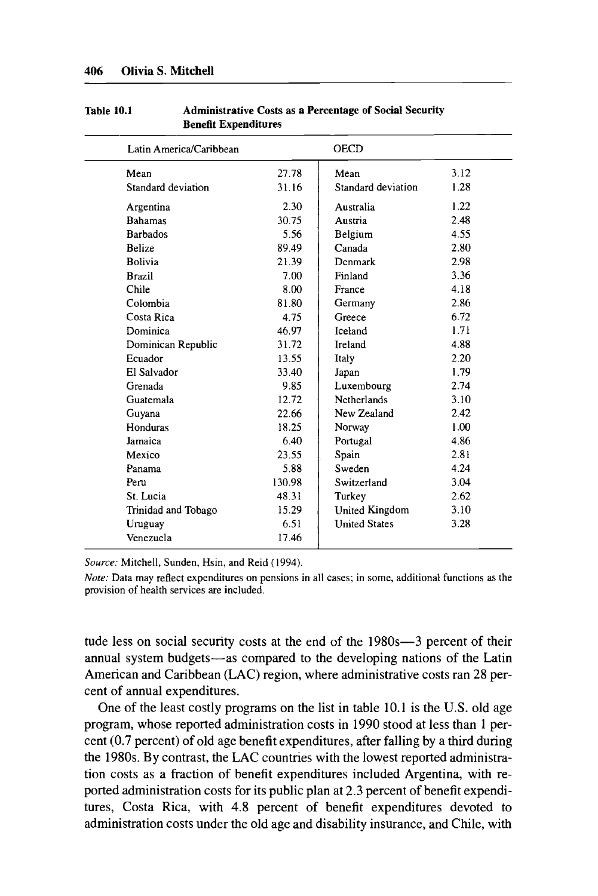Table 10.1 Administrative Costs as a Percentage of Social Security Benefit Expenditures

| Latin America/Caribbean | | OECD | |
|---|---|---|---|
| Mean | 27.78 | Mean | 3.12 |
| Standard deviation | 31.16 | Standard deviation | 1.28 |
| Argentina | 2.30 | Australia | 1.22 |
| Bahamas | 30.75 | Austria | 2.48 |
| Barbados | 5.56 | Belgium | 4.55 |
| Belize | 89.49 | Canada | 2.80 |
| Bolivia | 21.39 | Denmark | 2.98 |
| Brazil | 7.00 | Finland | 3.36 |
| Chile | 8.00 | France | 4.18 |
| Colombia | 81.80 | Germany | 2.86 |
| Costa Rica | 4.75 | Greece | 6.72 |
| Dominica | 46.97 | Iceland | 1.71 |
| Dominican Republic | 31.72 | Ireland | 4.88 |
| Ecuador | 13.55 | Italy | 2.20 |
| El Salvador | 33.40 | Japan | 1.79 |
| Grenada | 9.85 | Luxembourg | 2.74 |
| Guatemala | 12.72 | Netherlands | 3.10 |
| Guyana | 22.66 | New Zealand | 2.42 |
| Honduras | 18.25 | Norway | 1.00 |
| Jamaica | 6.40 | Portugal | 4.86 |
| Mexico | 23.55 | Spain | 2.81 |
| Panama | 5.88 | Sweden | 4.24 |
| Peru | 130.98 | Switzerland | 3.04 |
| St. Lucia | 48.31 | Turkey | 2.62 |
| Trinidad and Tobago | 15.29 | United Kingdom | 3.10 |
| Uruguay | 6.51 | United States | 3.28 |
| Venezuela | 17.46 | | |

*Source:* Mitchell, Sunden, Hsin, and Reid (1994).

*Note:* Data may reflect expenditures on pensions in all cases; in some, additional functions as the provision of health services are included.

tude less on social security costs at the end of the 1980s—3 percent of their annual system budgets—as compared to the developing nations of the Latin American and Caribbean (LAC) region, where administrative costs ran 28 percent of annual expenditures.

One of the least costly programs on the list in table 10.1 is the U.S. old age program, whose reported administration costs in 1990 stood at less than 1 percent (0.7 percent) of old age benefit expenditures, after falling by a third during the 1980s. By contrast, the LAC countries with the lowest reported administration costs as a fraction of benefit expenditures included Argentina, with reported administration costs for its public plan at 2.3 percent of benefit expenditures, Costa Rica, with 4.8 percent of benefit expenditures devoted to administration costs under the old age and disability insurance, and Chile, with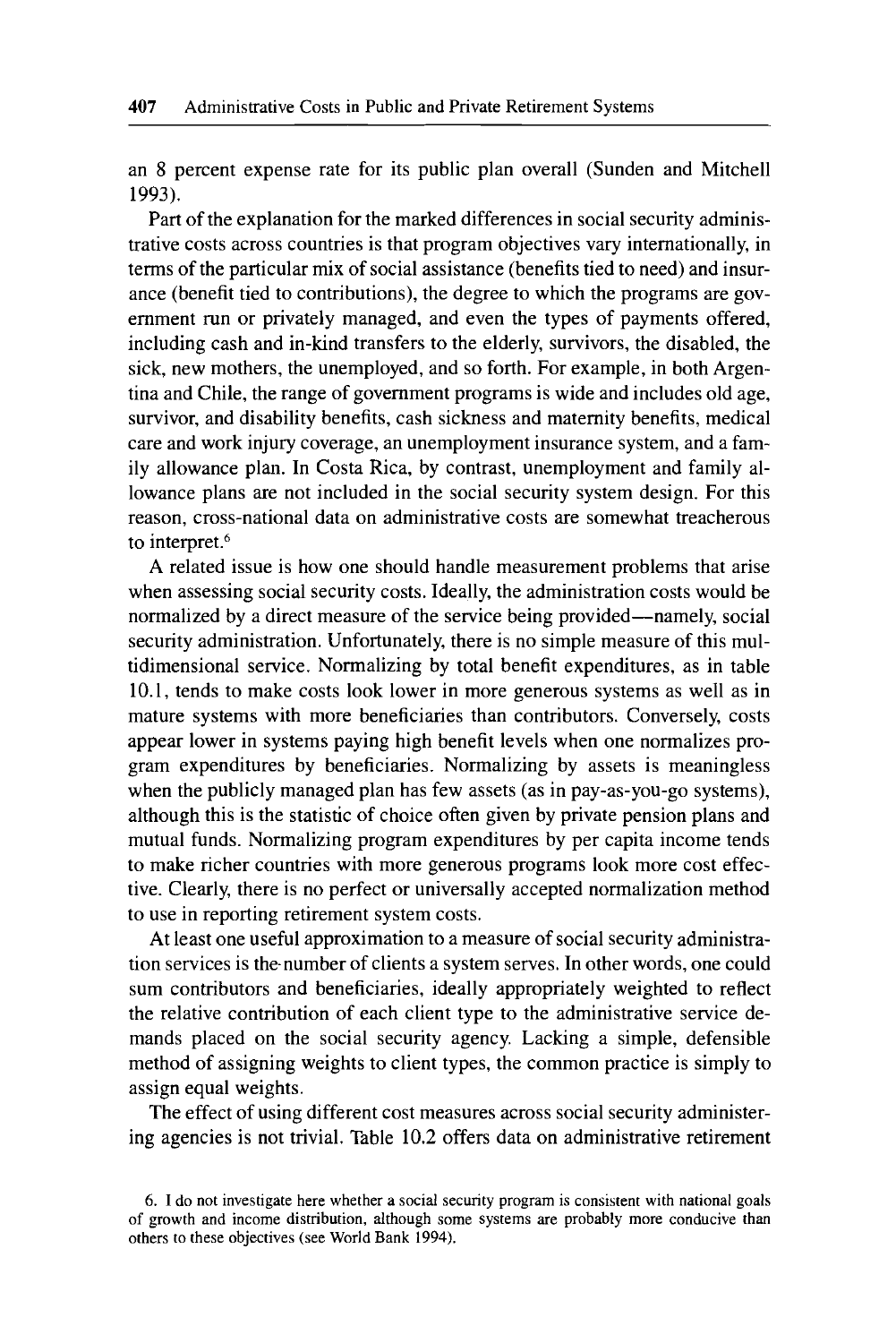an 8 percent expense rate for its public plan overall (Sunden and Mitchell 1993).

Part of the explanation for the marked differences in social security administrative costs across countries is that program objectives vary internationally, in terms of the particular mix of social assistance (benefits tied to need) and insurance (benefit tied to contributions), the degree to which the programs are government run or privately managed, and even the types of payments offered, including cash and in-kind transfers to the elderly, survivors, the disabled, the sick, new mothers, the unemployed, and so forth. For example, in both Argentina and Chile, the range of government programs is wide and includes old age, survivor, and disability benefits, cash sickness and maternity benefits, medical care and work injury coverage, an unemployment insurance system, and a family allowance plan. In Costa Rica, by contrast, unemployment and family allowance plans are not included in the social security system design. For this reason, cross-national data on administrative costs are somewhat treacherous to interpret.[6]

A related issue is how one should handle measurement problems that arise when assessing social security costs. Ideally, the administration costs would be normalized by a direct measure of the service being provided—namely, social security administration. Unfortunately, there is no simple measure of this multidimensional service. Normalizing by total benefit expenditures, as in table 10.1, tends to make costs look lower in more generous systems as well as in mature systems with more beneficiaries than contributors. Conversely, costs appear lower in systems paying high benefit levels when one normalizes program expenditures by beneficiaries. Normalizing by assets is meaningless when the publicly managed plan has few assets (as in pay-as-you-go systems), although this is the statistic of choice often given by private pension plans and mutual funds. Normalizing program expenditures by per capita income tends to make richer countries with more generous programs look more cost effective. Clearly, there is no perfect or universally accepted normalization method to use in reporting retirement system costs.

At least one useful approximation to a measure of social security administration services is the number of clients a system serves. In other words, one could sum contributors and beneficiaries, ideally appropriately weighted to reflect the relative contribution of each client type to the administrative service demands placed on the social security agency. Lacking a simple, defensible method of assigning weights to client types, the common practice is simply to assign equal weights.

The effect of using different cost measures across social security administering agencies is not trivial. Table 10.2 offers data on administrative retirement

6. I do not investigate here whether a social security program is consistent with national goals of growth and income distribution, although some systems are probably more conducive than others to these objectives (see World Bank 1994).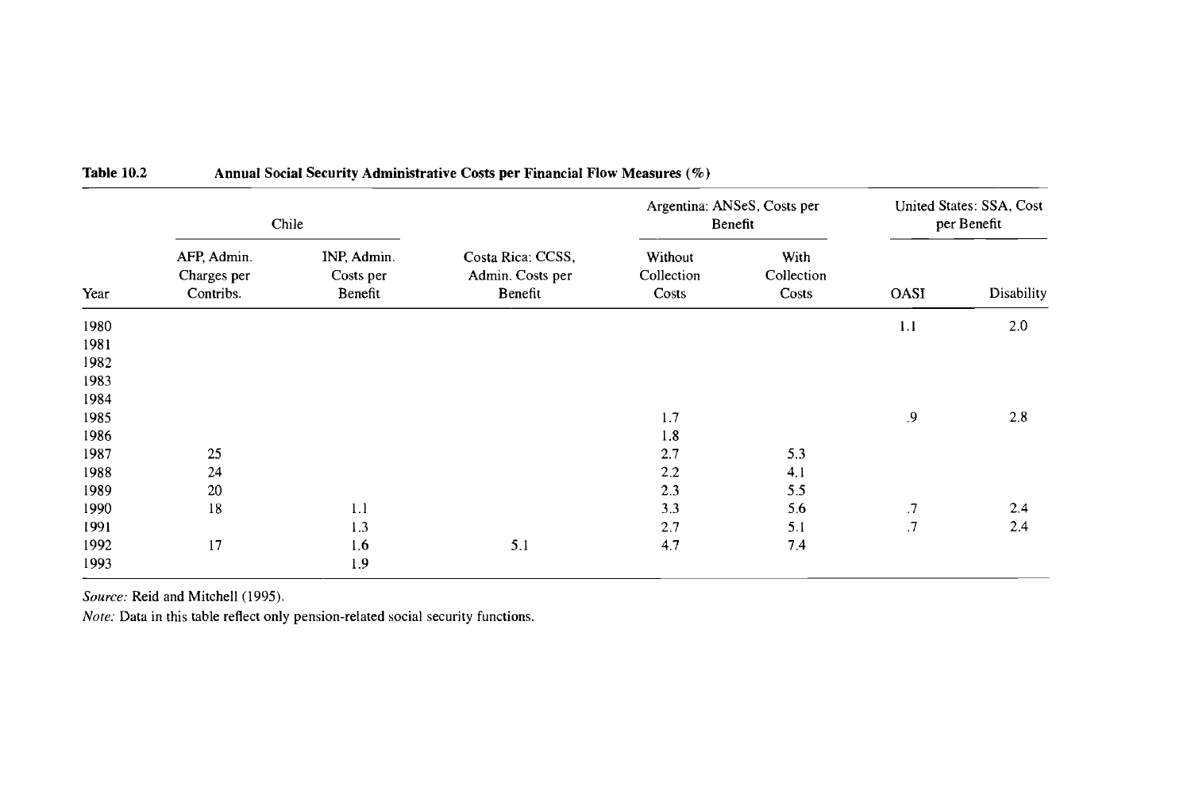**Table 10.2 Annual Social Security Administrative Costs per Financial Flow Measures (%)**

| | Chile | | | Argentina: ANSeS, Costs per Benefit | | United States: SSA, Cost per Benefit | |
|---|---|---|---|---|---|---|---|
| Year | AFP, Admin. Charges per Contribs. | INP, Admin. Costs per Benefit | Costa Rica: CCSS, Admin. Costs per Benefit | Without Collection Costs | With Collection Costs | OASI | Disability |
| 1980 | | | | | | 1.1 | 2.0 |
| 1981 | | | | | | | |
| 1982 | | | | | | | |
| 1983 | | | | | | | |
| 1984 | | | | | | | |
| 1985 | | | | 1.7 | | .9 | 2.8 |
| 1986 | | | | 1.8 | | | |
| 1987 | 25 | | | 2.7 | 5.3 | | |
| 1988 | 24 | | | 2.2 | 4.1 | | |
| 1989 | 20 | | | 2.3 | 5.5 | | |
| 1990 | 18 | 1.1 | | 3.3 | 5.6 | .7 | 2.4 |
| 1991 | | 1.3 | | 2.7 | 5.1 | .7 | 2.4 |
| 1992 | 17 | 1.6 | 5.1 | 4.7 | 7.4 | | |
| 1993 | | 1.9 | | | | | |

*Source:* Reid and Mitchell (1995).

*Note:* Data in this table reflect only pension-related social security functions.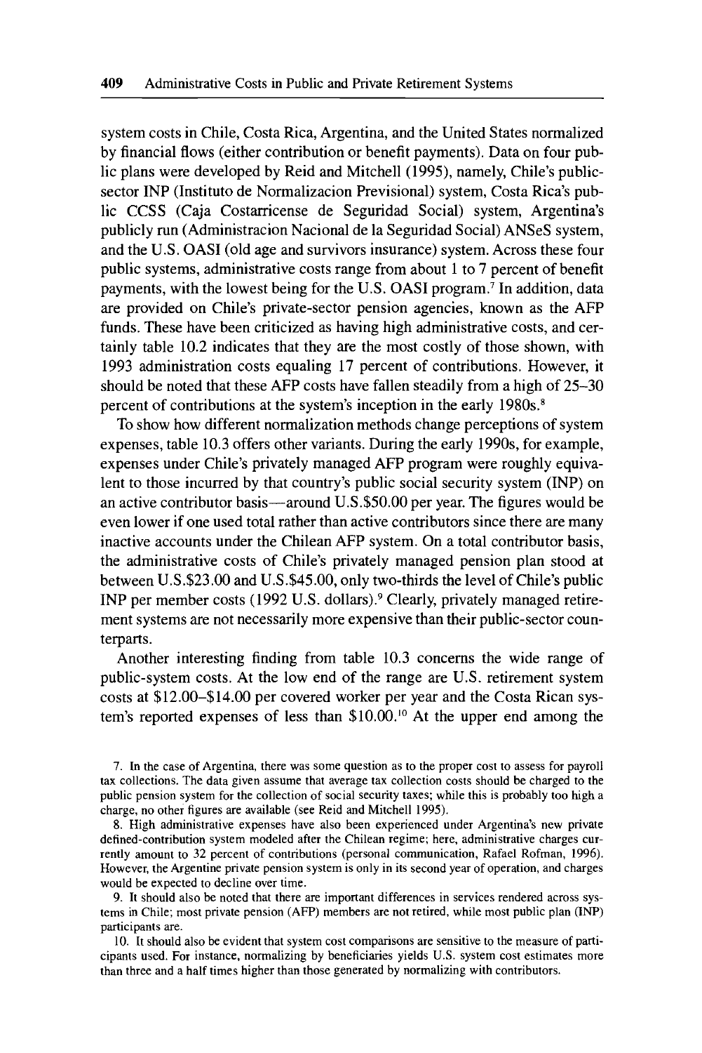system costs in Chile, Costa Rica, Argentina, and the United States normalized by financial flows (either contribution or benefit payments). Data on four public plans were developed by Reid and Mitchell (1995), namely, Chile's public-sector INP (Instituto de Normalizacion Previsional) system, Costa Rica's public CCSS (Caja Costarricense de Seguridad Social) system, Argentina's publicly run (Administracion Nacional de la Seguridad Social) ANSeS system, and the U.S. OASI (old age and survivors insurance) system. Across these four public systems, administrative costs range from about 1 to 7 percent of benefit payments, with the lowest being for the U.S. OASI program.[7] In addition, data are provided on Chile's private-sector pension agencies, known as the AFP funds. These have been criticized as having high administrative costs, and certainly table 10.2 indicates that they are the most costly of those shown, with 1993 administration costs equaling 17 percent of contributions. However, it should be noted that these AFP costs have fallen steadily from a high of 25–30 percent of contributions at the system's inception in the early 1980s.[8]

To show how different normalization methods change perceptions of system expenses, table 10.3 offers other variants. During the early 1990s, for example, expenses under Chile's privately managed AFP program were roughly equivalent to those incurred by that country's public social security system (INP) on an active contributor basis—around U.S.$50.00 per year. The figures would be even lower if one used total rather than active contributors since there are many inactive accounts under the Chilean AFP system. On a total contributor basis, the administrative costs of Chile's privately managed pension plan stood at between U.S.$23.00 and U.S.$45.00, only two-thirds the level of Chile's public INP per member costs (1992 U.S. dollars).[9] Clearly, privately managed retirement systems are not necessarily more expensive than their public-sector counterparts.

Another interesting finding from table 10.3 concerns the wide range of public-system costs. At the low end of the range are U.S. retirement system costs at $12.00–$14.00 per covered worker per year and the Costa Rican system's reported expenses of less than $10.00.[10] At the upper end among the

7. In the case of Argentina, there was some question as to the proper cost to assess for payroll tax collections. The data given assume that average tax collection costs should be charged to the public pension system for the collection of social security taxes; while this is probably too high a charge, no other figures are available (see Reid and Mitchell 1995).

8. High administrative expenses have also been experienced under Argentina's new private defined-contribution system modeled after the Chilean regime; here, administrative charges currently amount to 32 percent of contributions (personal communication, Rafael Rofman, 1996). However, the Argentine private pension system is only in its second year of operation, and charges would be expected to decline over time.

9. It should also be noted that there are important differences in services rendered across systems in Chile; most private pension (AFP) members are not retired, while most public plan (INP) participants are.

10. It should also be evident that system cost comparisons are sensitive to the measure of participants used. For instance, normalizing by beneficiaries yields U.S. system cost estimates more than three and a half times higher than those generated by normalizing with contributors.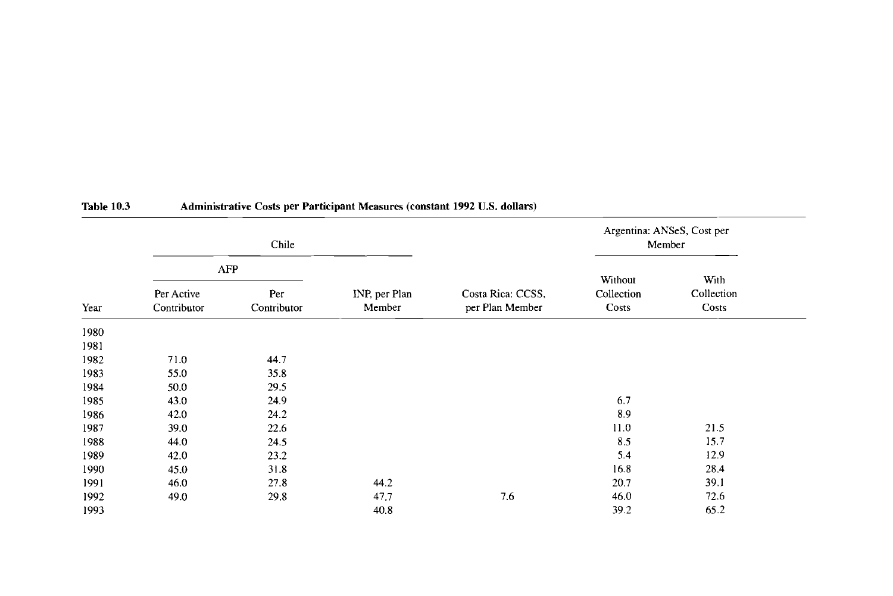Table 10.3 Administrative Costs per Participant Measures (constant 1992 U.S. dollars)

| | Chile | | | | Argentina: ANSeS, Cost per Member | |
|---|---|---|---|---|---|---|
| | AFP | | | | | |
| Year | Per Active Contributor | Per Contributor | INP, per Plan Member | Costa Rica: CCSS, per Plan Member | Without Collection Costs | With Collection Costs |
| 1980 | | | | | | |
| 1981 | | | | | | |
| 1982 | 71.0 | 44.7 | | | | |
| 1983 | 55.0 | 35.8 | | | | |
| 1984 | 50.0 | 29.5 | | | | |
| 1985 | 43.0 | 24.9 | | | 6.7 | |
| 1986 | 42.0 | 24.2 | | | 8.9 | |
| 1987 | 39.0 | 22.6 | | | 11.0 | 21.5 |
| 1988 | 44.0 | 24.5 | | | 8.5 | 15.7 |
| 1989 | 42.0 | 23.2 | | | 5.4 | 12.9 |
| 1990 | 45.0 | 31.8 | | | 16.8 | 28.4 |
| 1991 | 46.0 | 27.8 | 44.2 | | 20.7 | 39.1 |
| 1992 | 49.0 | 29.8 | 47.7 | 7.6 | 46.0 | 72.6 |
| 1993 | | | 40.8 | | 39.2 | 65.2 |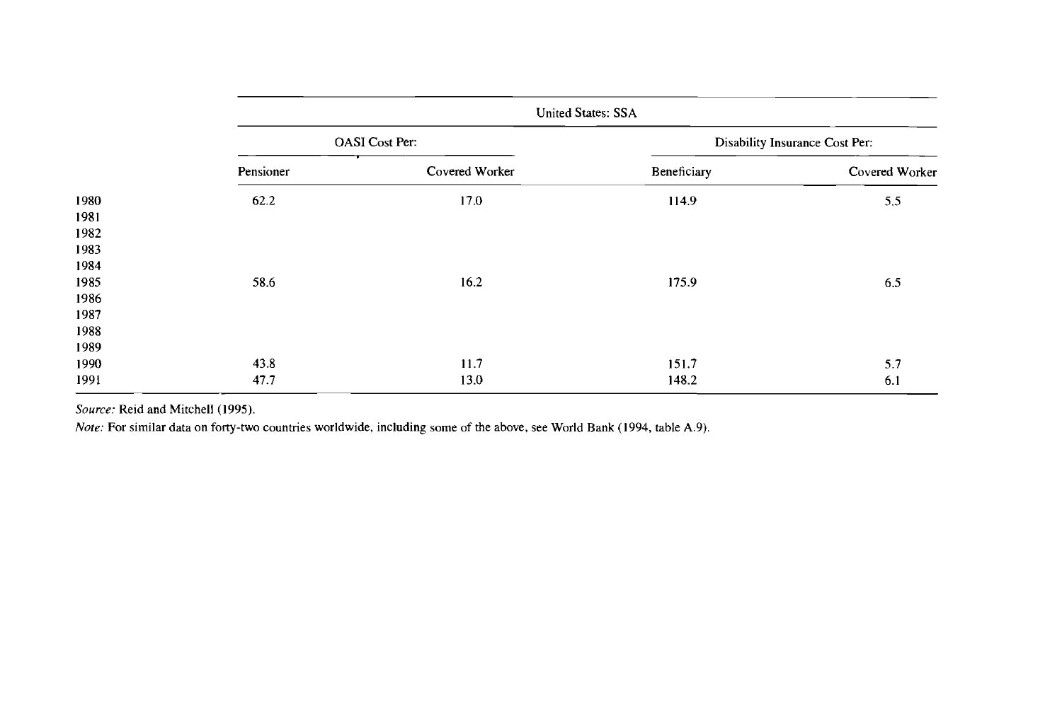| | United States: SSA | | | |
|---|---|---|---|---|
| | OASI Cost Per: | | Disability Insurance Cost Per: | |
| | Pensioner | Covered Worker | Beneficiary | Covered Worker |
| 1980 | 62.2 | 17.0 | 114.9 | 5.5 |
| 1981 | | | | |
| 1982 | | | | |
| 1983 | | | | |
| 1984 | | | | |
| 1985 | 58.6 | 16.2 | 175.9 | 6.5 |
| 1986 | | | | |
| 1987 | | | | |
| 1988 | | | | |
| 1989 | | | | |
| 1990 | 43.8 | 11.7 | 151.7 | 5.7 |
| 1991 | 47.7 | 13.0 | 148.2 | 6.1 |

*Source:* Reid and Mitchell (1995).

*Note:* For similar data on forty-two countries worldwide, including some of the above, see World Bank (1994, table A.9).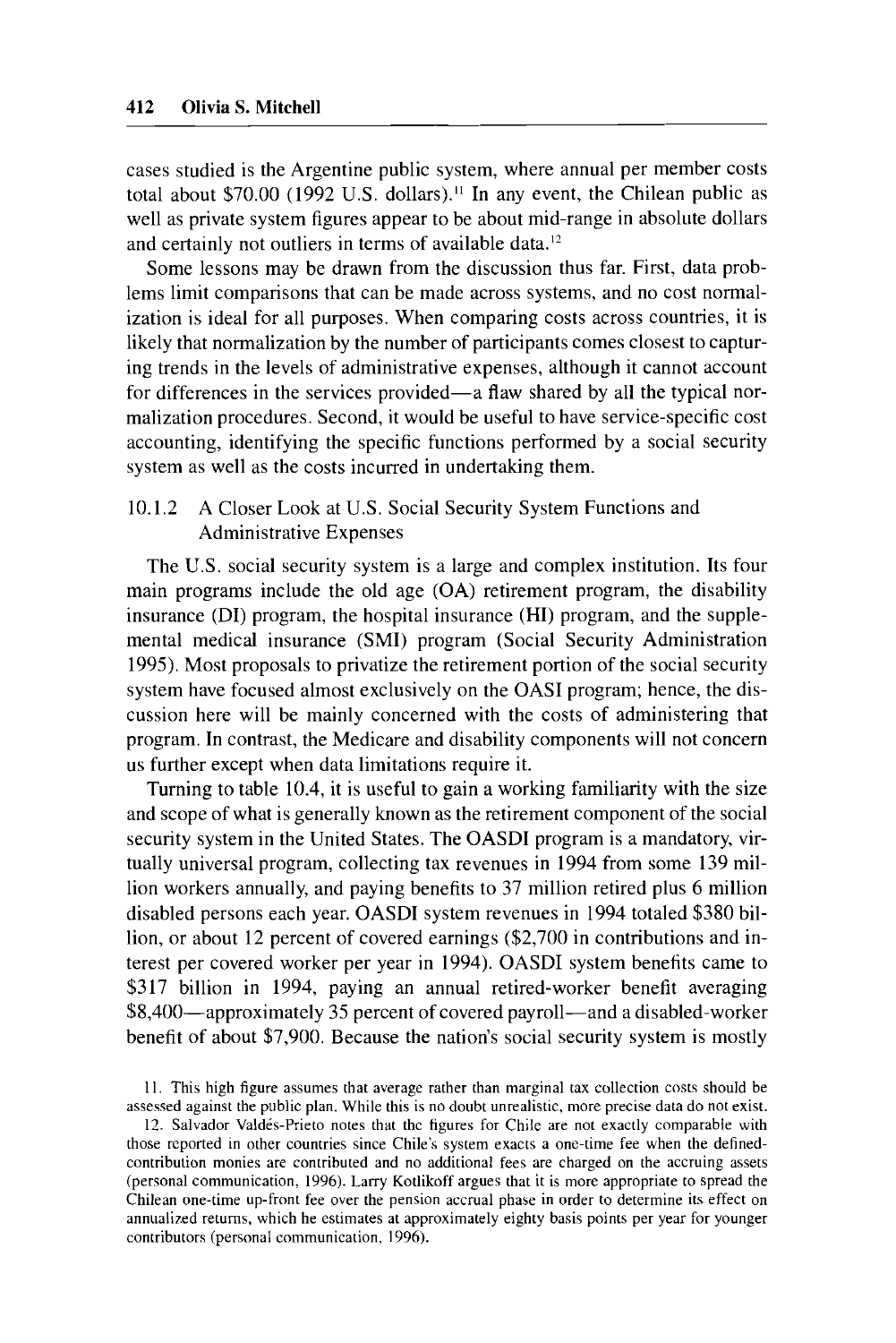cases studied is the Argentine public system, where annual per member costs total about $70.00 (1992 U.S. dollars).[11] In any event, the Chilean public as well as private system figures appear to be about mid-range in absolute dollars and certainly not outliers in terms of available data.[12]

Some lessons may be drawn from the discussion thus far. First, data problems limit comparisons that can be made across systems, and no cost normalization is ideal for all purposes. When comparing costs across countries, it is likely that normalization by the number of participants comes closest to capturing trends in the levels of administrative expenses, although it cannot account for differences in the services provided—a flaw shared by all the typical normalization procedures. Second, it would be useful to have service-specific cost accounting, identifying the specific functions performed by a social security system as well as the costs incurred in undertaking them.

### 10.1.2 A Closer Look at U.S. Social Security System Functions and Administrative Expenses

The U.S. social security system is a large and complex institution. Its four main programs include the old age (OA) retirement program, the disability insurance (DI) program, the hospital insurance (HI) program, and the supplemental medical insurance (SMI) program (Social Security Administration 1995). Most proposals to privatize the retirement portion of the social security system have focused almost exclusively on the OASI program; hence, the discussion here will be mainly concerned with the costs of administering that program. In contrast, the Medicare and disability components will not concern us further except when data limitations require it.

Turning to table 10.4, it is useful to gain a working familiarity with the size and scope of what is generally known as the retirement component of the social security system in the United States. The OASDI program is a mandatory, virtually universal program, collecting tax revenues in 1994 from some 139 million workers annually, and paying benefits to 37 million retired plus 6 million disabled persons each year. OASDI system revenues in 1994 totaled $380 billion, or about 12 percent of covered earnings ($2,700 in contributions and interest per covered worker per year in 1994). OASDI system benefits came to $317 billion in 1994, paying an annual retired-worker benefit averaging $8,400—approximately 35 percent of covered payroll—and a disabled-worker benefit of about $7,900. Because the nation's social security system is mostly

11. This high figure assumes that average rather than marginal tax collection costs should be assessed against the public plan. While this is no doubt unrealistic, more precise data do not exist.

12. Salvador Valdés-Prieto notes that the figures for Chile are not exactly comparable with those reported in other countries since Chile's system exacts a one-time fee when the defined-contribution monies are contributed and no additional fees are charged on the accruing assets (personal communication, 1996). Larry Kotlikoff argues that it is more appropriate to spread the Chilean one-time up-front fee over the pension accrual phase in order to determine its effect on annualized returns, which he estimates at approximately eighty basis points per year for younger contributors (personal communication, 1996).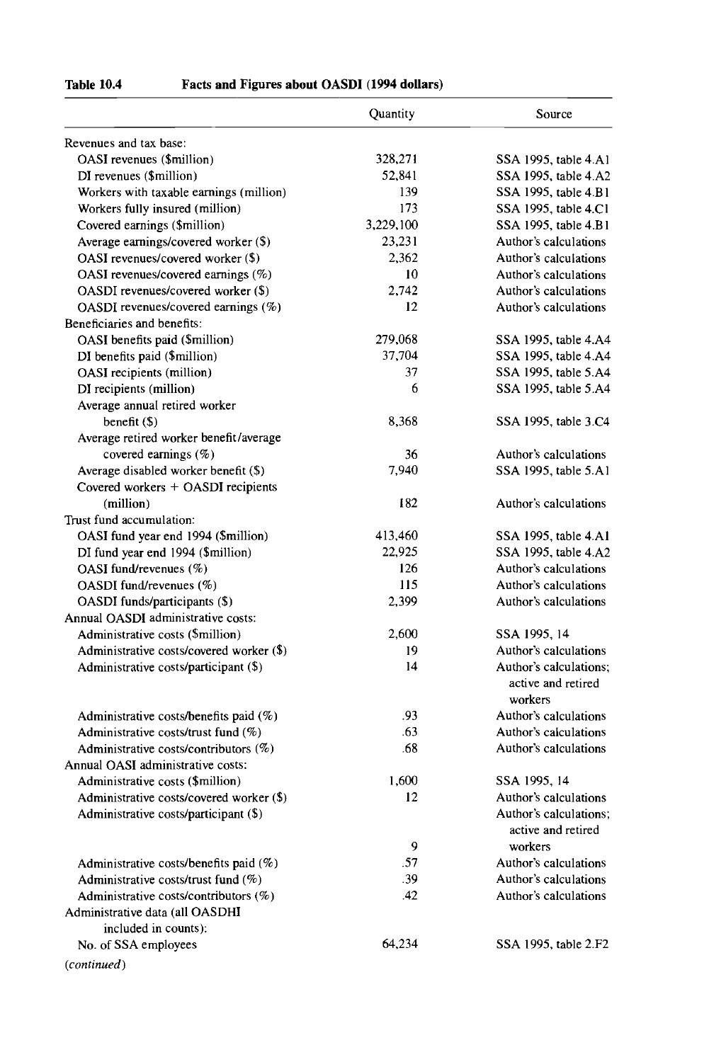**Table 10.4 Facts and Figures about OASDI (1994 dollars)**

| | Quantity | Source |
|---|---|---|
| Revenues and tax base: | | |
| OASI revenues ($million) | 328,271 | SSA 1995, table 4.A1 |
| DI revenues ($million) | 52,841 | SSA 1995, table 4.A2 |
| Workers with taxable earnings (million) | 139 | SSA 1995, table 4.B1 |
| Workers fully insured (million) | 173 | SSA 1995, table 4.C1 |
| Covered earnings ($million) | 3,229,100 | SSA 1995, table 4.B1 |
| Average earnings/covered worker ($) | 23,231 | Author's calculations |
| OASI revenues/covered worker ($) | 2,362 | Author's calculations |
| OASI revenues/covered earnings (%) | 10 | Author's calculations |
| OASDI revenues/covered worker ($) | 2,742 | Author's calculations |
| OASDI revenues/covered earnings (%) | 12 | Author's calculations |
| Beneficiaries and benefits: | | |
| OASI benefits paid ($million) | 279,068 | SSA 1995, table 4.A4 |
| DI benefits paid ($million) | 37,704 | SSA 1995, table 4.A4 |
| OASI recipients (million) | 37 | SSA 1995, table 5.A4 |
| DI recipients (million) | 6 | SSA 1995, table 5.A4 |
| Average annual retired worker benefit ($) | 8,368 | SSA 1995, table 3.C4 |
| Average retired worker benefit/average covered earnings (%) | 36 | Author's calculations |
| Average disabled worker benefit ($) | 7,940 | SSA 1995, table 5.A1 |
| Covered workers + OASDI recipients (million) | 182 | Author's calculations |
| Trust fund accumulation: | | |
| OASI fund year end 1994 ($million) | 413,460 | SSA 1995, table 4.A1 |
| DI fund year end 1994 ($million) | 22,925 | SSA 1995, table 4.A2 |
| OASI fund/revenues (%) | 126 | Author's calculations |
| OASDI fund/revenues (%) | 115 | Author's calculations |
| OASDI funds/participants ($) | 2,399 | Author's calculations |
| Annual OASDI administrative costs: | | |
| Administrative costs ($million) | 2,600 | SSA 1995, 14 |
| Administrative costs/covered worker ($) | 19 | Author's calculations |
| Administrative costs/participant ($) | 14 | Author's calculations; active and retired workers |
| Administrative costs/benefits paid (%) | .93 | Author's calculations |
| Administrative costs/trust fund (%) | .63 | Author's calculations |
| Administrative costs/contributors (%) | .68 | Author's calculations |
| Annual OASI administrative costs: | | |
| Administrative costs ($million) | 1,600 | SSA 1995, 14 |
| Administrative costs/covered worker ($) | 12 | Author's calculations |
| Administrative costs/participant ($) | 9 | Author's calculations; active and retired workers |
| Administrative costs/benefits paid (%) | .57 | Author's calculations |
| Administrative costs/trust fund (%) | .39 | Author's calculations |
| Administrative costs/contributors (%) | .42 | Author's calculations |
| Administrative data (all OASDHI included in counts): | | |
| No. of SSA employees | 64,234 | SSA 1995, table 2.F2 |

*(continued)*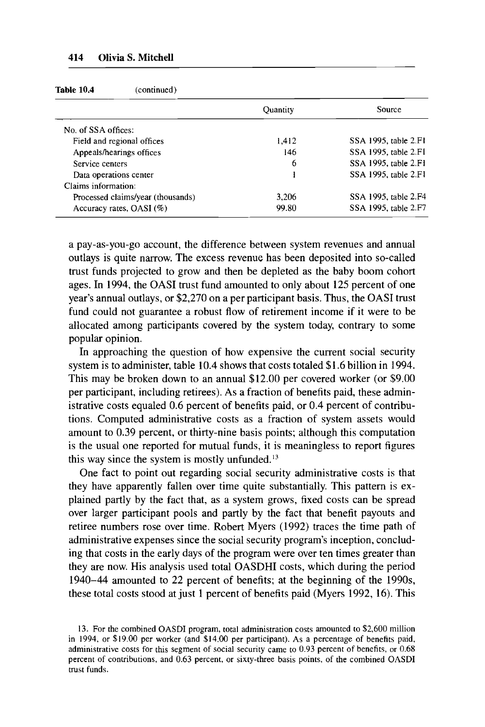**Table 10.4** (continued)

| | Quantity | Source |
|---|---|---|
| No. of SSA offices: | | |
| Field and regional offices | 1,412 | SSA 1995, table 2.F1 |
| Appeals/hearings offices | 146 | SSA 1995, table 2.F1 |
| Service centers | 6 | SSA 1995, table 2.F1 |
| Data operations center | 1 | SSA 1995, table 2.F1 |
| Claims information: | | |
| Processed claims/year (thousands) | 3,206 | SSA 1995, table 2.F4 |
| Accuracy rates, OASI (%) | 99.80 | SSA 1995, table 2.F7 |

a pay-as-you-go account, the difference between system revenues and annual outlays is quite narrow. The excess revenue has been deposited into so-called trust funds projected to grow and then be depleted as the baby boom cohort ages. In 1994, the OASI trust fund amounted to only about 125 percent of one year's annual outlays, or $2,270 on a per participant basis. Thus, the OASI trust fund could not guarantee a robust flow of retirement income if it were to be allocated among participants covered by the system today, contrary to some popular opinion.

In approaching the question of how expensive the current social security system is to administer, table 10.4 shows that costs totaled $1.6 billion in 1994. This may be broken down to an annual $12.00 per covered worker (or $9.00 per participant, including retirees). As a fraction of benefits paid, these administrative costs equaled 0.6 percent of benefits paid, or 0.4 percent of contributions. Computed administrative costs as a fraction of system assets would amount to 0.39 percent, or thirty-nine basis points; although this computation is the usual one reported for mutual funds, it is meaningless to report figures this way since the system is mostly unfunded.[13]

One fact to point out regarding social security administrative costs is that they have apparently fallen over time quite substantially. This pattern is explained partly by the fact that, as a system grows, fixed costs can be spread over larger participant pools and partly by the fact that benefit payouts and retiree numbers rose over time. Robert Myers (1992) traces the time path of administrative expenses since the social security program's inception, concluding that costs in the early days of the program were over ten times greater than they are now. His analysis used total OASDHI costs, which during the period 1940–44 amounted to 22 percent of benefits; at the beginning of the 1990s, these total costs stood at just 1 percent of benefits paid (Myers 1992, 16). This

13. For the combined OASDI program, total administration costs amounted to $2,600 million in 1994, or $19.00 per worker (and $14.00 per participant). As a percentage of benefits paid, administrative costs for this segment of social security came to 0.93 percent of benefits, or 0.68 percent of contributions, and 0.63 percent, or sixty-three basis points, of the combined OASDI trust funds.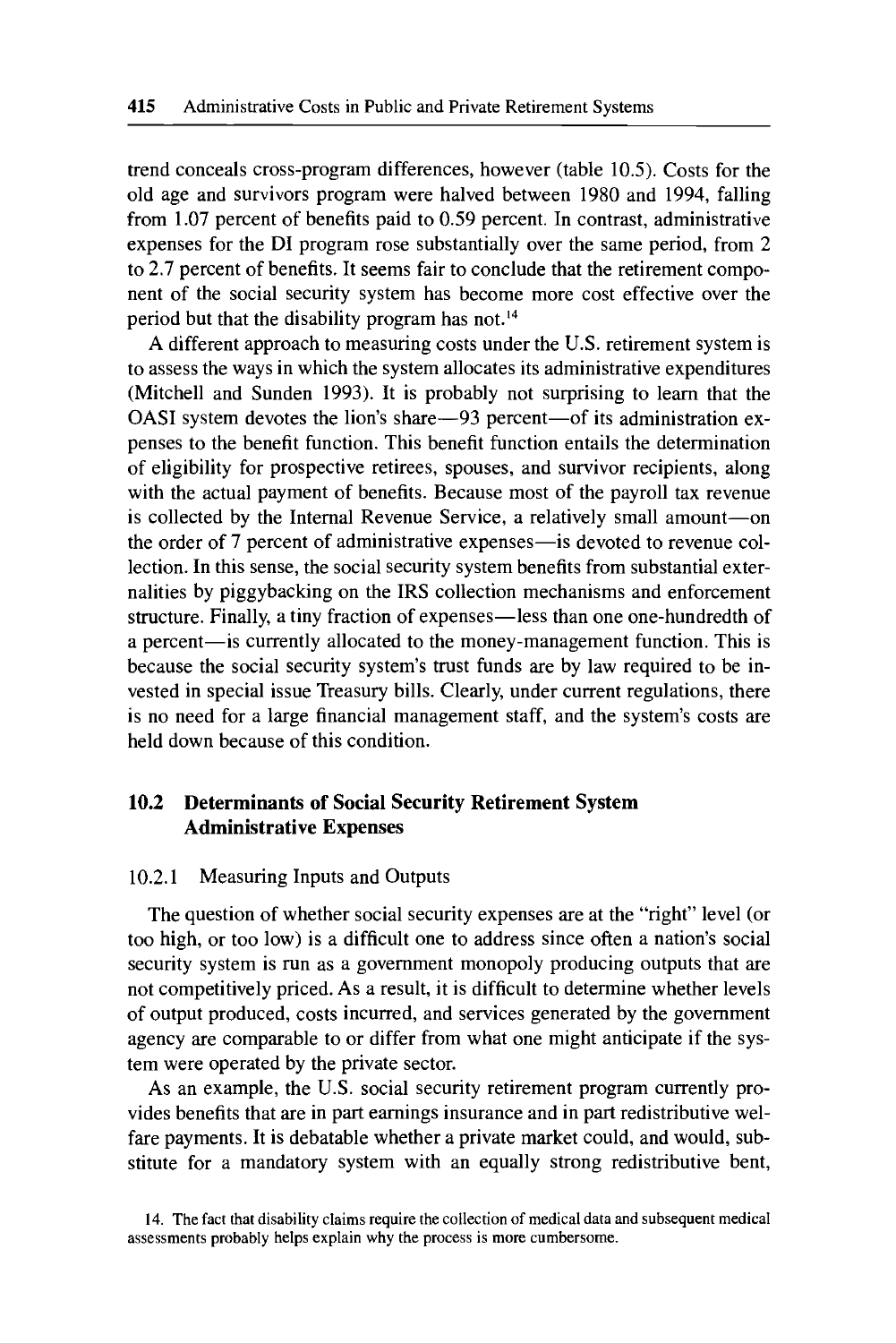trend conceals cross-program differences, however (table 10.5). Costs for the old age and survivors program were halved between 1980 and 1994, falling from 1.07 percent of benefits paid to 0.59 percent. In contrast, administrative expenses for the DI program rose substantially over the same period, from 2 to 2.7 percent of benefits. It seems fair to conclude that the retirement component of the social security system has become more cost effective over the period but that the disability program has not.[14]

A different approach to measuring costs under the U.S. retirement system is to assess the ways in which the system allocates its administrative expenditures (Mitchell and Sunden 1993). It is probably not surprising to learn that the OASI system devotes the lion's share—93 percent—of its administration expenses to the benefit function. This benefit function entails the determination of eligibility for prospective retirees, spouses, and survivor recipients, along with the actual payment of benefits. Because most of the payroll tax revenue is collected by the Internal Revenue Service, a relatively small amount—on the order of 7 percent of administrative expenses—is devoted to revenue collection. In this sense, the social security system benefits from substantial externalities by piggybacking on the IRS collection mechanisms and enforcement structure. Finally, a tiny fraction of expenses—less than one one-hundredth of a percent—is currently allocated to the money-management function. This is because the social security system's trust funds are by law required to be invested in special issue Treasury bills. Clearly, under current regulations, there is no need for a large financial management staff, and the system's costs are held down because of this condition.

## 10.2 Determinants of Social Security Retirement System Administrative Expenses

### 10.2.1 Measuring Inputs and Outputs

The question of whether social security expenses are at the "right" level (or too high, or too low) is a difficult one to address since often a nation's social security system is run as a government monopoly producing outputs that are not competitively priced. As a result, it is difficult to determine whether levels of output produced, costs incurred, and services generated by the government agency are comparable to or differ from what one might anticipate if the system were operated by the private sector.

As an example, the U.S. social security retirement program currently provides benefits that are in part earnings insurance and in part redistributive welfare payments. It is debatable whether a private market could, and would, substitute for a mandatory system with an equally strong redistributive bent,

14. The fact that disability claims require the collection of medical data and subsequent medical assessments probably helps explain why the process is more cumbersome.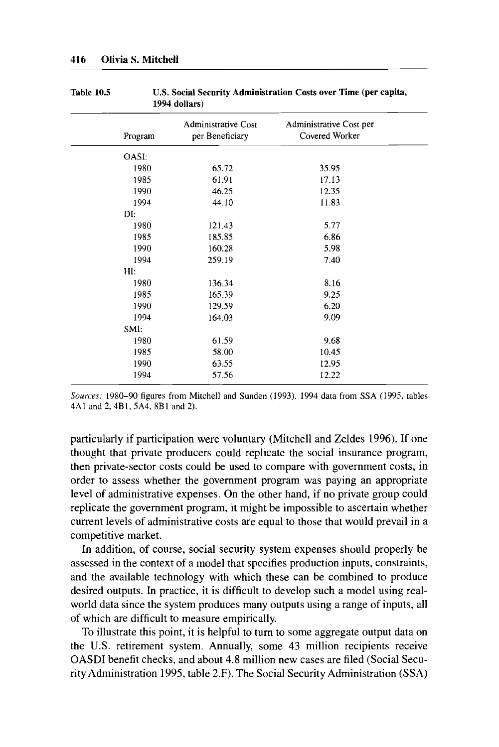Table 10.5 U.S. Social Security Administration Costs over Time (per capita, 1994 dollars)

| Program | Administrative Cost per Beneficiary | Administrative Cost per Covered Worker |
|---|---|---|
| OASI: | | |
| 1980 | 65.72 | 35.95 |
| 1985 | 61.91 | 17.13 |
| 1990 | 46.25 | 12.35 |
| 1994 | 44.10 | 11.83 |
| DI: | | |
| 1980 | 121.43 | 5.77 |
| 1985 | 185.85 | 6.86 |
| 1990 | 160.28 | 5.98 |
| 1994 | 259.19 | 7.40 |
| HI: | | |
| 1980 | 136.34 | 8.16 |
| 1985 | 165.39 | 9.25 |
| 1990 | 129.59 | 6.20 |
| 1994 | 164.03 | 9.09 |
| SMI: | | |
| 1980 | 61.59 | 9.68 |
| 1985 | 58.00 | 10.45 |
| 1990 | 63.55 | 12.95 |
| 1994 | 57.56 | 12.22 |

*Sources:* 1980–90 figures from Mitchell and Sunden (1993). 1994 data from SSA (1995, tables 4A1 and 2, 4B1, 5A4, 8B1 and 2).

particularly if participation were voluntary (Mitchell and Zeldes 1996). If one thought that private producers could replicate the social insurance program, then private-sector costs could be used to compare with government costs, in order to assess whether the government program was paying an appropriate level of administrative expenses. On the other hand, if no private group could replicate the government program, it might be impossible to ascertain whether current levels of administrative costs are equal to those that would prevail in a competitive market.

In addition, of course, social security system expenses should properly be assessed in the context of a model that specifies production inputs, constraints, and the available technology with which these can be combined to produce desired outputs. In practice, it is difficult to develop such a model using real-world data since the system produces many outputs using a range of inputs, all of which are difficult to measure empirically.

To illustrate this point, it is helpful to turn to some aggregate output data on the U.S. retirement system. Annually, some 43 million recipients receive OASDI benefit checks, and about 4.8 million new cases are filed (Social Security Administration 1995, table 2.F). The Social Security Administration (SSA)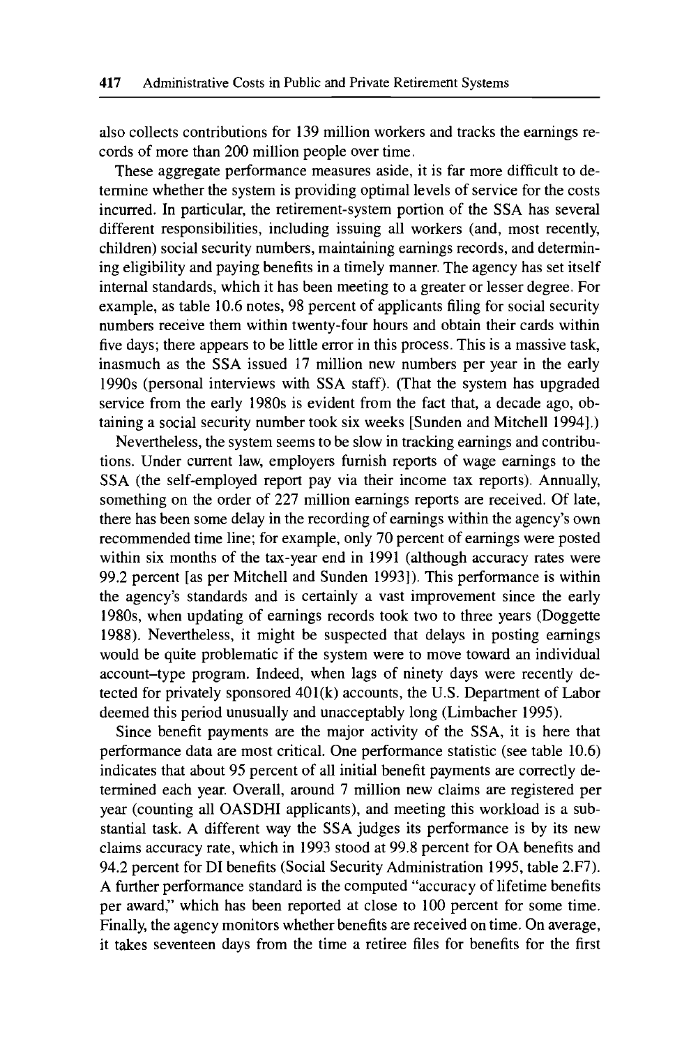also collects contributions for 139 million workers and tracks the earnings records of more than 200 million people over time.

These aggregate performance measures aside, it is far more difficult to determine whether the system is providing optimal levels of service for the costs incurred. In particular, the retirement-system portion of the SSA has several different responsibilities, including issuing all workers (and, most recently, children) social security numbers, maintaining earnings records, and determining eligibility and paying benefits in a timely manner. The agency has set itself internal standards, which it has been meeting to a greater or lesser degree. For example, as table 10.6 notes, 98 percent of applicants filing for social security numbers receive them within twenty-four hours and obtain their cards within five days; there appears to be little error in this process. This is a massive task, inasmuch as the SSA issued 17 million new numbers per year in the early 1990s (personal interviews with SSA staff). (That the system has upgraded service from the early 1980s is evident from the fact that, a decade ago, obtaining a social security number took six weeks [Sunden and Mitchell 1994].)

Nevertheless, the system seems to be slow in tracking earnings and contributions. Under current law, employers furnish reports of wage earnings to the SSA (the self-employed report pay via their income tax reports). Annually, something on the order of 227 million earnings reports are received. Of late, there has been some delay in the recording of earnings within the agency's own recommended time line; for example, only 70 percent of earnings were posted within six months of the tax-year end in 1991 (although accuracy rates were 99.2 percent [as per Mitchell and Sunden 1993]). This performance is within the agency's standards and is certainly a vast improvement since the early 1980s, when updating of earnings records took two to three years (Doggette 1988). Nevertheless, it might be suspected that delays in posting earnings would be quite problematic if the system were to move toward an individual account–type program. Indeed, when lags of ninety days were recently detected for privately sponsored 401(k) accounts, the U.S. Department of Labor deemed this period unusually and unacceptably long (Limbacher 1995).

Since benefit payments are the major activity of the SSA, it is here that performance data are most critical. One performance statistic (see table 10.6) indicates that about 95 percent of all initial benefit payments are correctly determined each year. Overall, around 7 million new claims are registered per year (counting all OASDHI applicants), and meeting this workload is a substantial task. A different way the SSA judges its performance is by its new claims accuracy rate, which in 1993 stood at 99.8 percent for OA benefits and 94.2 percent for DI benefits (Social Security Administration 1995, table 2.F7). A further performance standard is the computed "accuracy of lifetime benefits per award," which has been reported at close to 100 percent for some time. Finally, the agency monitors whether benefits are received on time. On average, it takes seventeen days from the time a retiree files for benefits for the first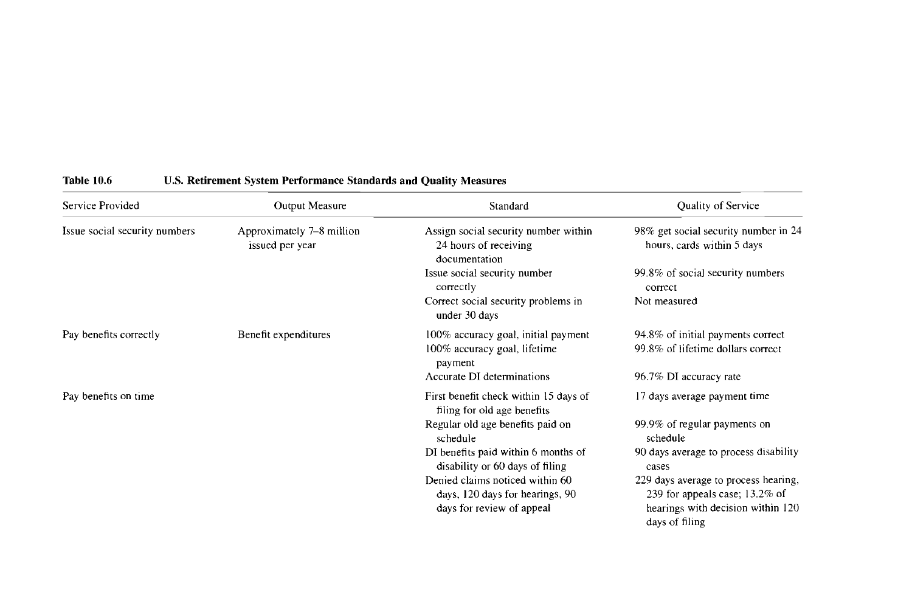**Table 10.6 U.S. Retirement System Performance Standards and Quality Measures**

| Service Provided | Output Measure | Standard | Quality of Service |
|---|---|---|---|
| Issue social security numbers | Approximately 7–8 million issued per year | Assign social security number within 24 hours of receiving documentation | 98% get social security number in 24 hours, cards within 5 days |
| | | Issue social security number correctly | 99.8% of social security numbers correct |
| | | Correct social security problems in under 30 days | Not measured |
| Pay benefits correctly | Benefit expenditures | 100% accuracy goal, initial payment | 94.8% of initial payments correct |
| | | 100% accuracy goal, lifetime payment | 99.8% of lifetime dollars correct |
| | | Accurate DI determinations | 96.7% DI accuracy rate |
| Pay benefits on time | | First benefit check within 15 days of filing for old age benefits | 17 days average payment time |
| | | Regular old age benefits paid on schedule | 99.9% of regular payments on schedule |
| | | DI benefits paid within 6 months of disability or 60 days of filing | 90 days average to process disability cases |
| | | Denied claims noticed within 60 days, 120 days for hearings, 90 days for review of appeal | 229 days average to process hearing, 239 for appeals case; 13.2% of hearings with decision within 120 days of filing |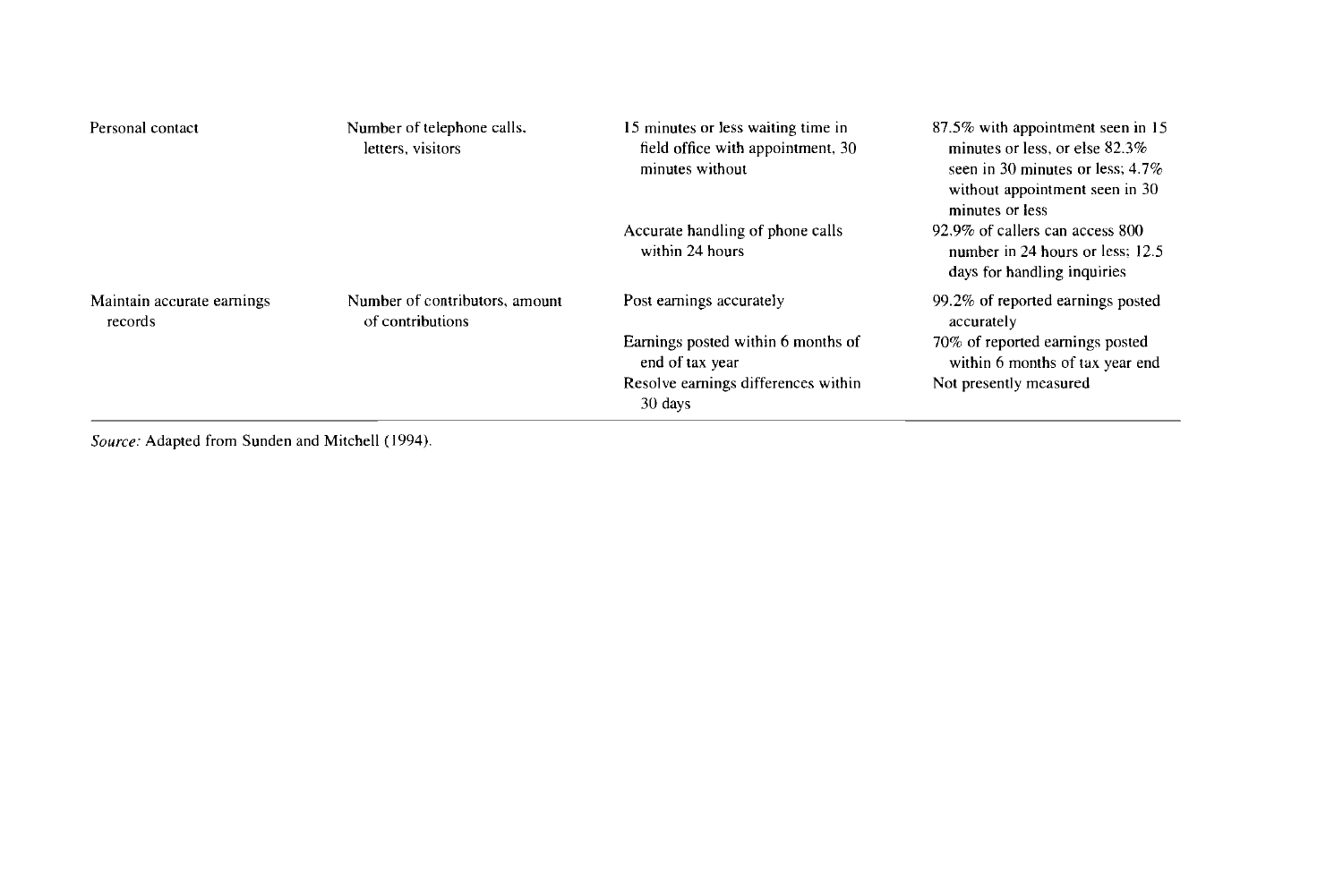| | | | |
|---|---|---|---|
| Personal contact | Number of telephone calls, letters, visitors | 15 minutes or less waiting time in field office with appointment, 30 minutes without | 87.5% with appointment seen in 15 minutes or less, or else 82.3% seen in 30 minutes or less; 4.7% without appointment seen in 30 minutes or less |
| | | Accurate handling of phone calls within 24 hours | 92.9% of callers can access 800 number in 24 hours or less; 12.5 days for handling inquiries |
| Maintain accurate earnings records | Number of contributors, amount of contributions | Post earnings accurately | 99.2% of reported earnings posted accurately |
| | | Earnings posted within 6 months of end of tax year | 70% of reported earnings posted within 6 months of tax year end |
| | | Resolve earnings differences within 30 days | Not presently measured |

*Source:* Adapted from Sunden and Mitchell (1994).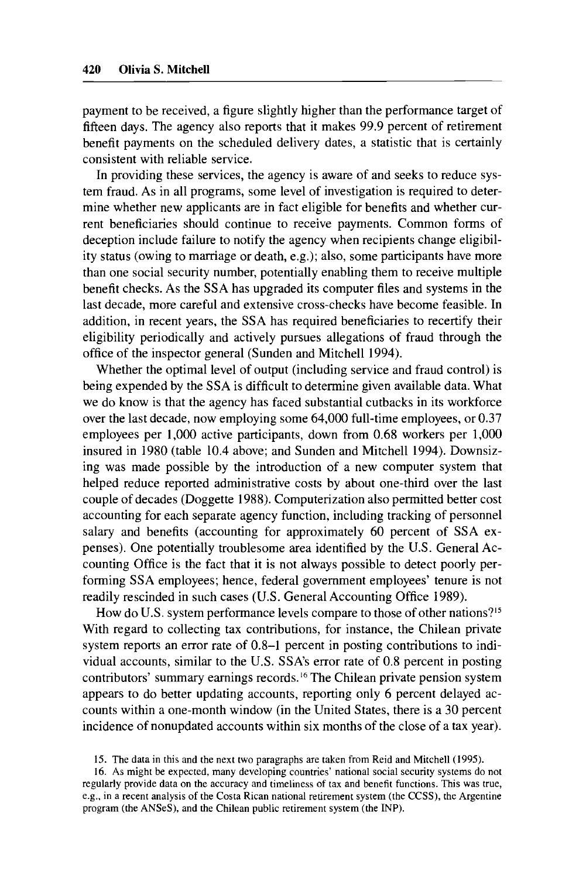payment to be received, a figure slightly higher than the performance target of fifteen days. The agency also reports that it makes 99.9 percent of retirement benefit payments on the scheduled delivery dates, a statistic that is certainly consistent with reliable service.

In providing these services, the agency is aware of and seeks to reduce system fraud. As in all programs, some level of investigation is required to determine whether new applicants are in fact eligible for benefits and whether current beneficiaries should continue to receive payments. Common forms of deception include failure to notify the agency when recipients change eligibility status (owing to marriage or death, e.g.); also, some participants have more than one social security number, potentially enabling them to receive multiple benefit checks. As the SSA has upgraded its computer files and systems in the last decade, more careful and extensive cross-checks have become feasible. In addition, in recent years, the SSA has required beneficiaries to recertify their eligibility periodically and actively pursues allegations of fraud through the office of the inspector general (Sunden and Mitchell 1994).

Whether the optimal level of output (including service and fraud control) is being expended by the SSA is difficult to determine given available data. What we do know is that the agency has faced substantial cutbacks in its workforce over the last decade, now employing some 64,000 full-time employees, or 0.37 employees per 1,000 active participants, down from 0.68 workers per 1,000 insured in 1980 (table 10.4 above; and Sunden and Mitchell 1994). Downsizing was made possible by the introduction of a new computer system that helped reduce reported administrative costs by about one-third over the last couple of decades (Doggette 1988). Computerization also permitted better cost accounting for each separate agency function, including tracking of personnel salary and benefits (accounting for approximately 60 percent of SSA expenses). One potentially troublesome area identified by the U.S. General Accounting Office is the fact that it is not always possible to detect poorly performing SSA employees; hence, federal government employees' tenure is not readily rescinded in such cases (U.S. General Accounting Office 1989).

How do U.S. system performance levels compare to those of other nations?[15] With regard to collecting tax contributions, for instance, the Chilean private system reports an error rate of 0.8–1 percent in posting contributions to individual accounts, similar to the U.S. SSA's error rate of 0.8 percent in posting contributors' summary earnings records.[16] The Chilean private pension system appears to do better updating accounts, reporting only 6 percent delayed accounts within a one-month window (in the United States, there is a 30 percent incidence of nonupdated accounts within six months of the close of a tax year).

15. The data in this and the next two paragraphs are taken from Reid and Mitchell (1995).

16. As might be expected, many developing countries' national social security systems do not regularly provide data on the accuracy and timeliness of tax and benefit functions. This was true, e.g., in a recent analysis of the Costa Rican national retirement system (the CCSS), the Argentine program (the ANSeS), and the Chilean public retirement system (the INP).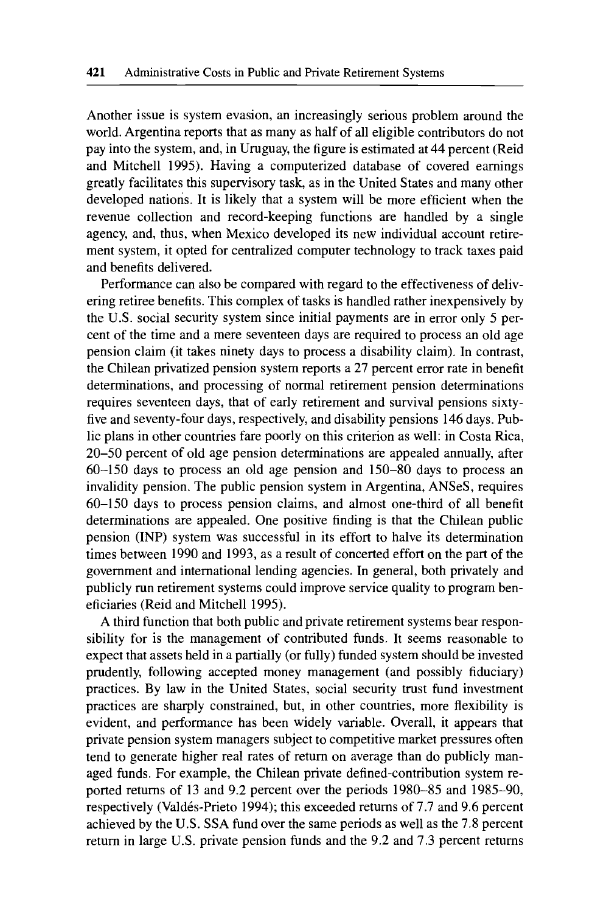Another issue is system evasion, an increasingly serious problem around the world. Argentina reports that as many as half of all eligible contributors do not pay into the system, and, in Uruguay, the figure is estimated at 44 percent (Reid and Mitchell 1995). Having a computerized database of covered earnings greatly facilitates this supervisory task, as in the United States and many other developed nations. It is likely that a system will be more efficient when the revenue collection and record-keeping functions are handled by a single agency, and, thus, when Mexico developed its new individual account retirement system, it opted for centralized computer technology to track taxes paid and benefits delivered.

Performance can also be compared with regard to the effectiveness of delivering retiree benefits. This complex of tasks is handled rather inexpensively by the U.S. social security system since initial payments are in error only 5 percent of the time and a mere seventeen days are required to process an old age pension claim (it takes ninety days to process a disability claim). In contrast, the Chilean privatized pension system reports a 27 percent error rate in benefit determinations, and processing of normal retirement pension determinations requires seventeen days, that of early retirement and survival pensions sixty-five and seventy-four days, respectively, and disability pensions 146 days. Public plans in other countries fare poorly on this criterion as well: in Costa Rica, 20–50 percent of old age pension determinations are appealed annually, after 60–150 days to process an old age pension and 150–80 days to process an invalidity pension. The public pension system in Argentina, ANSeS, requires 60–150 days to process pension claims, and almost one-third of all benefit determinations are appealed. One positive finding is that the Chilean public pension (INP) system was successful in its effort to halve its determination times between 1990 and 1993, as a result of concerted effort on the part of the government and international lending agencies. In general, both privately and publicly run retirement systems could improve service quality to program beneficiaries (Reid and Mitchell 1995).

A third function that both public and private retirement systems bear responsibility for is the management of contributed funds. It seems reasonable to expect that assets held in a partially (or fully) funded system should be invested prudently, following accepted money management (and possibly fiduciary) practices. By law in the United States, social security trust fund investment practices are sharply constrained, but, in other countries, more flexibility is evident, and performance has been widely variable. Overall, it appears that private pension system managers subject to competitive market pressures often tend to generate higher real rates of return on average than do publicly managed funds. For example, the Chilean private defined-contribution system reported returns of 13 and 9.2 percent over the periods 1980–85 and 1985–90, respectively (Valdés-Prieto 1994); this exceeded returns of 7.7 and 9.6 percent achieved by the U.S. SSA fund over the same periods as well as the 7.8 percent return in large U.S. private pension funds and the 9.2 and 7.3 percent returns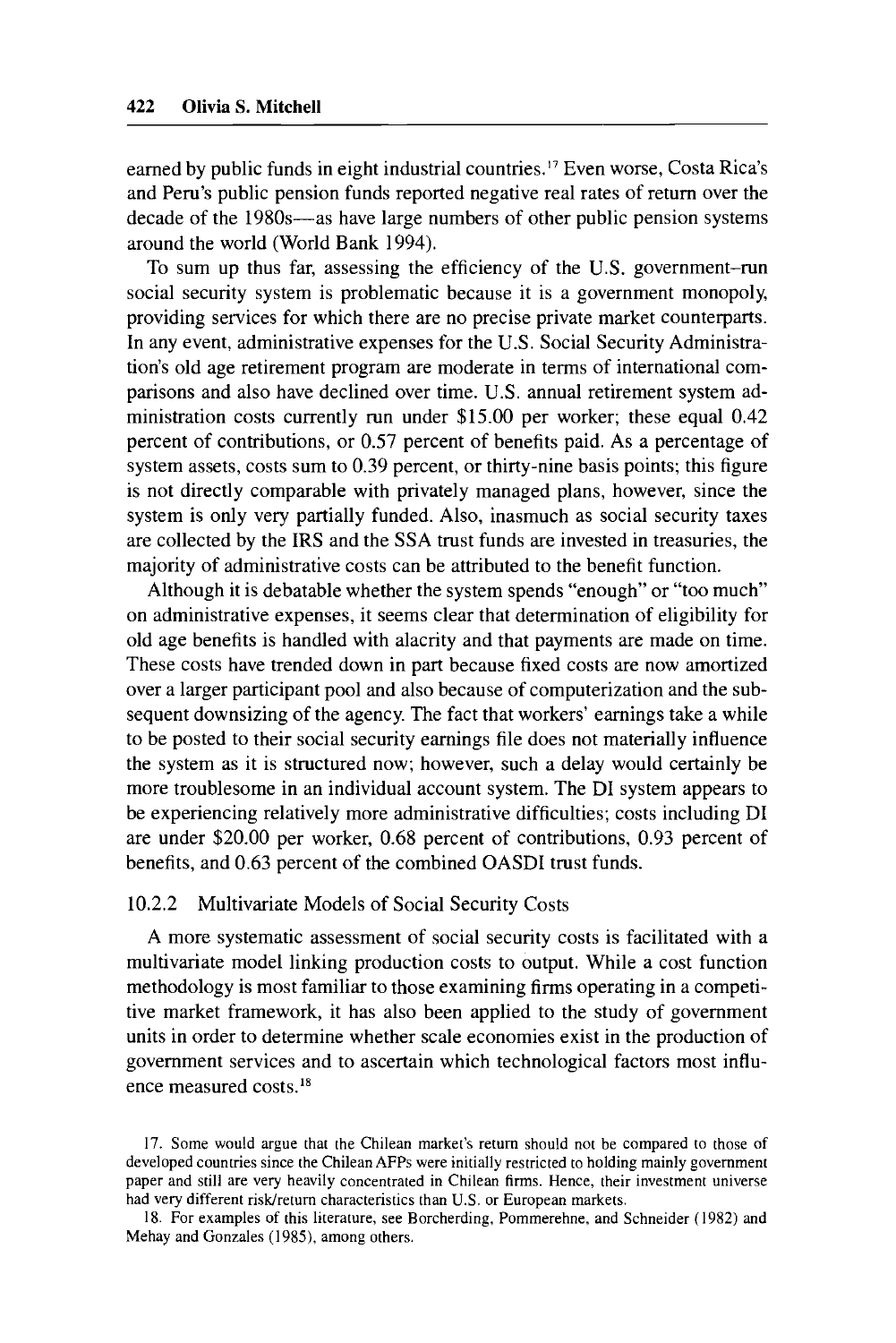earned by public funds in eight industrial countries.[17] Even worse, Costa Rica's and Peru's public pension funds reported negative real rates of return over the decade of the 1980s—as have large numbers of other public pension systems around the world (World Bank 1994).

To sum up thus far, assessing the efficiency of the U.S. government–run social security system is problematic because it is a government monopoly, providing services for which there are no precise private market counterparts. In any event, administrative expenses for the U.S. Social Security Administration's old age retirement program are moderate in terms of international comparisons and also have declined over time. U.S. annual retirement system administration costs currently run under $15.00 per worker; these equal 0.42 percent of contributions, or 0.57 percent of benefits paid. As a percentage of system assets, costs sum to 0.39 percent, or thirty-nine basis points; this figure is not directly comparable with privately managed plans, however, since the system is only very partially funded. Also, inasmuch as social security taxes are collected by the IRS and the SSA trust funds are invested in treasuries, the majority of administrative costs can be attributed to the benefit function.

Although it is debatable whether the system spends "enough" or "too much" on administrative expenses, it seems clear that determination of eligibility for old age benefits is handled with alacrity and that payments are made on time. These costs have trended down in part because fixed costs are now amortized over a larger participant pool and also because of computerization and the subsequent downsizing of the agency. The fact that workers' earnings take a while to be posted to their social security earnings file does not materially influence the system as it is structured now; however, such a delay would certainly be more troublesome in an individual account system. The DI system appears to be experiencing relatively more administrative difficulties; costs including DI are under $20.00 per worker, 0.68 percent of contributions, 0.93 percent of benefits, and 0.63 percent of the combined OASDI trust funds.

### 10.2.2 Multivariate Models of Social Security Costs

A more systematic assessment of social security costs is facilitated with a multivariate model linking production costs to output. While a cost function methodology is most familiar to those examining firms operating in a competitive market framework, it has also been applied to the study of government units in order to determine whether scale economies exist in the production of government services and to ascertain which technological factors most influence measured costs.[18]

17. Some would argue that the Chilean market's return should not be compared to those of developed countries since the Chilean AFPs were initially restricted to holding mainly government paper and still are very heavily concentrated in Chilean firms. Hence, their investment universe had very different risk/return characteristics than U.S. or European markets.

18. For examples of this literature, see Borcherding, Pommerehne, and Schneider (1982) and Mehay and Gonzales (1985), among others.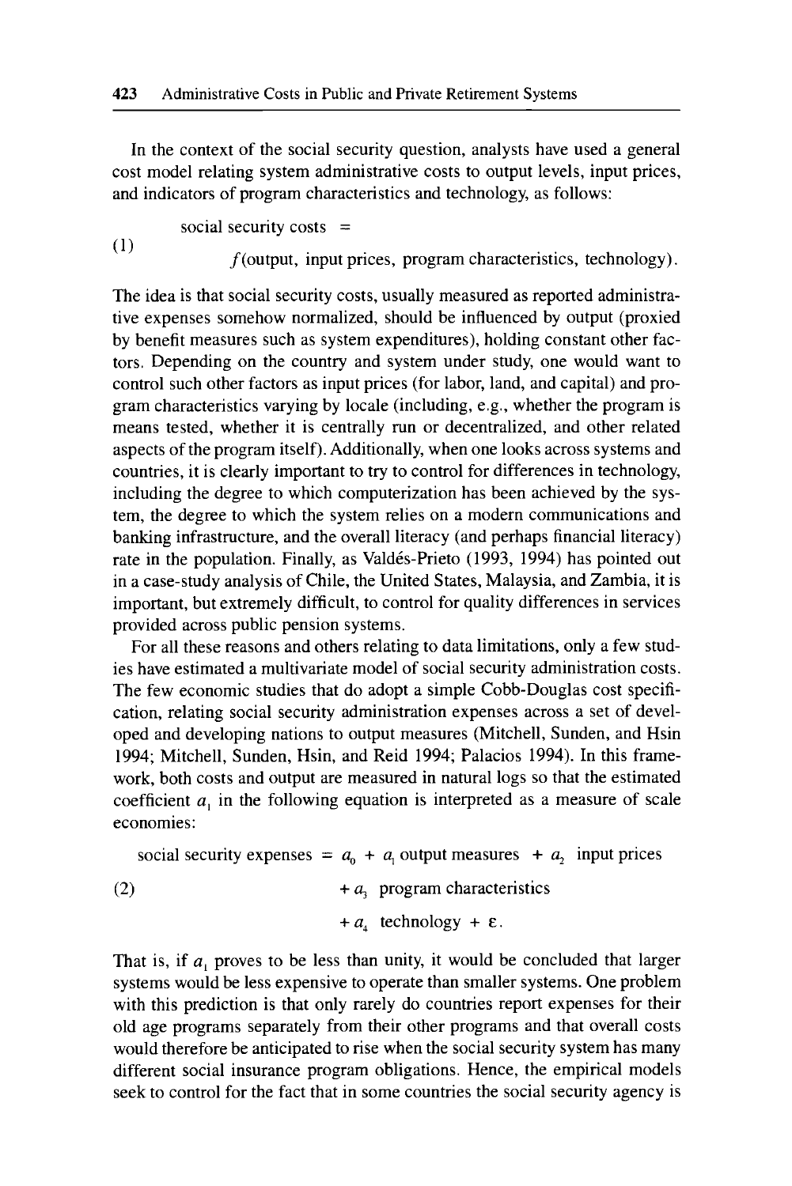In the context of the social security question, analysts have used a general cost model relating system administrative costs to output levels, input prices, and indicators of program characteristics and technology, as follows:

$$\text{social security costs} = f(\text{output, input prices, program characteristics, technology}). \tag{1}$$

The idea is that social security costs, usually measured as reported administrative expenses somehow normalized, should be influenced by output (proxied by benefit measures such as system expenditures), holding constant other factors. Depending on the country and system under study, one would want to control such other factors as input prices (for labor, land, and capital) and program characteristics varying by locale (including, e.g., whether the program is means tested, whether it is centrally run or decentralized, and other related aspects of the program itself). Additionally, when one looks across systems and countries, it is clearly important to try to control for differences in technology, including the degree to which computerization has been achieved by the system, the degree to which the system relies on a modern communications and banking infrastructure, and the overall literacy (and perhaps financial literacy) rate in the population. Finally, as Valdés-Prieto (1993, 1994) has pointed out in a case-study analysis of Chile, the United States, Malaysia, and Zambia, it is important, but extremely difficult, to control for quality differences in services provided across public pension systems.

For all these reasons and others relating to data limitations, only a few studies have estimated a multivariate model of social security administration costs. The few economic studies that do adopt a simple Cobb-Douglas cost specification, relating social security administration expenses across a set of developed and developing nations to output measures (Mitchell, Sunden, and Hsin 1994; Mitchell, Sunden, Hsin, and Reid 1994; Palacios 1994). In this framework, both costs and output are measured in natural logs so that the estimated coefficient $a_1$ in the following equation is interpreted as a measure of scale economies:

$$\begin{aligned} \text{social security expenses} = \; & a_0 + a_1 \text{ output measures} + a_2 \text{ input prices} \\ & + a_3 \text{ program characteristics} \\ & + a_4 \text{ technology} + \varepsilon. \end{aligned} \tag{2}$$

That is, if $a_1$ proves to be less than unity, it would be concluded that larger systems would be less expensive to operate than smaller systems. One problem with this prediction is that only rarely do countries report expenses for their old age programs separately from their other programs and that overall costs would therefore be anticipated to rise when the social security system has many different social insurance program obligations. Hence, the empirical models seek to control for the fact that in some countries the social security agency is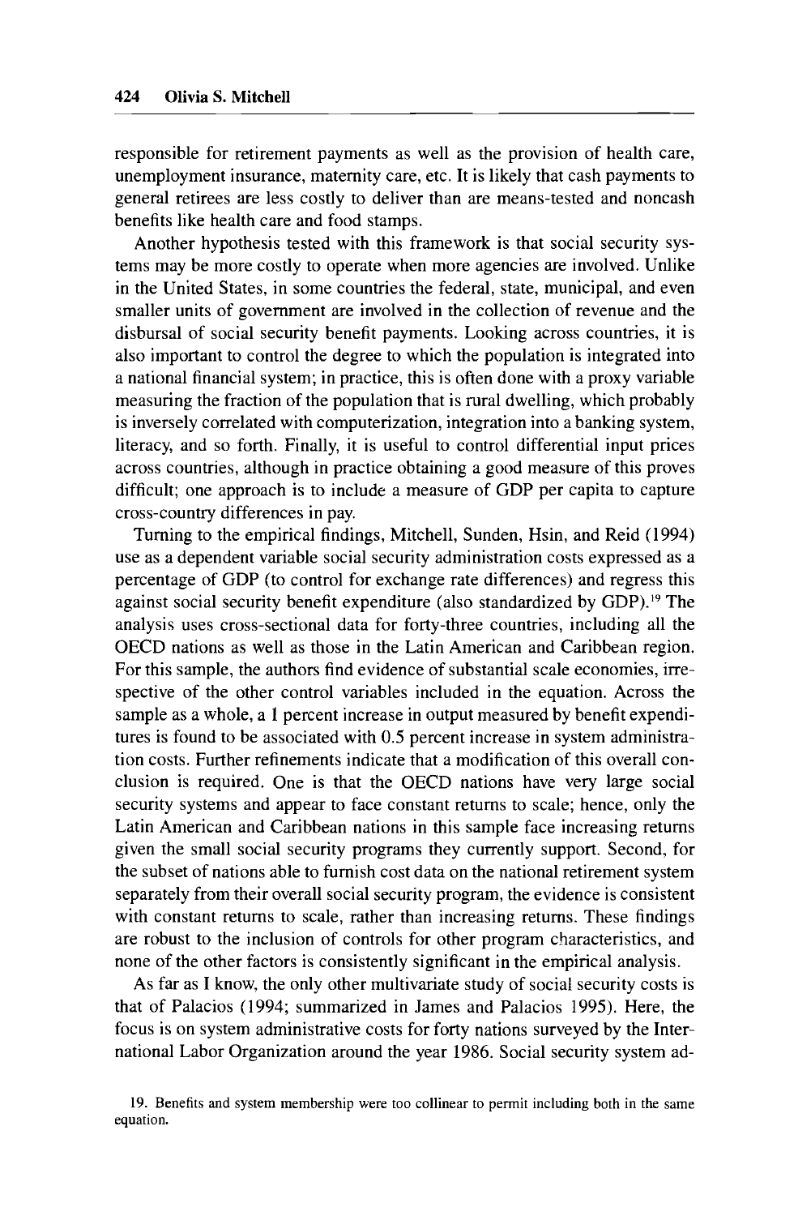responsible for retirement payments as well as the provision of health care, unemployment insurance, maternity care, etc. It is likely that cash payments to general retirees are less costly to deliver than are means-tested and noncash benefits like health care and food stamps.

Another hypothesis tested with this framework is that social security systems may be more costly to operate when more agencies are involved. Unlike in the United States, in some countries the federal, state, municipal, and even smaller units of government are involved in the collection of revenue and the disbursal of social security benefit payments. Looking across countries, it is also important to control the degree to which the population is integrated into a national financial system; in practice, this is often done with a proxy variable measuring the fraction of the population that is rural dwelling, which probably is inversely correlated with computerization, integration into a banking system, literacy, and so forth. Finally, it is useful to control differential input prices across countries, although in practice obtaining a good measure of this proves difficult; one approach is to include a measure of GDP per capita to capture cross-country differences in pay.

Turning to the empirical findings, Mitchell, Sunden, Hsin, and Reid (1994) use as a dependent variable social security administration costs expressed as a percentage of GDP (to control for exchange rate differences) and regress this against social security benefit expenditure (also standardized by GDP).[19] The analysis uses cross-sectional data for forty-three countries, including all the OECD nations as well as those in the Latin American and Caribbean region. For this sample, the authors find evidence of substantial scale economies, irrespective of the other control variables included in the equation. Across the sample as a whole, a 1 percent increase in output measured by benefit expenditures is found to be associated with 0.5 percent increase in system administration costs. Further refinements indicate that a modification of this overall conclusion is required. One is that the OECD nations have very large social security systems and appear to face constant returns to scale; hence, only the Latin American and Caribbean nations in this sample face increasing returns given the small social security programs they currently support. Second, for the subset of nations able to furnish cost data on the national retirement system separately from their overall social security program, the evidence is consistent with constant returns to scale, rather than increasing returns. These findings are robust to the inclusion of controls for other program characteristics, and none of the other factors is consistently significant in the empirical analysis.

As far as I know, the only other multivariate study of social security costs is that of Palacios (1994; summarized in James and Palacios 1995). Here, the focus is on system administrative costs for forty nations surveyed by the International Labor Organization around the year 1986. Social security system ad-

19. Benefits and system membership were too collinear to permit including both in the same equation.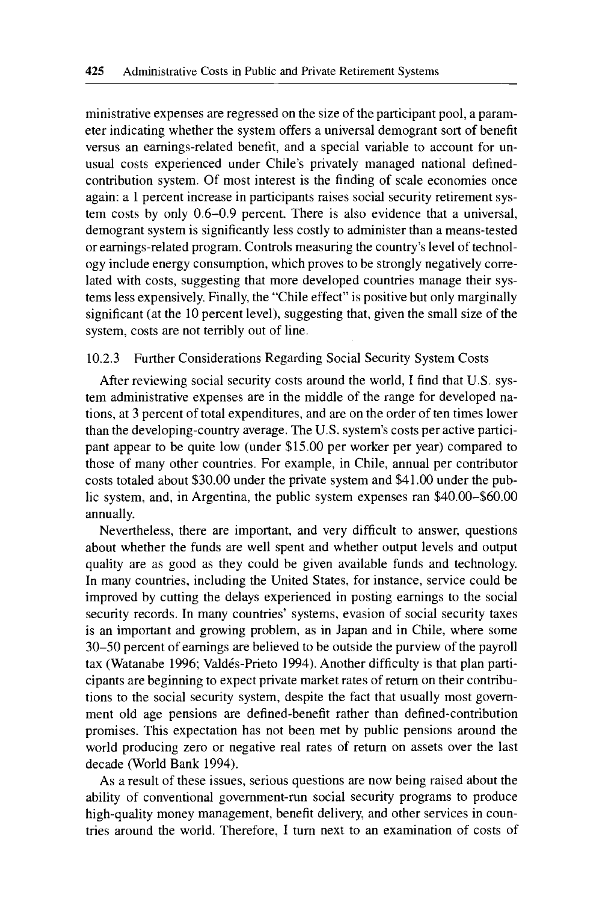ministrative expenses are regressed on the size of the participant pool, a parameter indicating whether the system offers a universal demogrant sort of benefit versus an earnings-related benefit, and a special variable to account for unusual costs experienced under Chile's privately managed national defined-contribution system. Of most interest is the finding of scale economies once again: a 1 percent increase in participants raises social security retirement system costs by only 0.6–0.9 percent. There is also evidence that a universal, demogrant system is significantly less costly to administer than a means-tested or earnings-related program. Controls measuring the country's level of technology include energy consumption, which proves to be strongly negatively correlated with costs, suggesting that more developed countries manage their systems less expensively. Finally, the "Chile effect" is positive but only marginally significant (at the 10 percent level), suggesting that, given the small size of the system, costs are not terribly out of line.

### 10.2.3 Further Considerations Regarding Social Security System Costs

After reviewing social security costs around the world, I find that U.S. system administrative expenses are in the middle of the range for developed nations, at 3 percent of total expenditures, and are on the order of ten times lower than the developing-country average. The U.S. system's costs per active participant appear to be quite low (under $15.00 per worker per year) compared to those of many other countries. For example, in Chile, annual per contributor costs totaled about $30.00 under the private system and $41.00 under the public system, and, in Argentina, the public system expenses ran $40.00–$60.00 annually.

Nevertheless, there are important, and very difficult to answer, questions about whether the funds are well spent and whether output levels and output quality are as good as they could be given available funds and technology. In many countries, including the United States, for instance, service could be improved by cutting the delays experienced in posting earnings to the social security records. In many countries' systems, evasion of social security taxes is an important and growing problem, as in Japan and in Chile, where some 30–50 percent of earnings are believed to be outside the purview of the payroll tax (Watanabe 1996; Valdés-Prieto 1994). Another difficulty is that plan participants are beginning to expect private market rates of return on their contributions to the social security system, despite the fact that usually most government old age pensions are defined-benefit rather than defined-contribution promises. This expectation has not been met by public pensions around the world producing zero or negative real rates of return on assets over the last decade (World Bank 1994).

As a result of these issues, serious questions are now being raised about the ability of conventional government-run social security programs to produce high-quality money management, benefit delivery, and other services in countries around the world. Therefore, I turn next to an examination of costs of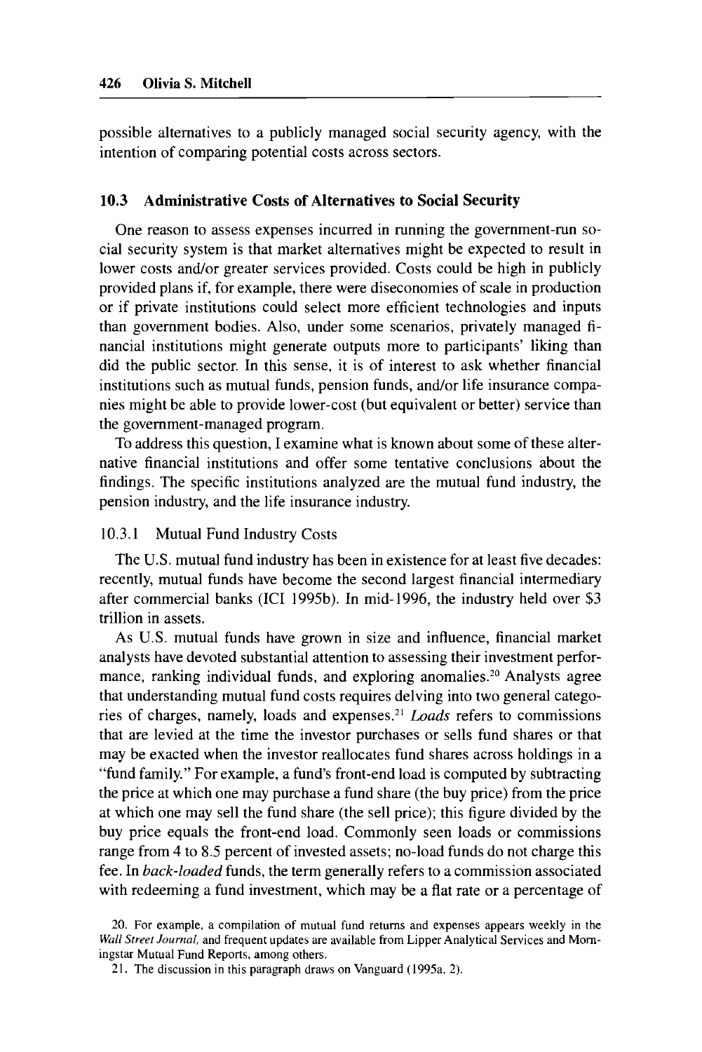possible alternatives to a publicly managed social security agency, with the intention of comparing potential costs across sectors.

## 10.3 Administrative Costs of Alternatives to Social Security

One reason to assess expenses incurred in running the government-run social security system is that market alternatives might be expected to result in lower costs and/or greater services provided. Costs could be high in publicly provided plans if, for example, there were diseconomies of scale in production or if private institutions could select more efficient technologies and inputs than government bodies. Also, under some scenarios, privately managed financial institutions might generate outputs more to participants' liking than did the public sector. In this sense, it is of interest to ask whether financial institutions such as mutual funds, pension funds, and/or life insurance companies might be able to provide lower-cost (but equivalent or better) service than the government-managed program.

To address this question, I examine what is known about some of these alternative financial institutions and offer some tentative conclusions about the findings. The specific institutions analyzed are the mutual fund industry, the pension industry, and the life insurance industry.

### 10.3.1 Mutual Fund Industry Costs

The U.S. mutual fund industry has been in existence for at least five decades: recently, mutual funds have become the second largest financial intermediary after commercial banks (ICI 1995b). In mid-1996, the industry held over $3 trillion in assets.

As U.S. mutual funds have grown in size and influence, financial market analysts have devoted substantial attention to assessing their investment performance, ranking individual funds, and exploring anomalies.[20] Analysts agree that understanding mutual fund costs requires delving into two general categories of charges, namely, loads and expenses.[21] *Loads* refers to commissions that are levied at the time the investor purchases or sells fund shares or that may be exacted when the investor reallocates fund shares across holdings in a "fund family." For example, a fund's front-end load is computed by subtracting the price at which one may purchase a fund share (the buy price) from the price at which one may sell the fund share (the sell price); this figure divided by the buy price equals the front-end load. Commonly seen loads or commissions range from 4 to 8.5 percent of invested assets; no-load funds do not charge this fee. In *back-loaded* funds, the term generally refers to a commission associated with redeeming a fund investment, which may be a flat rate or a percentage of

20. For example, a compilation of mutual fund returns and expenses appears weekly in the *Wall Street Journal*, and frequent updates are available from Lipper Analytical Services and Morningstar Mutual Fund Reports, among others.

21. The discussion in this paragraph draws on Vanguard (1995a, 2).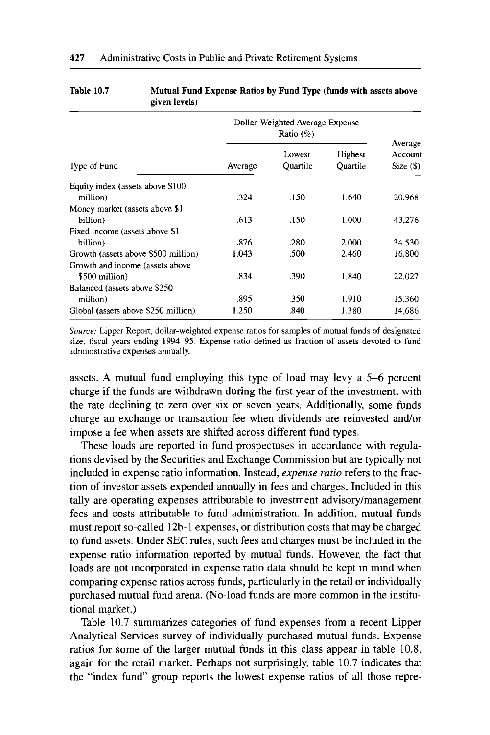**Table 10.7 Mutual Fund Expense Ratios by Fund Type (funds with assets above given levels)**

| Type of Fund | Dollar-Weighted Average Expense Ratio (%) | | | Average Account Size ($) |
|---|---|---|---|---|
| | Average | Lowest Quartile | Highest Quartile | |
| Equity index (assets above $100 million) | .324 | .150 | 1.640 | 20,968 |
| Money market (assets above $1 billion) | .613 | .150 | 1.000 | 43,276 |
| Fixed income (assets above $1 billion) | .876 | .280 | 2.000 | 34,530 |
| Growth (assets above $500 million) | 1.043 | .500 | 2.460 | 16,800 |
| Growth and income (assets above $500 million) | .834 | .390 | 1.840 | 22,027 |
| Balanced (assets above $250 million) | .895 | .350 | 1.910 | 15,360 |
| Global (assets above $250 million) | 1.250 | .840 | 1.380 | 14,686 |

*Source:* Lipper Report, dollar-weighted expense ratios for samples of mutual funds of designated size, fiscal years ending 1994–95. Expense ratio defined as fraction of assets devoted to fund administrative expenses annually.

assets. A mutual fund employing this type of load may levy a 5–6 percent charge if the funds are withdrawn during the first year of the investment, with the rate declining to zero over six or seven years. Additionally, some funds charge an exchange or transaction fee when dividends are reinvested and/or impose a fee when assets are shifted across different fund types.

These loads are reported in fund prospectuses in accordance with regulations devised by the Securities and Exchange Commission but are typically not included in expense ratio information. Instead, *expense ratio* refers to the fraction of investor assets expended annually in fees and charges. Included in this tally are operating expenses attributable to investment advisory/management fees and costs attributable to fund administration. In addition, mutual funds must report so-called 12b-1 expenses, or distribution costs that may be charged to fund assets. Under SEC rules, such fees and charges must be included in the expense ratio information reported by mutual funds. However, the fact that loads are not incorporated in expense ratio data should be kept in mind when comparing expense ratios across funds, particularly in the retail or individually purchased mutual fund arena. (No-load funds are more common in the institutional market.)

Table 10.7 summarizes categories of fund expenses from a recent Lipper Analytical Services survey of individually purchased mutual funds. Expense ratios for some of the larger mutual funds in this class appear in table 10.8, again for the retail market. Perhaps not surprisingly, table 10.7 indicates that the "index fund" group reports the lowest expense ratios of all those repre-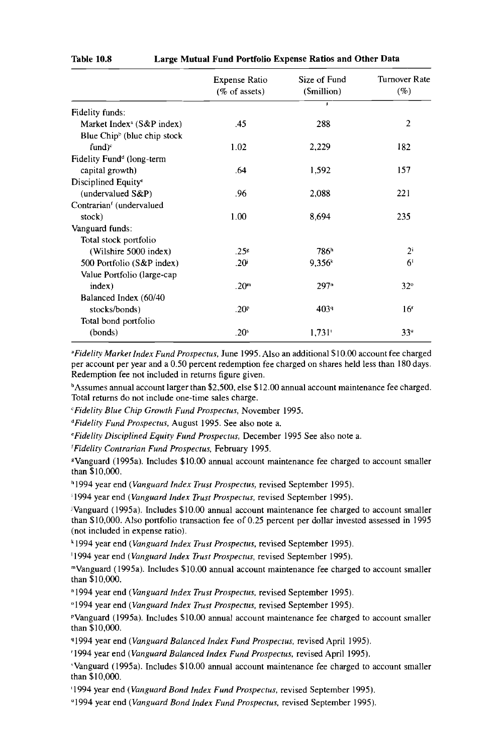**Table 10.8 Large Mutual Fund Portfolio Expense Ratios and Other Data**

| | Expense Ratio (% of assets) | Size of Fund ($million) | Turnover Rate (%) |
|---|---|---|---|
| Fidelity funds: | | | |
| Market Index[a] (S&P index) | .45 | 288 | 2 |
| Blue Chip[b] (blue chip stock fund)[c] | 1.02 | 2,229 | 182 |
| Fidelity Fund[d] (long-term capital growth) | .64 | 1,592 | 157 |
| Disciplined Equity[e] (undervalued S&P) | .96 | 2,088 | 221 |
| Contrarian[f] (undervalued stock) | 1.00 | 8,694 | 235 |
| Vanguard funds: | | | |
| Total stock portfolio (Wilshire 5000 index) | .25[g] | 786[h] | 2[i] |
| 500 Portfolio (S&P index) | .20[j] | 9,356[k] | 6[l] |
| Value Portfolio (large-cap index) | .20[m] | 297[n] | 32[o] |
| Balanced Index (60/40 stocks/bonds) | .20[p] | 403[q] | 16[r] |
| Total bond portfolio (bonds) | .20[s] | 1,731[t] | 33[u] |

[a]*Fidelity Market Index Fund Prospectus*, June 1995. Also an additional $10.00 account fee charged per account per year and a 0.50 percent redemption fee charged on shares held less than 180 days. Redemption fee not included in returns figure given.

[b]Assumes annual account larger than $2,500, else $12.00 annual account maintenance fee charged. Total returns do not include one-time sales charge.

[c]*Fidelity Blue Chip Growth Fund Prospectus*, November 1995.

[d]*Fidelity Fund Prospectus*, August 1995. See also note a.

[e]*Fidelity Disciplined Equity Fund Prospectus*, December 1995 See also note a.

[f]*Fidelity Contrarian Fund Prospectus*, February 1995.

[g]Vanguard (1995a). Includes $10.00 annual account maintenance fee charged to account smaller than $10,000.

[h]1994 year end (*Vanguard Index Trust Prospectus*, revised September 1995).

[i]1994 year end (*Vanguard Index Trust Prospectus*, revised September 1995).

[j]Vanguard (1995a). Includes $10.00 annual account maintenance fee charged to account smaller than $10,000. Also portfolio transaction fee of 0.25 percent per dollar invested assessed in 1995 (not included in expense ratio).

[k]1994 year end (*Vanguard Index Trust Prospectus*, revised September 1995).

[l]1994 year end (*Vanguard Index Trust Prospectus*, revised September 1995).

[m]Vanguard (1995a). Includes $10.00 annual account maintenance fee charged to account smaller than $10,000.

[n]1994 year end (*Vanguard Index Trust Prospectus*, revised September 1995).

[o]1994 year end (*Vanguard Index Trust Prospectus*, revised September 1995).

[p]Vanguard (1995a). Includes $10.00 annual account maintenance fee charged to account smaller than $10,000.

[q]1994 year end (*Vanguard Balanced Index Fund Prospectus*, revised April 1995).

[r]1994 year end (*Vanguard Balanced Index Fund Prospectus*, revised April 1995).

[s]Vanguard (1995a). Includes $10.00 annual account maintenance fee charged to account smaller than $10,000.

[t]1994 year end (*Vanguard Bond Index Fund Prospectus*, revised September 1995).

[u]1994 year end (*Vanguard Bond Index Fund Prospectus*, revised September 1995).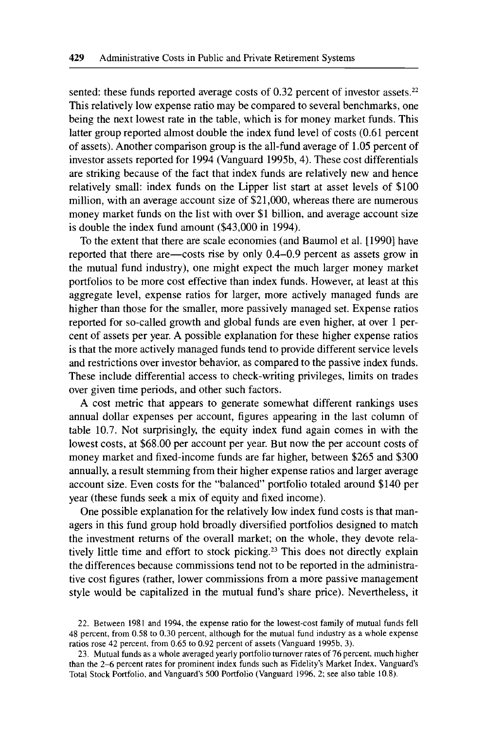sented: these funds reported average costs of 0.32 percent of investor assets.[22] This relatively low expense ratio may be compared to several benchmarks, one being the next lowest rate in the table, which is for money market funds. This latter group reported almost double the index fund level of costs (0.61 percent of assets). Another comparison group is the all-fund average of 1.05 percent of investor assets reported for 1994 (Vanguard 1995b, 4). These cost differentials are striking because of the fact that index funds are relatively new and hence relatively small: index funds on the Lipper list start at asset levels of $100 million, with an average account size of $21,000, whereas there are numerous money market funds on the list with over $1 billion, and average account size is double the index fund amount ($43,000 in 1994).

To the extent that there are scale economies (and Baumol et al. [1990] have reported that there are—costs rise by only 0.4–0.9 percent as assets grow in the mutual fund industry), one might expect the much larger money market portfolios to be more cost effective than index funds. However, at least at this aggregate level, expense ratios for larger, more actively managed funds are higher than those for the smaller, more passively managed set. Expense ratios reported for so-called growth and global funds are even higher, at over 1 percent of assets per year. A possible explanation for these higher expense ratios is that the more actively managed funds tend to provide different service levels and restrictions over investor behavior, as compared to the passive index funds. These include differential access to check-writing privileges, limits on trades over given time periods, and other such factors.

A cost metric that appears to generate somewhat different rankings uses annual dollar expenses per account, figures appearing in the last column of table 10.7. Not surprisingly, the equity index fund again comes in with the lowest costs, at $68.00 per account per year. But now the per account costs of money market and fixed-income funds are far higher, between $265 and $300 annually, a result stemming from their higher expense ratios and larger average account size. Even costs for the "balanced" portfolio totaled around $140 per year (these funds seek a mix of equity and fixed income).

One possible explanation for the relatively low index fund costs is that managers in this fund group hold broadly diversified portfolios designed to match the investment returns of the overall market; on the whole, they devote relatively little time and effort to stock picking.[23] This does not directly explain the differences because commissions tend not to be reported in the administrative cost figures (rather, lower commissions from a more passive management style would be capitalized in the mutual fund's share price). Nevertheless, it

22. Between 1981 and 1994, the expense ratio for the lowest-cost family of mutual funds fell 48 percent, from 0.58 to 0.30 percent, although for the mutual fund industry as a whole expense ratios rose 42 percent, from 0.65 to 0.92 percent of assets (Vanguard 1995b, 3).

23. Mutual funds as a whole averaged yearly portfolio turnover rates of 76 percent, much higher than the 2–6 percent rates for prominent index funds such as Fidelity's Market Index, Vanguard's Total Stock Portfolio, and Vanguard's 500 Portfolio (Vanguard 1996, 2; see also table 10.8).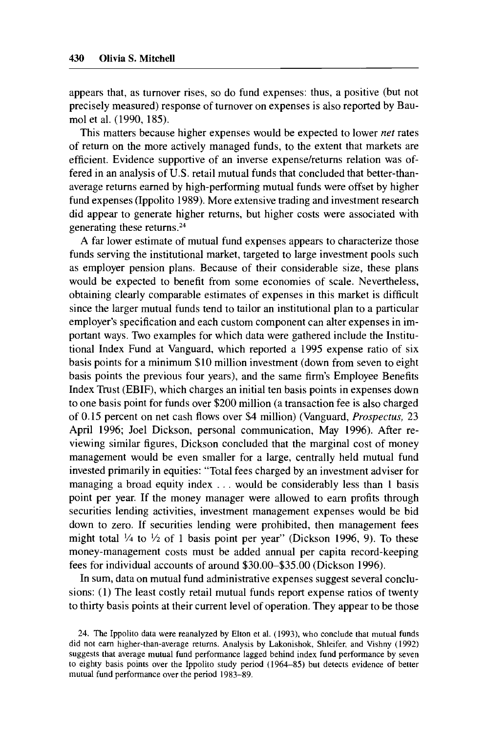appears that, as turnover rises, so do fund expenses: thus, a positive (but not precisely measured) response of turnover on expenses is also reported by Baumol et al. (1990, 185).

This matters because higher expenses would be expected to lower *net* rates of return on the more actively managed funds, to the extent that markets are efficient. Evidence supportive of an inverse expense/returns relation was offered in an analysis of U.S. retail mutual funds that concluded that better-than-average returns earned by high-performing mutual funds were offset by higher fund expenses (Ippolito 1989). More extensive trading and investment research did appear to generate higher returns, but higher costs were associated with generating these returns.[24]

A far lower estimate of mutual fund expenses appears to characterize those funds serving the institutional market, targeted to large investment pools such as employer pension plans. Because of their considerable size, these plans would be expected to benefit from some economies of scale. Nevertheless, obtaining clearly comparable estimates of expenses in this market is difficult since the larger mutual funds tend to tailor an institutional plan to a particular employer's specification and each custom component can alter expenses in important ways. Two examples for which data were gathered include the Institutional Index Fund at Vanguard, which reported a 1995 expense ratio of six basis points for a minimum $10 million investment (down from seven to eight basis points the previous four years), and the same firm's Employee Benefits Index Trust (EBIF), which charges an initial ten basis points in expenses down to one basis point for funds over $200 million (a transaction fee is also charged of 0.15 percent on net cash flows over $4 million) (Vanguard, *Prospectus,* 23 April 1996; Joel Dickson, personal communication, May 1996). After reviewing similar figures, Dickson concluded that the marginal cost of money management would be even smaller for a large, centrally held mutual fund invested primarily in equities: "Total fees charged by an investment adviser for managing a broad equity index . . . would be considerably less than 1 basis point per year. If the money manager were allowed to earn profits through securities lending activities, investment management expenses would be bid down to zero. If securities lending were prohibited, then management fees might total ¼ to ½ of 1 basis point per year" (Dickson 1996, 9). To these money-management costs must be added annual per capita record-keeping fees for individual accounts of around $30.00–$35.00 (Dickson 1996).

In sum, data on mutual fund administrative expenses suggest several conclusions: (1) The least costly retail mutual funds report expense ratios of twenty to thirty basis points at their current level of operation. They appear to be those

24. The Ippolito data were reanalyzed by Elton et al. (1993), who conclude that mutual funds did not earn higher-than-average returns. Analysis by Lakonishok, Shleifer, and Vishny (1992) suggests that average mutual fund performance lagged behind index fund performance by seven to eighty basis points over the Ippolito study period (1964–85) but detects evidence of better mutual fund performance over the period 1983–89.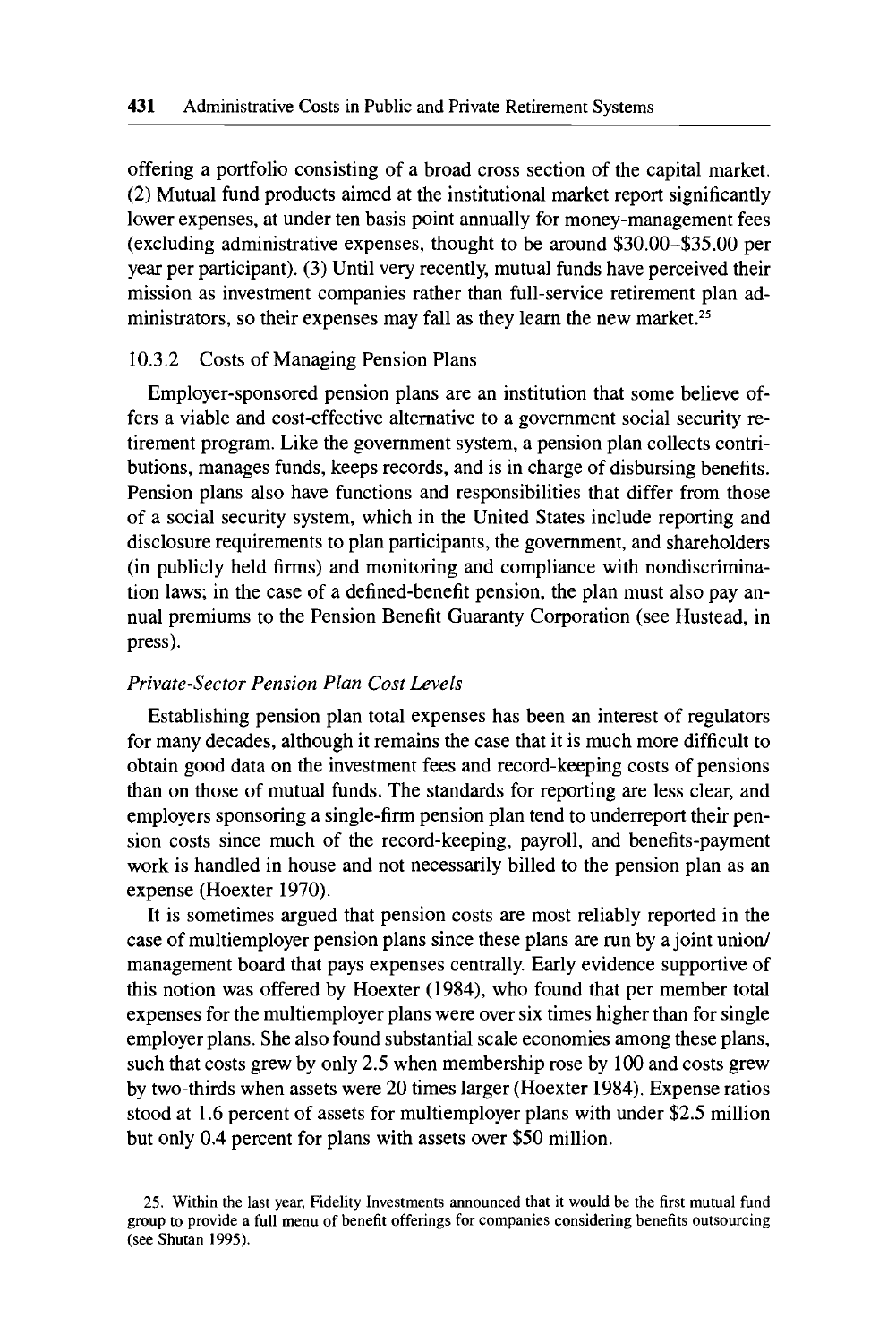offering a portfolio consisting of a broad cross section of the capital market. (2) Mutual fund products aimed at the institutional market report significantly lower expenses, at under ten basis point annually for money-management fees (excluding administrative expenses, thought to be around $30.00–$35.00 per year per participant). (3) Until very recently, mutual funds have perceived their mission as investment companies rather than full-service retirement plan administrators, so their expenses may fall as they learn the new market.[25]

### 10.3.2 Costs of Managing Pension Plans

Employer-sponsored pension plans are an institution that some believe offers a viable and cost-effective alternative to a government social security retirement program. Like the government system, a pension plan collects contributions, manages funds, keeps records, and is in charge of disbursing benefits. Pension plans also have functions and responsibilities that differ from those of a social security system, which in the United States include reporting and disclosure requirements to plan participants, the government, and shareholders (in publicly held firms) and monitoring and compliance with nondiscrimination laws; in the case of a defined-benefit pension, the plan must also pay annual premiums to the Pension Benefit Guaranty Corporation (see Hustead, in press).

#### *Private-Sector Pension Plan Cost Levels*

Establishing pension plan total expenses has been an interest of regulators for many decades, although it remains the case that it is much more difficult to obtain good data on the investment fees and record-keeping costs of pensions than on those of mutual funds. The standards for reporting are less clear, and employers sponsoring a single-firm pension plan tend to underreport their pension costs since much of the record-keeping, payroll, and benefits-payment work is handled in house and not necessarily billed to the pension plan as an expense (Hoexter 1970).

It is sometimes argued that pension costs are most reliably reported in the case of multiemployer pension plans since these plans are run by a joint union/management board that pays expenses centrally. Early evidence supportive of this notion was offered by Hoexter (1984), who found that per member total expenses for the multiemployer plans were over six times higher than for single employer plans. She also found substantial scale economies among these plans, such that costs grew by only 2.5 when membership rose by 100 and costs grew by two-thirds when assets were 20 times larger (Hoexter 1984). Expense ratios stood at 1.6 percent of assets for multiemployer plans with under $2.5 million but only 0.4 percent for plans with assets over $50 million.

25. Within the last year, Fidelity Investments announced that it would be the first mutual fund group to provide a full menu of benefit offerings for companies considering benefits outsourcing (see Shutan 1995).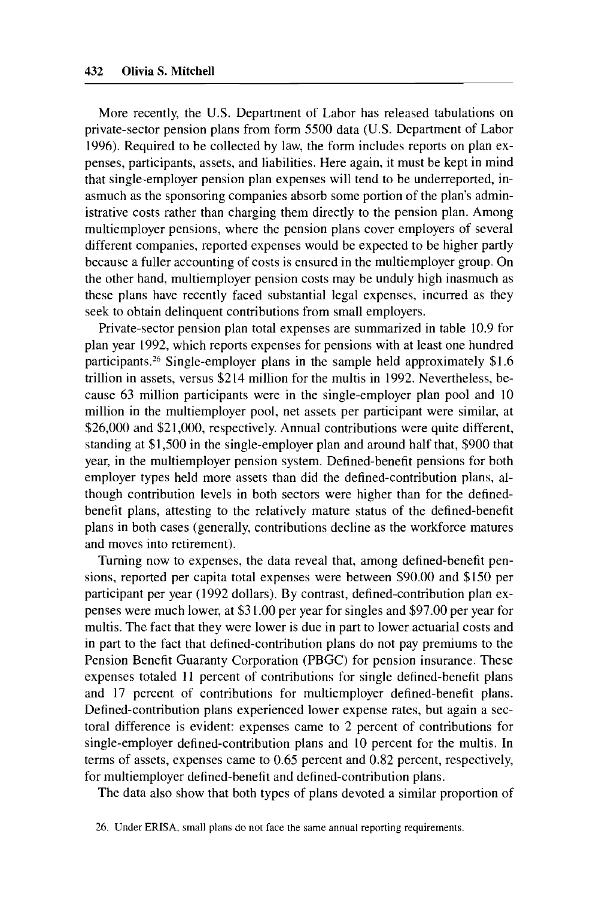More recently, the U.S. Department of Labor has released tabulations on private-sector pension plans from form 5500 data (U.S. Department of Labor 1996). Required to be collected by law, the form includes reports on plan expenses, participants, assets, and liabilities. Here again, it must be kept in mind that single-employer pension plan expenses will tend to be underreported, inasmuch as the sponsoring companies absorb some portion of the plan's administrative costs rather than charging them directly to the pension plan. Among multiemployer pensions, where the pension plans cover employers of several different companies, reported expenses would be expected to be higher partly because a fuller accounting of costs is ensured in the multiemployer group. On the other hand, multiemployer pension costs may be unduly high inasmuch as these plans have recently faced substantial legal expenses, incurred as they seek to obtain delinquent contributions from small employers.

Private-sector pension plan total expenses are summarized in table 10.9 for plan year 1992, which reports expenses for pensions with at least one hundred participants.[26] Single-employer plans in the sample held approximately $1.6 trillion in assets, versus $214 million for the multis in 1992. Nevertheless, because 63 million participants were in the single-employer plan pool and 10 million in the multiemployer pool, net assets per participant were similar, at $26,000 and $21,000, respectively. Annual contributions were quite different, standing at $1,500 in the single-employer plan and around half that, $900 that year, in the multiemployer pension system. Defined-benefit pensions for both employer types held more assets than did the defined-contribution plans, although contribution levels in both sectors were higher than for the defined-benefit plans, attesting to the relatively mature status of the defined-benefit plans in both cases (generally, contributions decline as the workforce matures and moves into retirement).

Turning now to expenses, the data reveal that, among defined-benefit pensions, reported per capita total expenses were between $90.00 and $150 per participant per year (1992 dollars). By contrast, defined-contribution plan expenses were much lower, at $31.00 per year for singles and $97.00 per year for multis. The fact that they were lower is due in part to lower actuarial costs and in part to the fact that defined-contribution plans do not pay premiums to the Pension Benefit Guaranty Corporation (PBGC) for pension insurance. These expenses totaled 11 percent of contributions for single defined-benefit plans and 17 percent of contributions for multiemployer defined-benefit plans. Defined-contribution plans experienced lower expense rates, but again a sectoral difference is evident: expenses came to 2 percent of contributions for single-employer defined-contribution plans and 10 percent for the multis. In terms of assets, expenses came to 0.65 percent and 0.82 percent, respectively, for multiemployer defined-benefit and defined-contribution plans.

The data also show that both types of plans devoted a similar proportion of

26. Under ERISA, small plans do not face the same annual reporting requirements.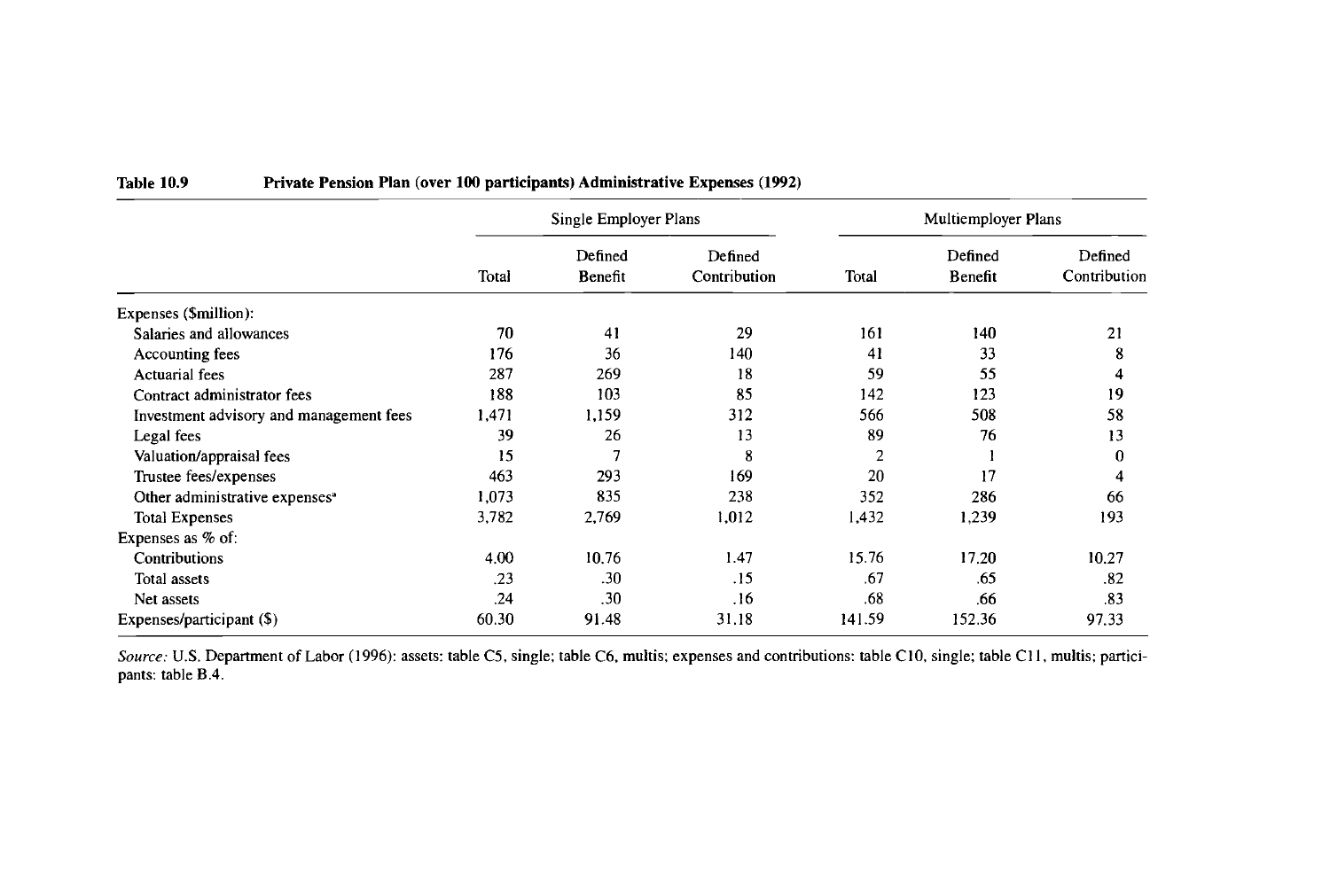**Table 10.9 Private Pension Plan (over 100 participants) Administrative Expenses (1992)**

| | Single Employer Plans | | | Multiemployer Plans | | |
|---|---|---|---|---|---|---|
| | Total | Defined Benefit | Defined Contribution | Total | Defined Benefit | Defined Contribution |
| Expenses ($million): | | | | | | |
| Salaries and allowances | 70 | 41 | 29 | 161 | 140 | 21 |
| Accounting fees | 176 | 36 | 140 | 41 | 33 | 8 |
| Actuarial fees | 287 | 269 | 18 | 59 | 55 | 4 |
| Contract administrator fees | 188 | 103 | 85 | 142 | 123 | 19 |
| Investment advisory and management fees | 1,471 | 1,159 | 312 | 566 | 508 | 58 |
| Legal fees | 39 | 26 | 13 | 89 | 76 | 13 |
| Valuation/appraisal fees | 15 | 7 | 8 | 2 | 1 | 0 |
| Trustee fees/expenses | 463 | 293 | 169 | 20 | 17 | 4 |
| Other administrative expenses[a] | 1,073 | 835 | 238 | 352 | 286 | 66 |
| Total Expenses | 3,782 | 2,769 | 1,012 | 1,432 | 1,239 | 193 |
| Expenses as % of: | | | | | | |
| Contributions | 4.00 | 10.76 | 1.47 | 15.76 | 17.20 | 10.27 |
| Total assets | .23 | .30 | .15 | .67 | .65 | .82 |
| Net assets | .24 | .30 | .16 | .68 | .66 | .83 |
| Expenses/participant ($) | 60.30 | 91.48 | 31.18 | 141.59 | 152.36 | 97.33 |

*Source:* U.S. Department of Labor (1996): assets: table C5, single; table C6, multis; expenses and contributions: table C10, single; table C11, multis; participants: table B.4.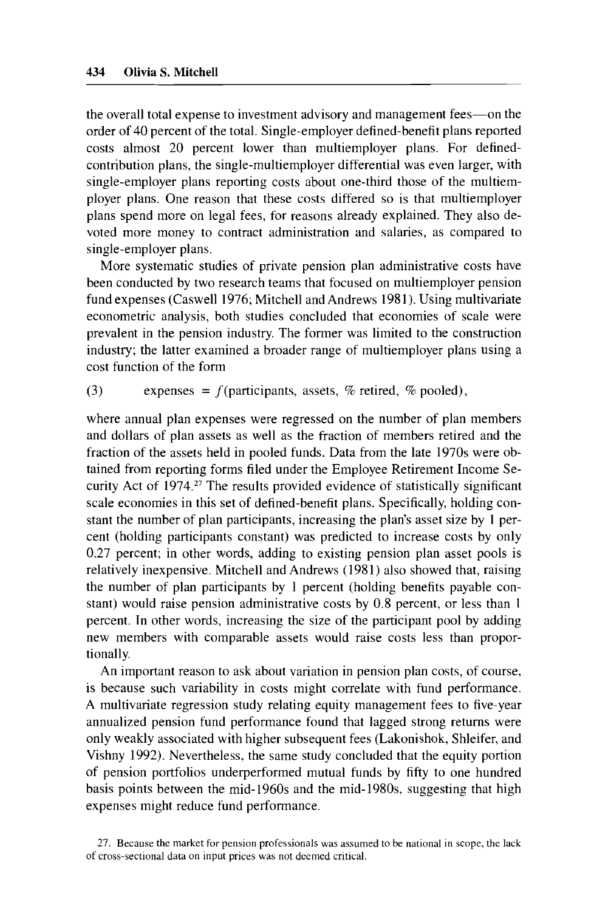the overall total expense to investment advisory and management fees—on the order of 40 percent of the total. Single-employer defined-benefit plans reported costs almost 20 percent lower than multiemployer plans. For defined-contribution plans, the single-multiemployer differential was even larger, with single-employer plans reporting costs about one-third those of the multiemployer plans. One reason that these costs differed so is that multiemployer plans spend more on legal fees, for reasons already explained. They also devoted more money to contract administration and salaries, as compared to single-employer plans.

More systematic studies of private pension plan administrative costs have been conducted by two research teams that focused on multiemployer pension fund expenses (Caswell 1976; Mitchell and Andrews 1981). Using multivariate econometric analysis, both studies concluded that economies of scale were prevalent in the pension industry. The former was limited to the construction industry; the latter examined a broader range of multiemployer plans using a cost function of the form

$$\text{expenses} = f(\text{participants, assets, \% retired, \% pooled}), \tag{3}$$

where annual plan expenses were regressed on the number of plan members and dollars of plan assets as well as the fraction of members retired and the fraction of the assets held in pooled funds. Data from the late 1970s were obtained from reporting forms filed under the Employee Retirement Income Security Act of 1974.[27] The results provided evidence of statistically significant scale economies in this set of defined-benefit plans. Specifically, holding constant the number of plan participants, increasing the plan's asset size by 1 percent (holding participants constant) was predicted to increase costs by only 0.27 percent; in other words, adding to existing pension plan asset pools is relatively inexpensive. Mitchell and Andrews (1981) also showed that, raising the number of plan participants by 1 percent (holding benefits payable constant) would raise pension administrative costs by 0.8 percent, or less than 1 percent. In other words, increasing the size of the participant pool by adding new members with comparable assets would raise costs less than proportionally.

An important reason to ask about variation in pension plan costs, of course, is because such variability in costs might correlate with fund performance. A multivariate regression study relating equity management fees to five-year annualized pension fund performance found that lagged strong returns were only weakly associated with higher subsequent fees (Lakonishok, Shleifer, and Vishny 1992). Nevertheless, the same study concluded that the equity portion of pension portfolios underperformed mutual funds by fifty to one hundred basis points between the mid-1960s and the mid-1980s, suggesting that high expenses might reduce fund performance.

27. Because the market for pension professionals was assumed to be national in scope, the lack of cross-sectional data on input prices was not deemed critical.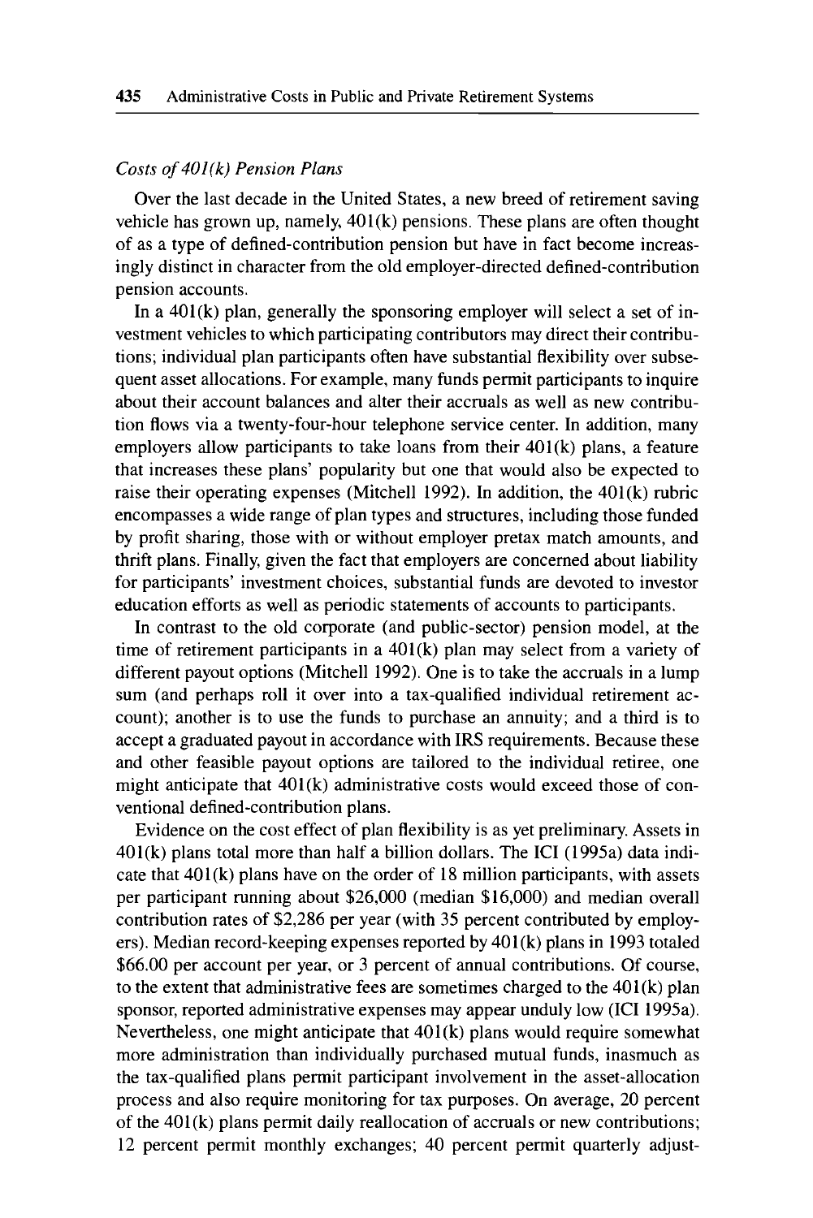### *Costs of 401(k) Pension Plans*

Over the last decade in the United States, a new breed of retirement saving vehicle has grown up, namely, 401(k) pensions. These plans are often thought of as a type of defined-contribution pension but have in fact become increasingly distinct in character from the old employer-directed defined-contribution pension accounts.

In a 401(k) plan, generally the sponsoring employer will select a set of investment vehicles to which participating contributors may direct their contributions; individual plan participants often have substantial flexibility over subsequent asset allocations. For example, many funds permit participants to inquire about their account balances and alter their accruals as well as new contribution flows via a twenty-four-hour telephone service center. In addition, many employers allow participants to take loans from their 401(k) plans, a feature that increases these plans' popularity but one that would also be expected to raise their operating expenses (Mitchell 1992). In addition, the 401(k) rubric encompasses a wide range of plan types and structures, including those funded by profit sharing, those with or without employer pretax match amounts, and thrift plans. Finally, given the fact that employers are concerned about liability for participants' investment choices, substantial funds are devoted to investor education efforts as well as periodic statements of accounts to participants.

In contrast to the old corporate (and public-sector) pension model, at the time of retirement participants in a 401(k) plan may select from a variety of different payout options (Mitchell 1992). One is to take the accruals in a lump sum (and perhaps roll it over into a tax-qualified individual retirement account); another is to use the funds to purchase an annuity; and a third is to accept a graduated payout in accordance with IRS requirements. Because these and other feasible payout options are tailored to the individual retiree, one might anticipate that 401(k) administrative costs would exceed those of conventional defined-contribution plans.

Evidence on the cost effect of plan flexibility is as yet preliminary. Assets in 401(k) plans total more than half a billion dollars. The ICI (1995a) data indicate that 401(k) plans have on the order of 18 million participants, with assets per participant running about $26,000 (median $16,000) and median overall contribution rates of $2,286 per year (with 35 percent contributed by employers). Median record-keeping expenses reported by 401(k) plans in 1993 totaled $66.00 per account per year, or 3 percent of annual contributions. Of course, to the extent that administrative fees are sometimes charged to the 401(k) plan sponsor, reported administrative expenses may appear unduly low (ICI 1995a). Nevertheless, one might anticipate that 401(k) plans would require somewhat more administration than individually purchased mutual funds, inasmuch as the tax-qualified plans permit participant involvement in the asset-allocation process and also require monitoring for tax purposes. On average, 20 percent of the 401(k) plans permit daily reallocation of accruals or new contributions; 12 percent permit monthly exchanges; 40 percent permit quarterly adjust-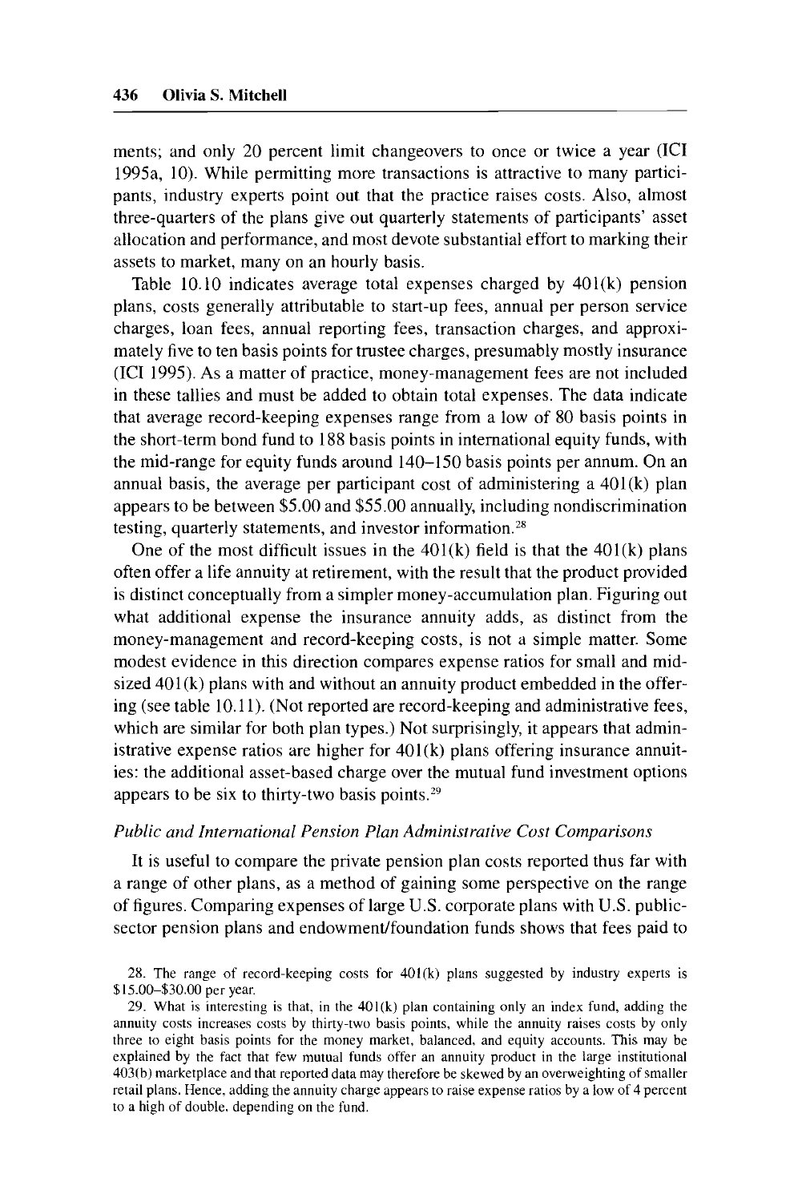ments; and only 20 percent limit changeovers to once or twice a year (ICI 1995a, 10). While permitting more transactions is attractive to many participants, industry experts point out that the practice raises costs. Also, almost three-quarters of the plans give out quarterly statements of participants' asset allocation and performance, and most devote substantial effort to marking their assets to market, many on an hourly basis.

Table 10.10 indicates average total expenses charged by 401(k) pension plans, costs generally attributable to start-up fees, annual per person service charges, loan fees, annual reporting fees, transaction charges, and approximately five to ten basis points for trustee charges, presumably mostly insurance (ICI 1995). As a matter of practice, money-management fees are not included in these tallies and must be added to obtain total expenses. The data indicate that average record-keeping expenses range from a low of 80 basis points in the short-term bond fund to 188 basis points in international equity funds, with the mid-range for equity funds around 140–150 basis points per annum. On an annual basis, the average per participant cost of administering a 401(k) plan appears to be between \$5.00 and \$55.00 annually, including nondiscrimination testing, quarterly statements, and investor information.[28]

One of the most difficult issues in the 401(k) field is that the 401(k) plans often offer a life annuity at retirement, with the result that the product provided is distinct conceptually from a simpler money-accumulation plan. Figuring out what additional expense the insurance annuity adds, as distinct from the money-management and record-keeping costs, is not a simple matter. Some modest evidence in this direction compares expense ratios for small and mid-sized 401(k) plans with and without an annuity product embedded in the offering (see table 10.11). (Not reported are record-keeping and administrative fees, which are similar for both plan types.) Not surprisingly, it appears that administrative expense ratios are higher for 401(k) plans offering insurance annuities: the additional asset-based charge over the mutual fund investment options appears to be six to thirty-two basis points.[29]

*Public and International Pension Plan Administrative Cost Comparisons*

It is useful to compare the private pension plan costs reported thus far with a range of other plans, as a method of gaining some perspective on the range of figures. Comparing expenses of large U.S. corporate plans with U.S. public-sector pension plans and endowment/foundation funds shows that fees paid to

28. The range of record-keeping costs for 401(k) plans suggested by industry experts is \$15.00–\$30.00 per year.

29. What is interesting is that, in the 401(k) plan containing only an index fund, adding the annuity costs increases costs by thirty-two basis points, while the annuity raises costs by only three to eight basis points for the money market, balanced, and equity accounts. This may be explained by the fact that few mutual funds offer an annuity product in the large institutional 403(b) marketplace and that reported data may therefore be skewed by an overweighting of smaller retail plans. Hence, adding the annuity charge appears to raise expense ratios by a low of 4 percent to a high of double, depending on the fund.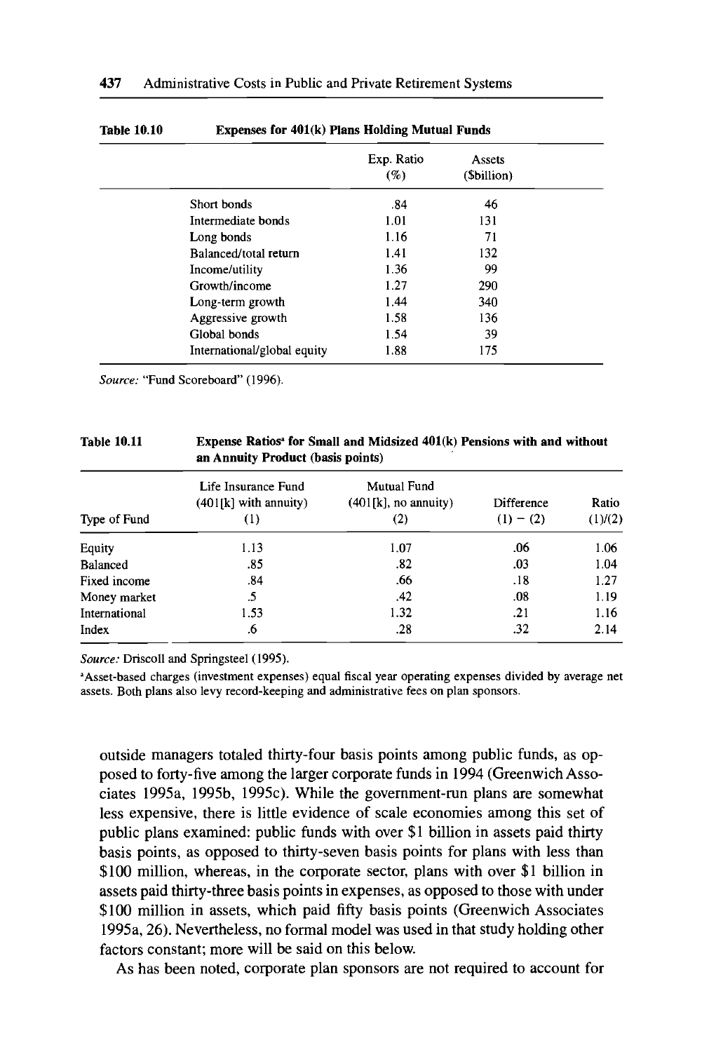**Table 10.10 Expenses for 401(k) Plans Holding Mutual Funds**

| | Exp. Ratio (%) | Assets ($billion) |
|---|---|---|
| Short bonds | .84 | 46 |
| Intermediate bonds | 1.01 | 131 |
| Long bonds | 1.16 | 71 |
| Balanced/total return | 1.41 | 132 |
| Income/utility | 1.36 | 99 |
| Growth/income | 1.27 | 290 |
| Long-term growth | 1.44 | 340 |
| Aggressive growth | 1.58 | 136 |
| Global bonds | 1.54 | 39 |
| International/global equity | 1.88 | 175 |

*Source:* "Fund Scoreboard" (1996).

**Table 10.11 Expense Ratios[a] for Small and Midsized 401(k) Pensions with and without an Annuity Product (basis points)**

| Type of Fund | Life Insurance Fund (401[k] with annuity) (1) | Mutual Fund (401[k], no annuity) (2) | Difference (1) − (2) | Ratio (1)/(2) |
|---|---|---|---|---|
| Equity | 1.13 | 1.07 | .06 | 1.06 |
| Balanced | .85 | .82 | .03 | 1.04 |
| Fixed income | .84 | .66 | .18 | 1.27 |
| Money market | .5 | .42 | .08 | 1.19 |
| International | 1.53 | 1.32 | .21 | 1.16 |
| Index | .6 | .28 | .32 | 2.14 |

*Source:* Driscoll and Springsteel (1995).

[a]Asset-based charges (investment expenses) equal fiscal year operating expenses divided by average net assets. Both plans also levy record-keeping and administrative fees on plan sponsors.

outside managers totaled thirty-four basis points among public funds, as opposed to forty-five among the larger corporate funds in 1994 (Greenwich Associates 1995a, 1995b, 1995c). While the government-run plans are somewhat less expensive, there is little evidence of scale economies among this set of public plans examined: public funds with over $1 billion in assets paid thirty basis points, as opposed to thirty-seven basis points for plans with less than $100 million, whereas, in the corporate sector, plans with over $1 billion in assets paid thirty-three basis points in expenses, as opposed to those with under $100 million in assets, which paid fifty basis points (Greenwich Associates 1995a, 26). Nevertheless, no formal model was used in that study holding other factors constant; more will be said on this below.

As has been noted, corporate plan sponsors are not required to account for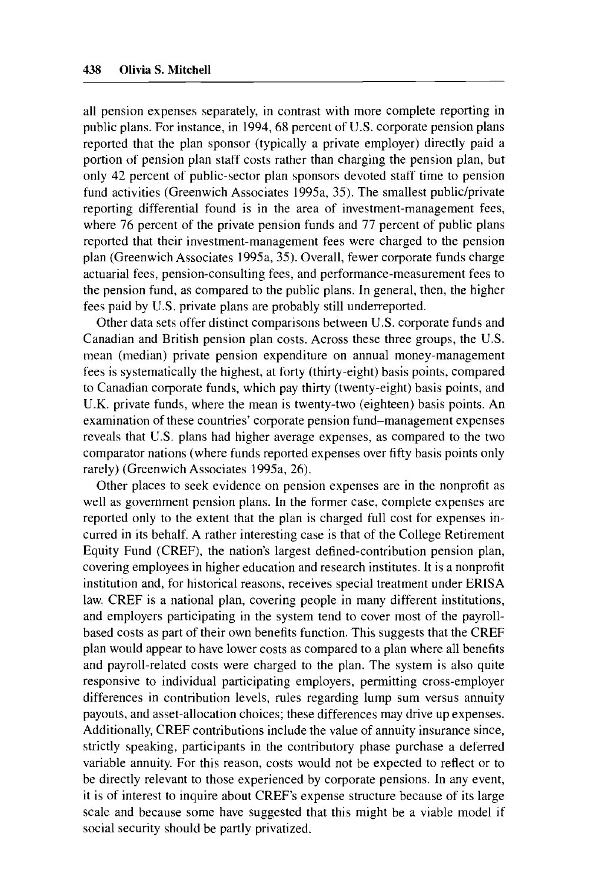all pension expenses separately, in contrast with more complete reporting in public plans. For instance, in 1994, 68 percent of U.S. corporate pension plans reported that the plan sponsor (typically a private employer) directly paid a portion of pension plan staff costs rather than charging the pension plan, but only 42 percent of public-sector plan sponsors devoted staff time to pension fund activities (Greenwich Associates 1995a, 35). The smallest public/private reporting differential found is in the area of investment-management fees, where 76 percent of the private pension funds and 77 percent of public plans reported that their investment-management fees were charged to the pension plan (Greenwich Associates 1995a, 35). Overall, fewer corporate funds charge actuarial fees, pension-consulting fees, and performance-measurement fees to the pension fund, as compared to the public plans. In general, then, the higher fees paid by U.S. private plans are probably still underreported.

Other data sets offer distinct comparisons between U.S. corporate funds and Canadian and British pension plan costs. Across these three groups, the U.S. mean (median) private pension expenditure on annual money-management fees is systematically the highest, at forty (thirty-eight) basis points, compared to Canadian corporate funds, which pay thirty (twenty-eight) basis points, and U.K. private funds, where the mean is twenty-two (eighteen) basis points. An examination of these countries' corporate pension fund–management expenses reveals that U.S. plans had higher average expenses, as compared to the two comparator nations (where funds reported expenses over fifty basis points only rarely) (Greenwich Associates 1995a, 26).

Other places to seek evidence on pension expenses are in the nonprofit as well as government pension plans. In the former case, complete expenses are reported only to the extent that the plan is charged full cost for expenses incurred in its behalf. A rather interesting case is that of the College Retirement Equity Fund (CREF), the nation's largest defined-contribution pension plan, covering employees in higher education and research institutes. It is a nonprofit institution and, for historical reasons, receives special treatment under ERISA law. CREF is a national plan, covering people in many different institutions, and employers participating in the system tend to cover most of the payroll-based costs as part of their own benefits function. This suggests that the CREF plan would appear to have lower costs as compared to a plan where all benefits and payroll-related costs were charged to the plan. The system is also quite responsive to individual participating employers, permitting cross-employer differences in contribution levels, rules regarding lump sum versus annuity payouts, and asset-allocation choices; these differences may drive up expenses. Additionally, CREF contributions include the value of annuity insurance since, strictly speaking, participants in the contributory phase purchase a deferred variable annuity. For this reason, costs would not be expected to reflect or to be directly relevant to those experienced by corporate pensions. In any event, it is of interest to inquire about CREF's expense structure because of its large scale and because some have suggested that this might be a viable model if social security should be partly privatized.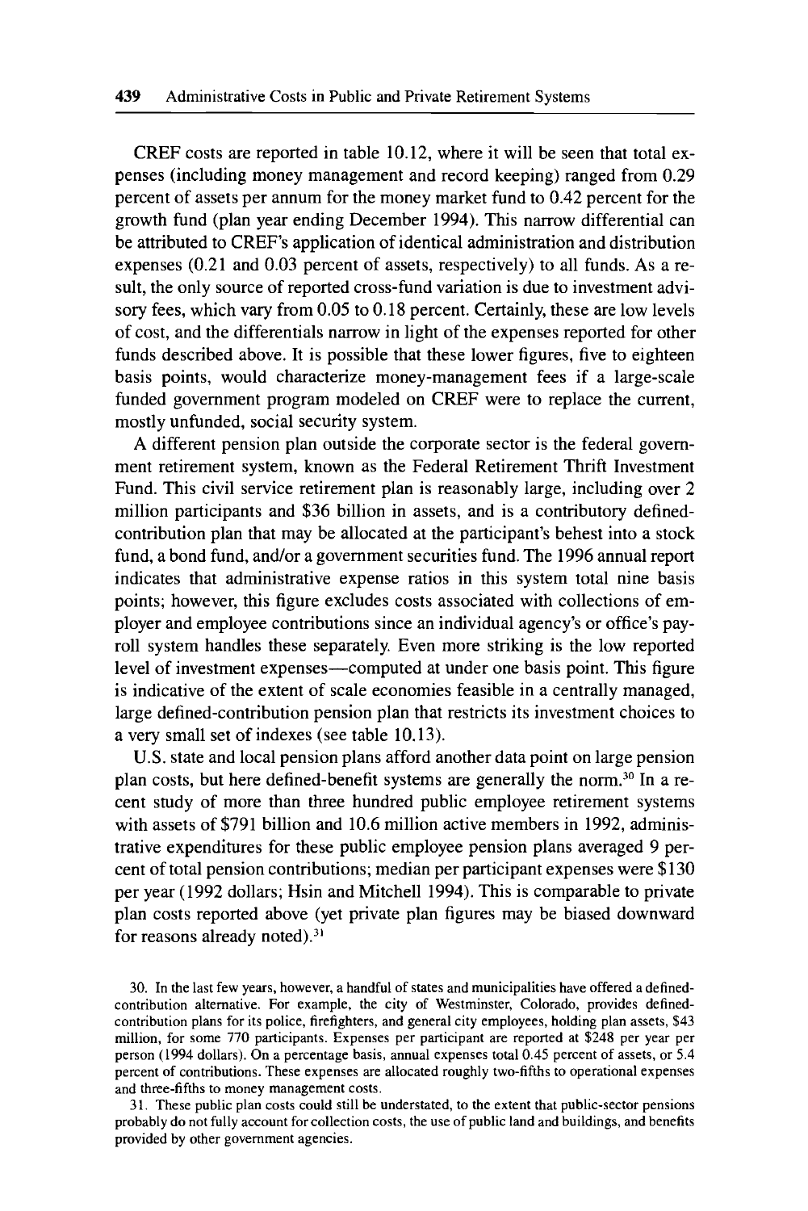CREF costs are reported in table 10.12, where it will be seen that total expenses (including money management and record keeping) ranged from 0.29 percent of assets per annum for the money market fund to 0.42 percent for the growth fund (plan year ending December 1994). This narrow differential can be attributed to CREF's application of identical administration and distribution expenses (0.21 and 0.03 percent of assets, respectively) to all funds. As a result, the only source of reported cross-fund variation is due to investment advisory fees, which vary from 0.05 to 0.18 percent. Certainly, these are low levels of cost, and the differentials narrow in light of the expenses reported for other funds described above. It is possible that these lower figures, five to eighteen basis points, would characterize money-management fees if a large-scale funded government program modeled on CREF were to replace the current, mostly unfunded, social security system.

A different pension plan outside the corporate sector is the federal government retirement system, known as the Federal Retirement Thrift Investment Fund. This civil service retirement plan is reasonably large, including over 2 million participants and $36 billion in assets, and is a contributory defined-contribution plan that may be allocated at the participant's behest into a stock fund, a bond fund, and/or a government securities fund. The 1996 annual report indicates that administrative expense ratios in this system total nine basis points; however, this figure excludes costs associated with collections of employer and employee contributions since an individual agency's or office's payroll system handles these separately. Even more striking is the low reported level of investment expenses—computed at under one basis point. This figure is indicative of the extent of scale economies feasible in a centrally managed, large defined-contribution pension plan that restricts its investment choices to a very small set of indexes (see table 10.13).

U.S. state and local pension plans afford another data point on large pension plan costs, but here defined-benefit systems are generally the norm.[30] In a recent study of more than three hundred public employee retirement systems with assets of $791 billion and 10.6 million active members in 1992, administrative expenditures for these public employee pension plans averaged 9 percent of total pension contributions; median per participant expenses were $130 per year (1992 dollars; Hsin and Mitchell 1994). This is comparable to private plan costs reported above (yet private plan figures may be biased downward for reasons already noted).[31]

30. In the last few years, however, a handful of states and municipalities have offered a defined-contribution alternative. For example, the city of Westminster, Colorado, provides defined-contribution plans for its police, firefighters, and general city employees, holding plan assets, $43 million, for some 770 participants. Expenses per participant are reported at $248 per year per person (1994 dollars). On a percentage basis, annual expenses total 0.45 percent of assets, or 5.4 percent of contributions. These expenses are allocated roughly two-fifths to operational expenses and three-fifths to money management costs.

31. These public plan costs could still be understated, to the extent that public-sector pensions probably do not fully account for collection costs, the use of public land and buildings, and benefits provided by other government agencies.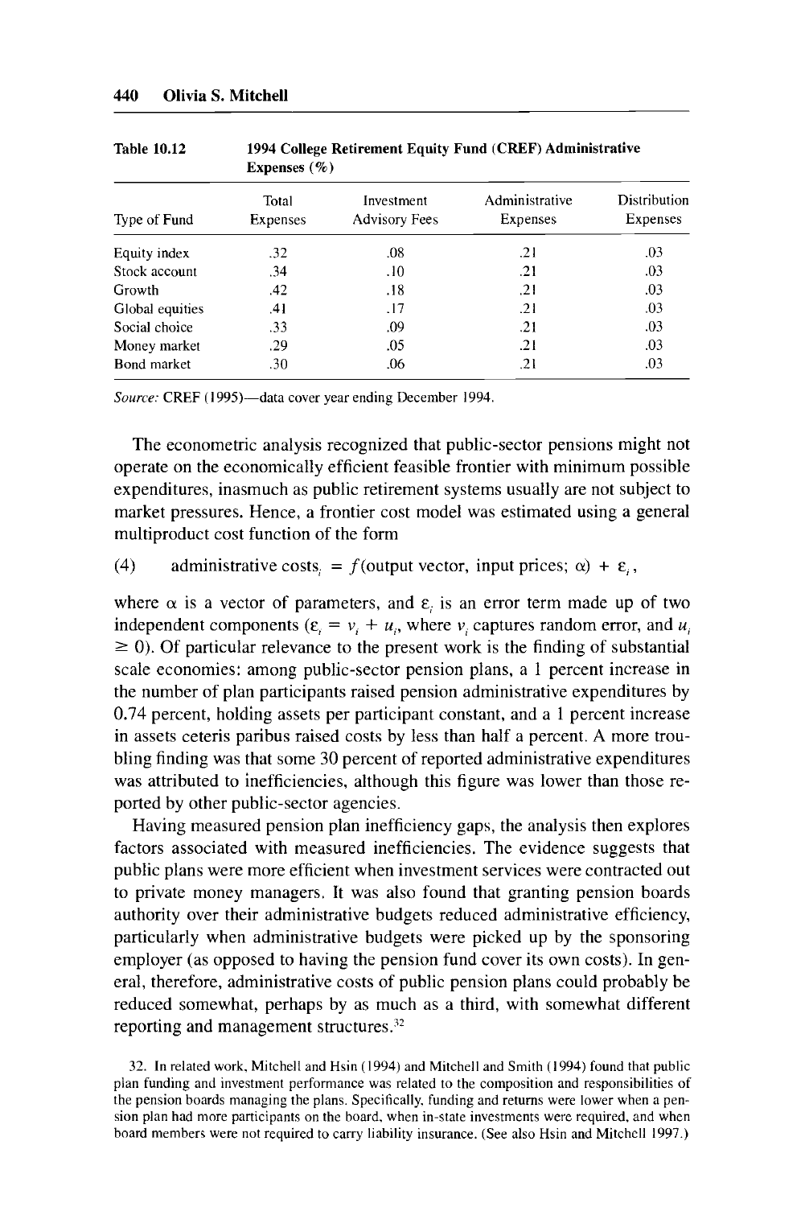Table 10.12 1994 College Retirement Equity Fund (CREF) Administrative Expenses (%)

| Type of Fund | Total Expenses | Investment Advisory Fees | Administrative Expenses | Distribution Expenses |
|---|---|---|---|---|
| Equity index | .32 | .08 | .21 | .03 |
| Stock account | .34 | .10 | .21 | .03 |
| Growth | .42 | .18 | .21 | .03 |
| Global equities | .41 | .17 | .21 | .03 |
| Social choice | .33 | .09 | .21 | .03 |
| Money market | .29 | .05 | .21 | .03 |
| Bond market | .30 | .06 | .21 | .03 |

*Source:* CREF (1995)—data cover year ending December 1994.

The econometric analysis recognized that public-sector pensions might not operate on the economically efficient feasible frontier with minimum possible expenditures, inasmuch as public retirement systems usually are not subject to market pressures. Hence, a frontier cost model was estimated using a general multiproduct cost function of the form

$$\text{(4)} \qquad \text{administrative costs}_i = f(\text{output vector, input prices; } \alpha) + \varepsilon_i,$$

where $\alpha$ is a vector of parameters, and $\varepsilon_i$ is an error term made up of two independent components ($\varepsilon_i = v_i + u_i$, where $v_i$ captures random error, and $u_i \geq 0$). Of particular relevance to the present work is the finding of substantial scale economies: among public-sector pension plans, a 1 percent increase in the number of plan participants raised pension administrative expenditures by 0.74 percent, holding assets per participant constant, and a 1 percent increase in assets ceteris paribus raised costs by less than half a percent. A more troubling finding was that some 30 percent of reported administrative expenditures was attributed to inefficiencies, although this figure was lower than those reported by other public-sector agencies.

Having measured pension plan inefficiency gaps, the analysis then explores factors associated with measured inefficiencies. The evidence suggests that public plans were more efficient when investment services were contracted out to private money managers. It was also found that granting pension boards authority over their administrative budgets reduced administrative efficiency, particularly when administrative budgets were picked up by the sponsoring employer (as opposed to having the pension fund cover its own costs). In general, therefore, administrative costs of public pension plans could probably be reduced somewhat, perhaps by as much as a third, with somewhat different reporting and management structures.[32]

32. In related work, Mitchell and Hsin (1994) and Mitchell and Smith (1994) found that public plan funding and investment performance was related to the composition and responsibilities of the pension boards managing the plans. Specifically, funding and returns were lower when a pension plan had more participants on the board, when in-state investments were required, and when board members were not required to carry liability insurance. (See also Hsin and Mitchell 1997.)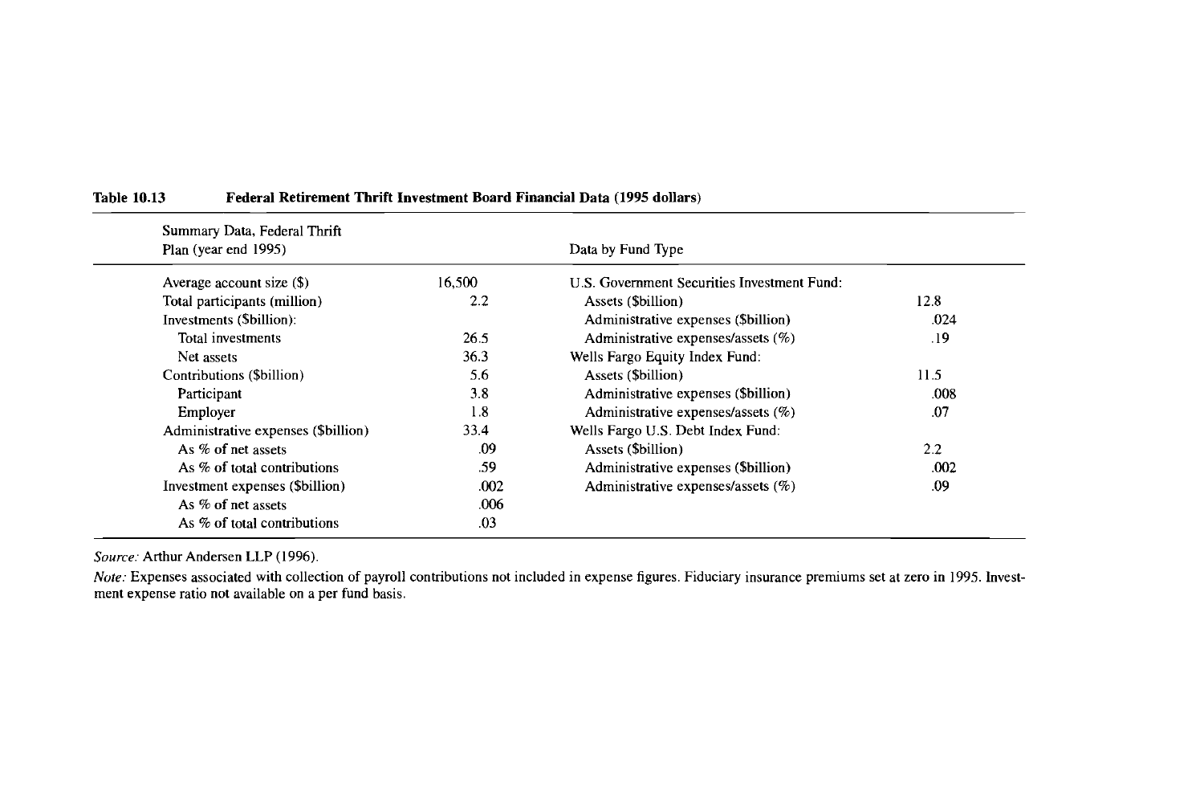**Table 10.13 Federal Retirement Thrift Investment Board Financial Data (1995 dollars)**

| Summary Data, Federal Thrift Plan (year end 1995) | | Data by Fund Type | |
|---|---|---|---|
| Average account size ($) | 16,500 | U.S. Government Securities Investment Fund: | |
| Total participants (million) | 2.2 | Assets ($billion) | 12.8 |
| Investments ($billion): | | Administrative expenses ($billion) | .024 |
| Total investments | 26.5 | Administrative expenses/assets (%) | .19 |
| Net assets | 36.3 | Wells Fargo Equity Index Fund: | |
| Contributions ($billion) | 5.6 | Assets ($billion) | 11.5 |
| Participant | 3.8 | Administrative expenses ($billion) | .008 |
| Employer | 1.8 | Administrative expenses/assets (%) | .07 |
| Administrative expenses ($billion) | 33.4 | Wells Fargo U.S. Debt Index Fund: | |
| As % of net assets | .09 | Assets ($billion) | 2.2 |
| As % of total contributions | .59 | Administrative expenses ($billion) | .002 |
| Investment expenses ($billion) | .002 | Administrative expenses/assets (%) | .09 |
| As % of net assets | .006 | | |
| As % of total contributions | .03 | | |

*Source:* Arthur Andersen LLP (1996).

*Note:* Expenses associated with collection of payroll contributions not included in expense figures. Fiduciary insurance premiums set at zero in 1995. Investment expense ratio not available on a per fund basis.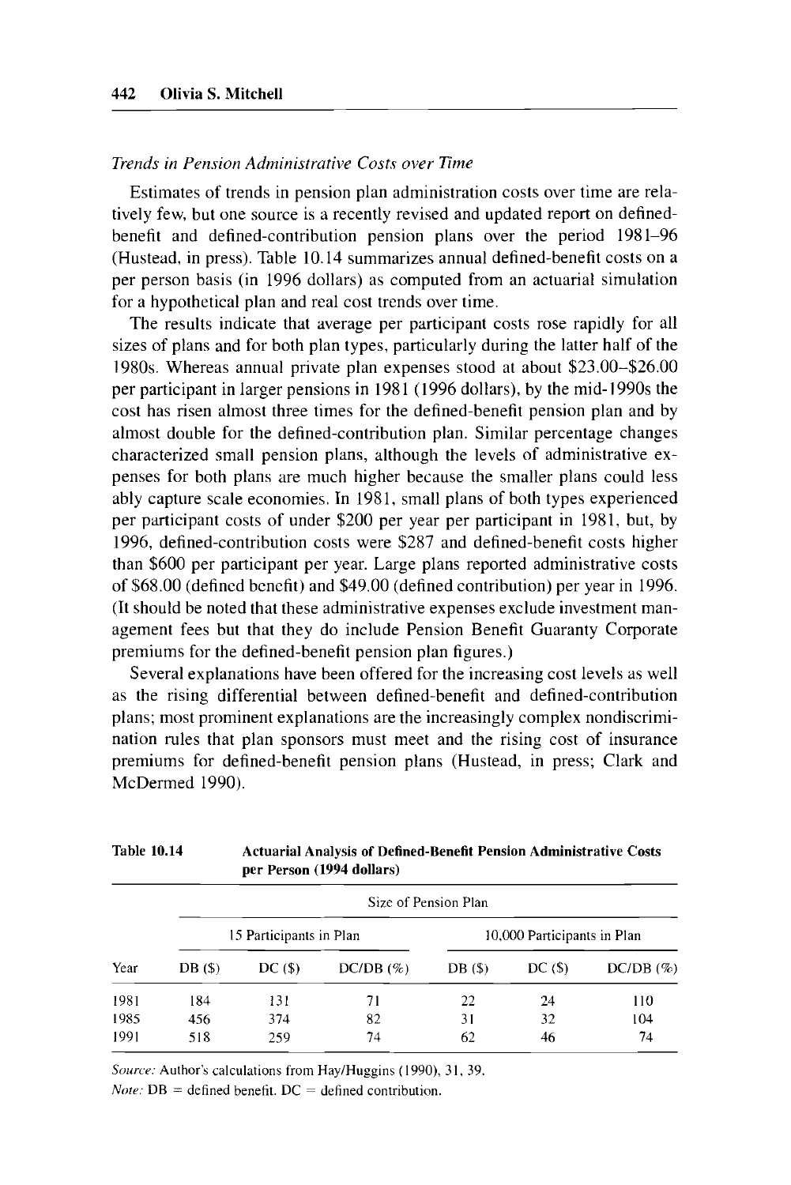### *Trends in Pension Administrative Costs over Time*

Estimates of trends in pension plan administration costs over time are relatively few, but one source is a recently revised and updated report on defined-benefit and defined-contribution pension plans over the period 1981–96 (Hustead, in press). Table 10.14 summarizes annual defined-benefit costs on a per person basis (in 1996 dollars) as computed from an actuarial simulation for a hypothetical plan and real cost trends over time.

The results indicate that average per participant costs rose rapidly for all sizes of plans and for both plan types, particularly during the latter half of the 1980s. Whereas annual private plan expenses stood at about $23.00–$26.00 per participant in larger pensions in 1981 (1996 dollars), by the mid-1990s the cost has risen almost three times for the defined-benefit pension plan and by almost double for the defined-contribution plan. Similar percentage changes characterized small pension plans, although the levels of administrative expenses for both plans are much higher because the smaller plans could less ably capture scale economies. In 1981, small plans of both types experienced per participant costs of under $200 per year per participant in 1981, but, by 1996, defined-contribution costs were $287 and defined-benefit costs higher than $600 per participant per year. Large plans reported administrative costs of $68.00 (defined benefit) and $49.00 (defined contribution) per year in 1996. (It should be noted that these administrative expenses exclude investment management fees but that they do include Pension Benefit Guaranty Corporate premiums for the defined-benefit pension plan figures.)

Several explanations have been offered for the increasing cost levels as well as the rising differential between defined-benefit and defined-contribution plans; most prominent explanations are the increasingly complex nondiscrimination rules that plan sponsors must meet and the rising cost of insurance premiums for defined-benefit pension plans (Hustead, in press; Clark and McDermed 1990).

**Table 10.14 Actuarial Analysis of Defined-Benefit Pension Administrative Costs per Person (1994 dollars)**

| | Size of Pension Plan | | | | | |
|---|---|---|---|---|---|---|
| | 15 Participants in Plan | | | 10,000 Participants in Plan | | |
| Year | DB ($) | DC ($) | DC/DB (%) | DB ($) | DC ($) | DC/DB (%) |
| 1981 | 184 | 131 | 71 | 22 | 24 | 110 |
| 1985 | 456 | 374 | 82 | 31 | 32 | 104 |
| 1991 | 518 | 259 | 74 | 62 | 46 | 74 |

*Source:* Author's calculations from Hay/Huggins (1990), 31, 39.

*Note:* DB = defined benefit. DC = defined contribution.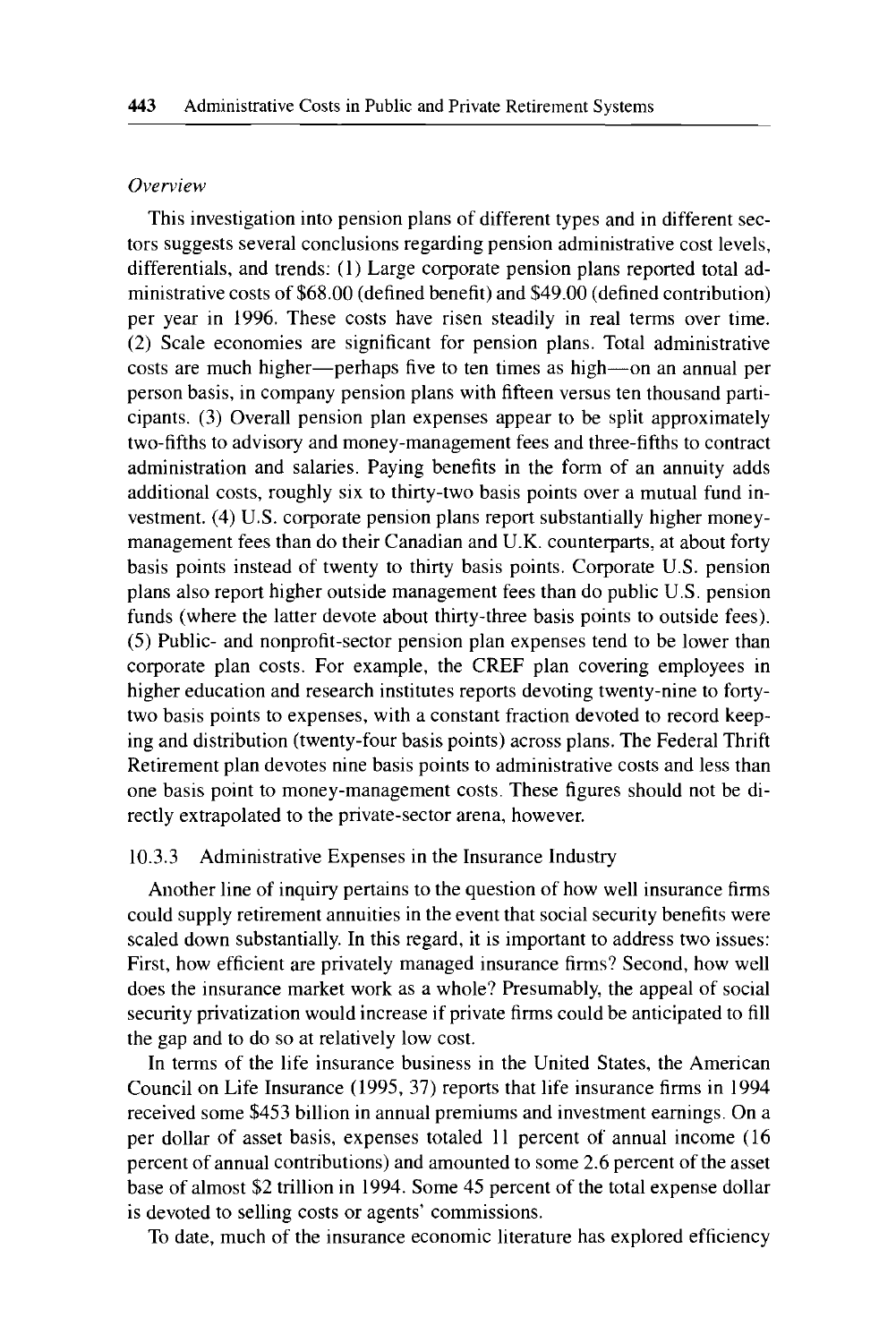*Overview*

This investigation into pension plans of different types and in different sectors suggests several conclusions regarding pension administrative cost levels, differentials, and trends: (1) Large corporate pension plans reported total administrative costs of $68.00 (defined benefit) and $49.00 (defined contribution) per year in 1996. These costs have risen steadily in real terms over time. (2) Scale economies are significant for pension plans. Total administrative costs are much higher—perhaps five to ten times as high—on an annual per person basis, in company pension plans with fifteen versus ten thousand participants. (3) Overall pension plan expenses appear to be split approximately two-fifths to advisory and money-management fees and three-fifths to contract administration and salaries. Paying benefits in the form of an annuity adds additional costs, roughly six to thirty-two basis points over a mutual fund investment. (4) U.S. corporate pension plans report substantially higher money-management fees than do their Canadian and U.K. counterparts, at about forty basis points instead of twenty to thirty basis points. Corporate U.S. pension plans also report higher outside management fees than do public U.S. pension funds (where the latter devote about thirty-three basis points to outside fees). (5) Public- and nonprofit-sector pension plan expenses tend to be lower than corporate plan costs. For example, the CREF plan covering employees in higher education and research institutes reports devoting twenty-nine to forty-two basis points to expenses, with a constant fraction devoted to record keeping and distribution (twenty-four basis points) across plans. The Federal Thrift Retirement plan devotes nine basis points to administrative costs and less than one basis point to money-management costs. These figures should not be directly extrapolated to the private-sector arena, however.

### 10.3.3 Administrative Expenses in the Insurance Industry

Another line of inquiry pertains to the question of how well insurance firms could supply retirement annuities in the event that social security benefits were scaled down substantially. In this regard, it is important to address two issues: First, how efficient are privately managed insurance firms? Second, how well does the insurance market work as a whole? Presumably, the appeal of social security privatization would increase if private firms could be anticipated to fill the gap and to do so at relatively low cost.

In terms of the life insurance business in the United States, the American Council on Life Insurance (1995, 37) reports that life insurance firms in 1994 received some $453 billion in annual premiums and investment earnings. On a per dollar of asset basis, expenses totaled 11 percent of annual income (16 percent of annual contributions) and amounted to some 2.6 percent of the asset base of almost $2 trillion in 1994. Some 45 percent of the total expense dollar is devoted to selling costs or agents' commissions.

To date, much of the insurance economic literature has explored efficiency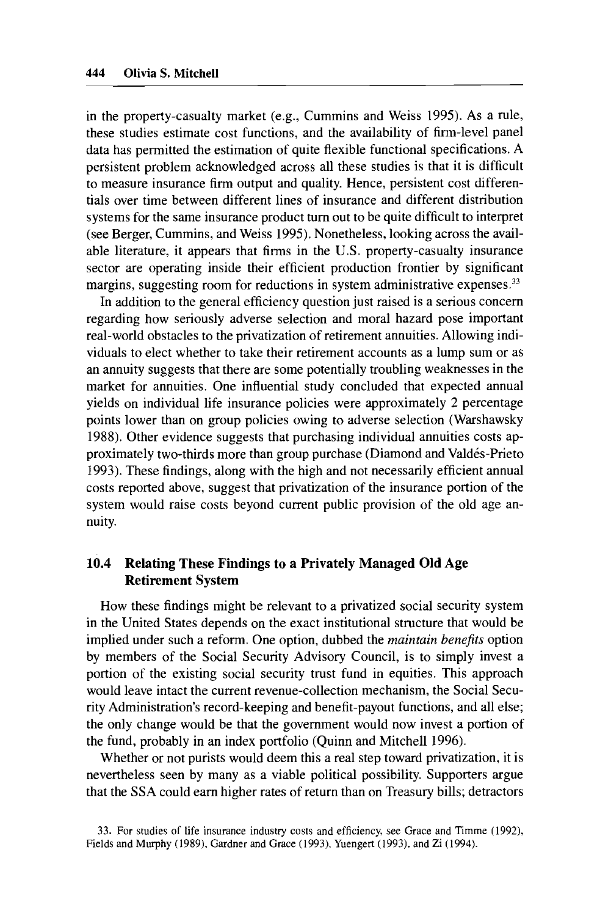in the property-casualty market (e.g., Cummins and Weiss 1995). As a rule, these studies estimate cost functions, and the availability of firm-level panel data has permitted the estimation of quite flexible functional specifications. A persistent problem acknowledged across all these studies is that it is difficult to measure insurance firm output and quality. Hence, persistent cost differentials over time between different lines of insurance and different distribution systems for the same insurance product turn out to be quite difficult to interpret (see Berger, Cummins, and Weiss 1995). Nonetheless, looking across the available literature, it appears that firms in the U.S. property-casualty insurance sector are operating inside their efficient production frontier by significant margins, suggesting room for reductions in system administrative expenses.[33]

In addition to the general efficiency question just raised is a serious concern regarding how seriously adverse selection and moral hazard pose important real-world obstacles to the privatization of retirement annuities. Allowing individuals to elect whether to take their retirement accounts as a lump sum or as an annuity suggests that there are some potentially troubling weaknesses in the market for annuities. One influential study concluded that expected annual yields on individual life insurance policies were approximately 2 percentage points lower than on group policies owing to adverse selection (Warshawsky 1988). Other evidence suggests that purchasing individual annuities costs approximately two-thirds more than group purchase (Diamond and Valdés-Prieto 1993). These findings, along with the high and not necessarily efficient annual costs reported above, suggest that privatization of the insurance portion of the system would raise costs beyond current public provision of the old age annuity.

## 10.4 Relating These Findings to a Privately Managed Old Age Retirement System

How these findings might be relevant to a privatized social security system in the United States depends on the exact institutional structure that would be implied under such a reform. One option, dubbed the *maintain benefits* option by members of the Social Security Advisory Council, is to simply invest a portion of the existing social security trust fund in equities. This approach would leave intact the current revenue-collection mechanism, the Social Security Administration's record-keeping and benefit-payout functions, and all else; the only change would be that the government would now invest a portion of the fund, probably in an index portfolio (Quinn and Mitchell 1996).

Whether or not purists would deem this a real step toward privatization, it is nevertheless seen by many as a viable political possibility. Supporters argue that the SSA could earn higher rates of return than on Treasury bills; detractors

33. For studies of life insurance industry costs and efficiency, see Grace and Timme (1992), Fields and Murphy (1989), Gardner and Grace (1993), Yuengert (1993), and Zi (1994).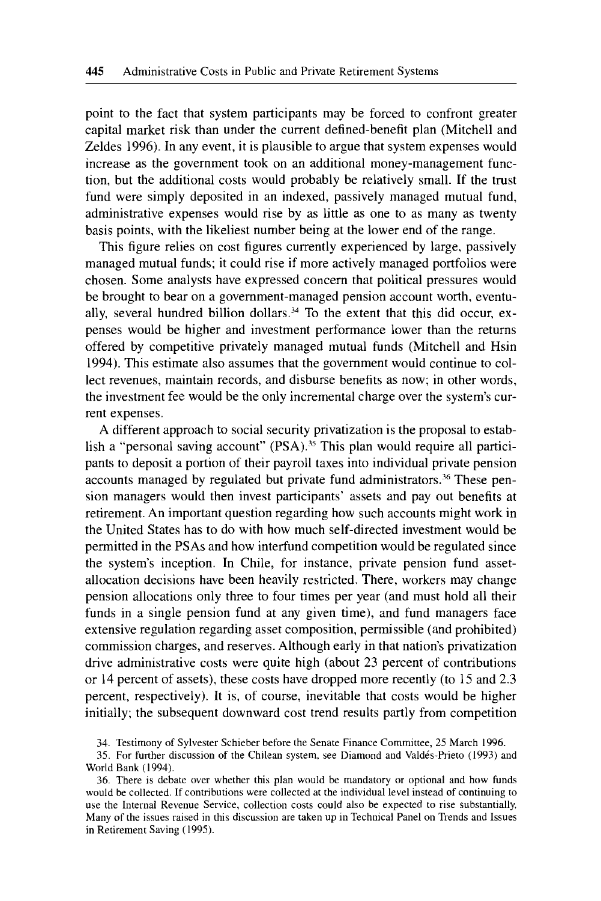point to the fact that system participants may be forced to confront greater capital market risk than under the current defined-benefit plan (Mitchell and Zeldes 1996). In any event, it is plausible to argue that system expenses would increase as the government took on an additional money-management function, but the additional costs would probably be relatively small. If the trust fund were simply deposited in an indexed, passively managed mutual fund, administrative expenses would rise by as little as one to as many as twenty basis points, with the likeliest number being at the lower end of the range.

This figure relies on cost figures currently experienced by large, passively managed mutual funds; it could rise if more actively managed portfolios were chosen. Some analysts have expressed concern that political pressures would be brought to bear on a government-managed pension account worth, eventually, several hundred billion dollars.[34] To the extent that this did occur, expenses would be higher and investment performance lower than the returns offered by competitive privately managed mutual funds (Mitchell and Hsin 1994). This estimate also assumes that the government would continue to collect revenues, maintain records, and disburse benefits as now; in other words, the investment fee would be the only incremental charge over the system's current expenses.

A different approach to social security privatization is the proposal to establish a "personal saving account" (PSA).[35] This plan would require all participants to deposit a portion of their payroll taxes into individual private pension accounts managed by regulated but private fund administrators.[36] These pension managers would then invest participants' assets and pay out benefits at retirement. An important question regarding how such accounts might work in the United States has to do with how much self-directed investment would be permitted in the PSAs and how interfund competition would be regulated since the system's inception. In Chile, for instance, private pension fund asset-allocation decisions have been heavily restricted. There, workers may change pension allocations only three to four times per year (and must hold all their funds in a single pension fund at any given time), and fund managers face extensive regulation regarding asset composition, permissible (and prohibited) commission charges, and reserves. Although early in that nation's privatization drive administrative costs were quite high (about 23 percent of contributions or 14 percent of assets), these costs have dropped more recently (to 15 and 2.3 percent, respectively). It is, of course, inevitable that costs would be higher initially; the subsequent downward cost trend results partly from competition

34. Testimony of Sylvester Schieber before the Senate Finance Committee, 25 March 1996.

35. For further discussion of the Chilean system, see Diamond and Valdés-Prieto (1993) and World Bank (1994).

36. There is debate over whether this plan would be mandatory or optional and how funds would be collected. If contributions were collected at the individual level instead of continuing to use the Internal Revenue Service, collection costs could also be expected to rise substantially. Many of the issues raised in this discussion are taken up in Technical Panel on Trends and Issues in Retirement Saving (1995).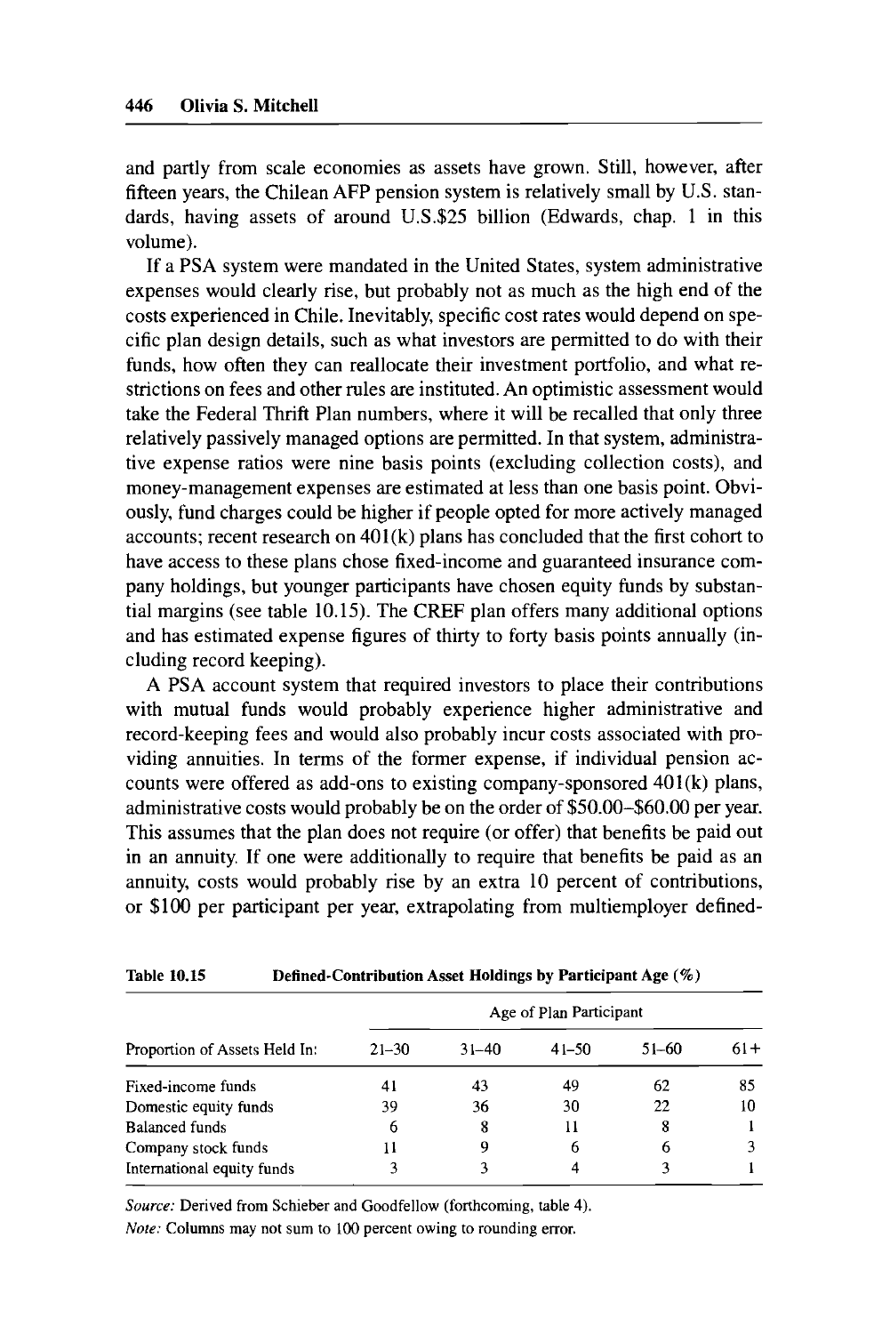and partly from scale economies as assets have grown. Still, however, after fifteen years, the Chilean AFP pension system is relatively small by U.S. standards, having assets of around U.S.$25 billion (Edwards, chap. 1 in this volume).

If a PSA system were mandated in the United States, system administrative expenses would clearly rise, but probably not as much as the high end of the costs experienced in Chile. Inevitably, specific cost rates would depend on specific plan design details, such as what investors are permitted to do with their funds, how often they can reallocate their investment portfolio, and what restrictions on fees and other rules are instituted. An optimistic assessment would take the Federal Thrift Plan numbers, where it will be recalled that only three relatively passively managed options are permitted. In that system, administrative expense ratios were nine basis points (excluding collection costs), and money-management expenses are estimated at less than one basis point. Obviously, fund charges could be higher if people opted for more actively managed accounts; recent research on 401(k) plans has concluded that the first cohort to have access to these plans chose fixed-income and guaranteed insurance company holdings, but younger participants have chosen equity funds by substantial margins (see table 10.15). The CREF plan offers many additional options and has estimated expense figures of thirty to forty basis points annually (including record keeping).

A PSA account system that required investors to place their contributions with mutual funds would probably experience higher administrative and record-keeping fees and would also probably incur costs associated with providing annuities. In terms of the former expense, if individual pension accounts were offered as add-ons to existing company-sponsored 401(k) plans, administrative costs would probably be on the order of $50.00–$60.00 per year. This assumes that the plan does not require (or offer) that benefits be paid out in an annuity. If one were additionally to require that benefits be paid as an annuity, costs would probably rise by an extra 10 percent of contributions, or $100 per participant per year, extrapolating from multiemployer defined-

**Table 10.15 Defined-Contribution Asset Holdings by Participant Age (%)**

| | Age of Plan Participant | | | | |
|---|---|---|---|---|---|
| Proportion of Assets Held In: | 21–30 | 31–40 | 41–50 | 51–60 | 61+ |
| Fixed-income funds | 41 | 43 | 49 | 62 | 85 |
| Domestic equity funds | 39 | 36 | 30 | 22 | 10 |
| Balanced funds | 6 | 8 | 11 | 8 | 1 |
| Company stock funds | 11 | 9 | 6 | 6 | 3 |
| International equity funds | 3 | 3 | 4 | 3 | 1 |

*Source:* Derived from Schieber and Goodfellow (forthcoming, table 4).

*Note:* Columns may not sum to 100 percent owing to rounding error.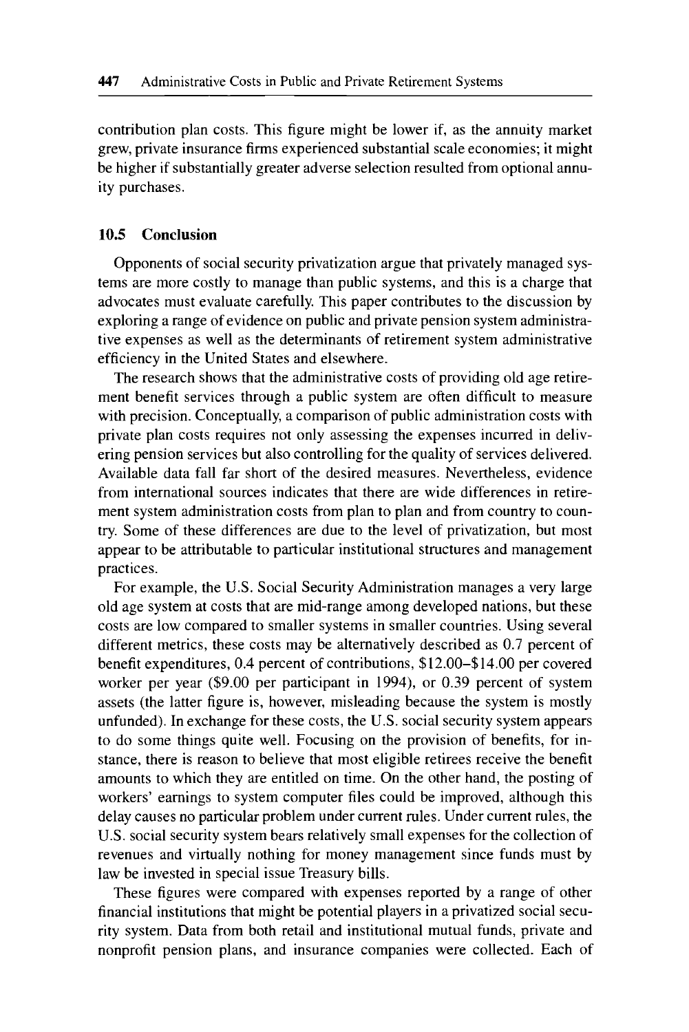contribution plan costs. This figure might be lower if, as the annuity market grew, private insurance firms experienced substantial scale economies; it might be higher if substantially greater adverse selection resulted from optional annuity purchases.

## 10.5 Conclusion

Opponents of social security privatization argue that privately managed systems are more costly to manage than public systems, and this is a charge that advocates must evaluate carefully. This paper contributes to the discussion by exploring a range of evidence on public and private pension system administrative expenses as well as the determinants of retirement system administrative efficiency in the United States and elsewhere.

The research shows that the administrative costs of providing old age retirement benefit services through a public system are often difficult to measure with precision. Conceptually, a comparison of public administration costs with private plan costs requires not only assessing the expenses incurred in delivering pension services but also controlling for the quality of services delivered. Available data fall far short of the desired measures. Nevertheless, evidence from international sources indicates that there are wide differences in retirement system administration costs from plan to plan and from country to country. Some of these differences are due to the level of privatization, but most appear to be attributable to particular institutional structures and management practices.

For example, the U.S. Social Security Administration manages a very large old age system at costs that are mid-range among developed nations, but these costs are low compared to smaller systems in smaller countries. Using several different metrics, these costs may be alternatively described as 0.7 percent of benefit expenditures, 0.4 percent of contributions, $12.00–$14.00 per covered worker per year ($9.00 per participant in 1994), or 0.39 percent of system assets (the latter figure is, however, misleading because the system is mostly unfunded). In exchange for these costs, the U.S. social security system appears to do some things quite well. Focusing on the provision of benefits, for instance, there is reason to believe that most eligible retirees receive the benefit amounts to which they are entitled on time. On the other hand, the posting of workers' earnings to system computer files could be improved, although this delay causes no particular problem under current rules. Under current rules, the U.S. social security system bears relatively small expenses for the collection of revenues and virtually nothing for money management since funds must by law be invested in special issue Treasury bills.

These figures were compared with expenses reported by a range of other financial institutions that might be potential players in a privatized social security system. Data from both retail and institutional mutual funds, private and nonprofit pension plans, and insurance companies were collected. Each of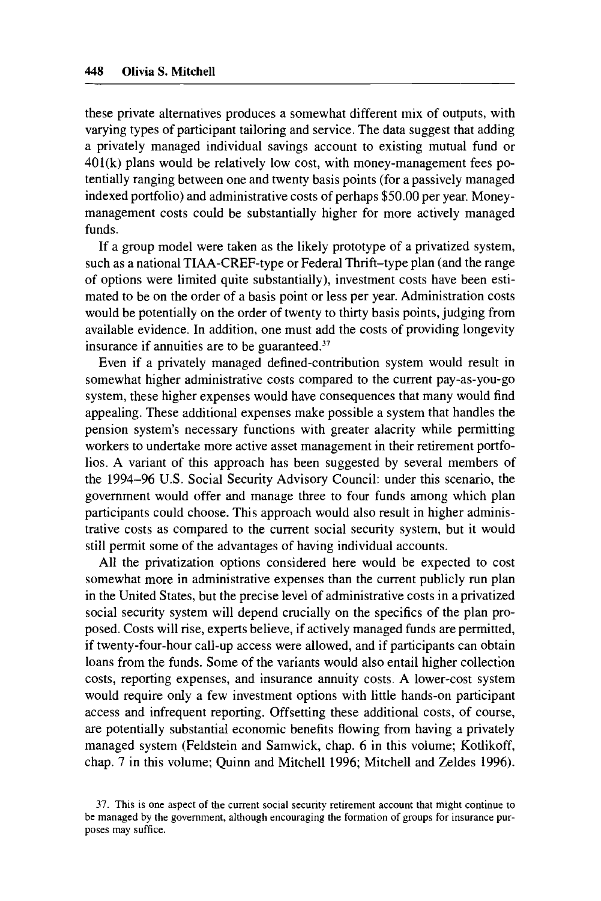these private alternatives produces a somewhat different mix of outputs, with varying types of participant tailoring and service. The data suggest that adding a privately managed individual savings account to existing mutual fund or 401(k) plans would be relatively low cost, with money-management fees potentially ranging between one and twenty basis points (for a passively managed indexed portfolio) and administrative costs of perhaps $50.00 per year. Money-management costs could be substantially higher for more actively managed funds.

If a group model were taken as the likely prototype of a privatized system, such as a national TIAA-CREF-type or Federal Thrift–type plan (and the range of options were limited quite substantially), investment costs have been estimated to be on the order of a basis point or less per year. Administration costs would be potentially on the order of twenty to thirty basis points, judging from available evidence. In addition, one must add the costs of providing longevity insurance if annuities are to be guaranteed.[37]

Even if a privately managed defined-contribution system would result in somewhat higher administrative costs compared to the current pay-as-you-go system, these higher expenses would have consequences that many would find appealing. These additional expenses make possible a system that handles the pension system's necessary functions with greater alacrity while permitting workers to undertake more active asset management in their retirement portfolios. A variant of this approach has been suggested by several members of the 1994–96 U.S. Social Security Advisory Council: under this scenario, the government would offer and manage three to four funds among which plan participants could choose. This approach would also result in higher administrative costs as compared to the current social security system, but it would still permit some of the advantages of having individual accounts.

All the privatization options considered here would be expected to cost somewhat more in administrative expenses than the current publicly run plan in the United States, but the precise level of administrative costs in a privatized social security system will depend crucially on the specifics of the plan proposed. Costs will rise, experts believe, if actively managed funds are permitted, if twenty-four-hour call-up access were allowed, and if participants can obtain loans from the funds. Some of the variants would also entail higher collection costs, reporting expenses, and insurance annuity costs. A lower-cost system would require only a few investment options with little hands-on participant access and infrequent reporting. Offsetting these additional costs, of course, are potentially substantial economic benefits flowing from having a privately managed system (Feldstein and Samwick, chap. 6 in this volume; Kotlikoff, chap. 7 in this volume; Quinn and Mitchell 1996; Mitchell and Zeldes 1996).

37. This is one aspect of the current social security retirement account that might continue to be managed by the government, although encouraging the formation of groups for insurance purposes may suffice.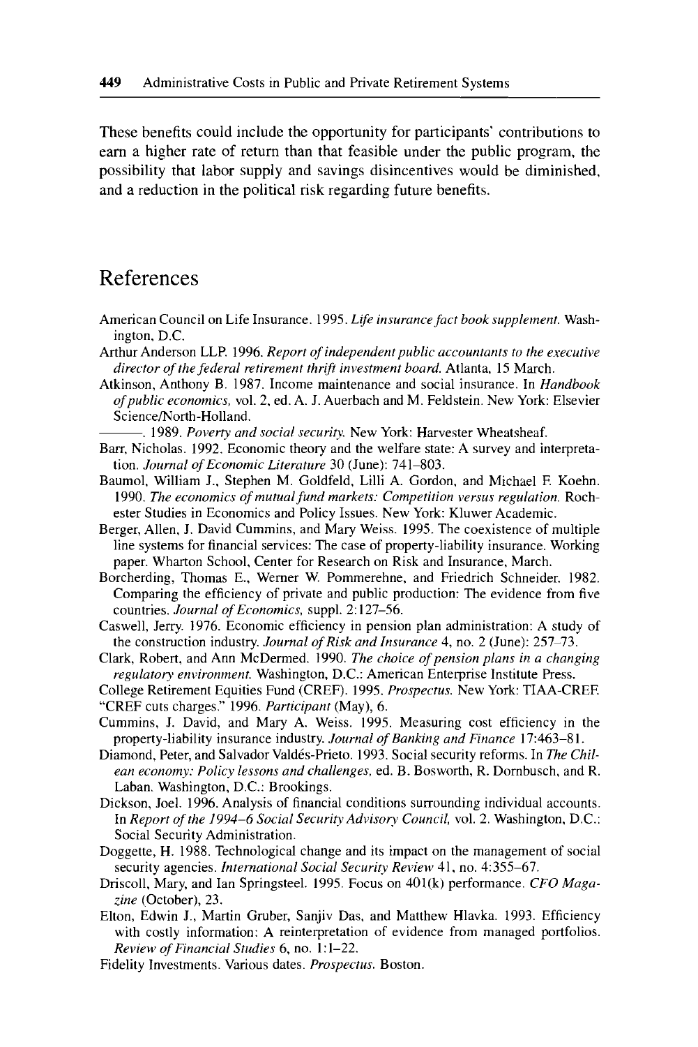These benefits could include the opportunity for participants' contributions to earn a higher rate of return than that feasible under the public program, the possibility that labor supply and savings disincentives would be diminished, and a reduction in the political risk regarding future benefits.

## References

American Council on Life Insurance. 1995. *Life insurance fact book supplement.* Washington, D.C.

Arthur Anderson LLP. 1996. *Report of independent public accountants to the executive director of the federal retirement thrift investment board.* Atlanta, 15 March.

Atkinson, Anthony B. 1987. Income maintenance and social insurance. In *Handbook of public economics,* vol. 2, ed. A. J. Auerbach and M. Feldstein. New York: Elsevier Science/North-Holland.

———. 1989. *Poverty and social security.* New York: Harvester Wheatsheaf.

Barr, Nicholas. 1992. Economic theory and the welfare state: A survey and interpretation. *Journal of Economic Literature* 30 (June): 741–803.

Baumol, William J., Stephen M. Goldfeld, Lilli A. Gordon, and Michael F. Koehn. 1990. *The economics of mutual fund markets: Competition versus regulation.* Rochester Studies in Economics and Policy Issues. New York: Kluwer Academic.

Berger, Allen, J. David Cummins, and Mary Weiss. 1995. The coexistence of multiple line systems for financial services: The case of property-liability insurance. Working paper. Wharton School, Center for Research on Risk and Insurance, March.

Borcherding, Thomas E., Werner W. Pommerehne, and Friedrich Schneider. 1982. Comparing the efficiency of private and public production: The evidence from five countries. *Journal of Economics,* suppl. 2:127–56.

Caswell, Jerry. 1976. Economic efficiency in pension plan administration: A study of the construction industry. *Journal of Risk and Insurance* 4, no. 2 (June): 257–73.

Clark, Robert, and Ann McDermed. 1990. *The choice of pension plans in a changing regulatory environment.* Washington, D.C.: American Enterprise Institute Press.

College Retirement Equities Fund (CREF). 1995. *Prospectus.* New York: TIAA-CREF.

"CREF cuts charges." 1996. *Participant* (May), 6.

Cummins, J. David, and Mary A. Weiss. 1995. Measuring cost efficiency in the property-liability insurance industry. *Journal of Banking and Finance* 17:463–81.

Diamond, Peter, and Salvador Valdés-Prieto. 1993. Social security reforms. In *The Chilean economy: Policy lessons and challenges,* ed. B. Bosworth, R. Dornbusch, and R. Laban. Washington, D.C.: Brookings.

Dickson, Joel. 1996. Analysis of financial conditions surrounding individual accounts. In *Report of the 1994–6 Social Security Advisory Council,* vol. 2. Washington, D.C.: Social Security Administration.

Doggette, H. 1988. Technological change and its impact on the management of social security agencies. *International Social Security Review* 41, no. 4:355–67.

Driscoll, Mary, and Ian Springsteel. 1995. Focus on 401(k) performance. *CFO Magazine* (October), 23.

Elton, Edwin J., Martin Gruber, Sanjiv Das, and Matthew Hlavka. 1993. Efficiency with costly information: A reinterpretation of evidence from managed portfolios. *Review of Financial Studies* 6, no. 1:1–22.

Fidelity Investments. Various dates. *Prospectus.* Boston.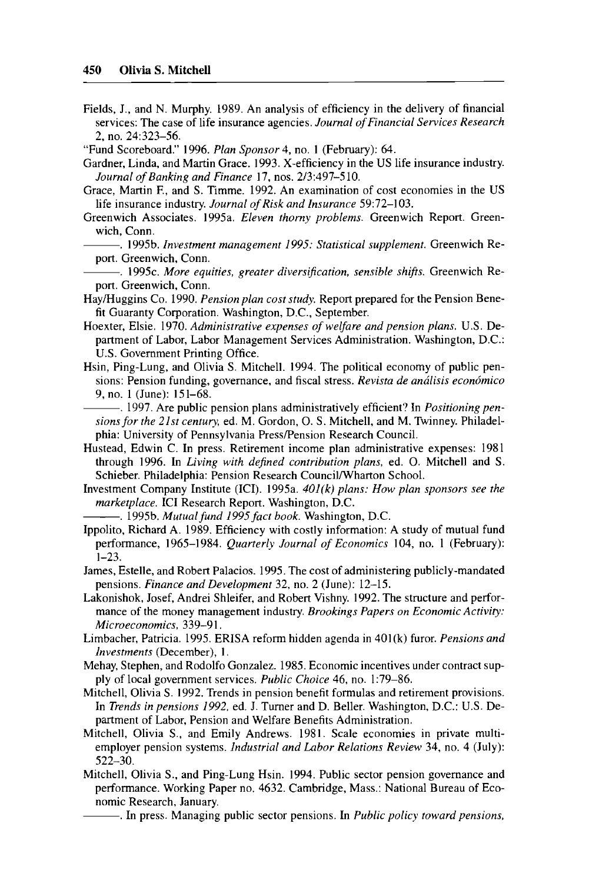Fields, J., and N. Murphy. 1989. An analysis of efficiency in the delivery of financial services: The case of life insurance agencies. *Journal of Financial Services Research* 2, no. 24:323–56.

"Fund Scoreboard." 1996. *Plan Sponsor* 4, no. 1 (February): 64.

Gardner, Linda, and Martin Grace. 1993. X-efficiency in the US life insurance industry. *Journal of Banking and Finance* 17, nos. 2/3:497–510.

Grace, Martin F., and S. Timme. 1992. An examination of cost economies in the US life insurance industry. *Journal of Risk and Insurance* 59:72–103.

Greenwich Associates. 1995a. *Eleven thorny problems.* Greenwich Report. Greenwich, Conn.

———. 1995b. *Investment management 1995: Statistical supplement.* Greenwich Report. Greenwich, Conn.

———. 1995c. *More equities, greater diversification, sensible shifts.* Greenwich Report. Greenwich, Conn.

Hay/Huggins Co. 1990. *Pension plan cost study.* Report prepared for the Pension Benefit Guaranty Corporation. Washington, D.C., September.

Hoexter, Elsie. 1970. *Administrative expenses of welfare and pension plans.* U.S. Department of Labor, Labor Management Services Administration. Washington, D.C.: U.S. Government Printing Office.

Hsin, Ping-Lung, and Olivia S. Mitchell. 1994. The political economy of public pensions: Pension funding, governance, and fiscal stress. *Revista de análisis económico* 9, no. 1 (June): 151–68.

———. 1997. Are public pension plans administratively efficient? In *Positioning pensions for the 21st century,* ed. M. Gordon, O. S. Mitchell, and M. Twinney. Philadelphia: University of Pennsylvania Press/Pension Research Council.

Hustead, Edwin C. In press. Retirement income plan administrative expenses: 1981 through 1996. In *Living with defined contribution plans,* ed. O. Mitchell and S. Schieber. Philadelphia: Pension Research Council/Wharton School.

Investment Company Institute (ICI). 1995a. *401(k) plans: How plan sponsors see the marketplace.* ICI Research Report. Washington, D.C.

———. 1995b. *Mutual fund 1995 fact book.* Washington, D.C.

Ippolito, Richard A. 1989. Efficiency with costly information: A study of mutual fund performance, 1965–1984. *Quarterly Journal of Economics* 104, no. 1 (February): 1–23.

James, Estelle, and Robert Palacios. 1995. The cost of administering publicly-mandated pensions. *Finance and Development* 32, no. 2 (June): 12–15.

Lakonishok, Josef, Andrei Shleifer, and Robert Vishny. 1992. The structure and performance of the money management industry. *Brookings Papers on Economic Activity: Microeconomics,* 339–91.

Limbacher, Patricia. 1995. ERISA reform hidden agenda in 401(k) furor. *Pensions and Investments* (December), 1.

Mehay, Stephen, and Rodolfo Gonzalez. 1985. Economic incentives under contract supply of local government services. *Public Choice* 46, no. 1:79–86.

Mitchell, Olivia S. 1992. Trends in pension benefit formulas and retirement provisions. In *Trends in pensions 1992,* ed. J. Turner and D. Beller. Washington, D.C.: U.S. Department of Labor, Pension and Welfare Benefits Administration.

Mitchell, Olivia S., and Emily Andrews. 1981. Scale economies in private multi-employer pension systems. *Industrial and Labor Relations Review* 34, no. 4 (July): 522–30.

Mitchell, Olivia S., and Ping-Lung Hsin. 1994. Public sector pension governance and performance. Working Paper no. 4632. Cambridge, Mass.: National Bureau of Economic Research, January.

———. In press. Managing public sector pensions. In *Public policy toward pensions,*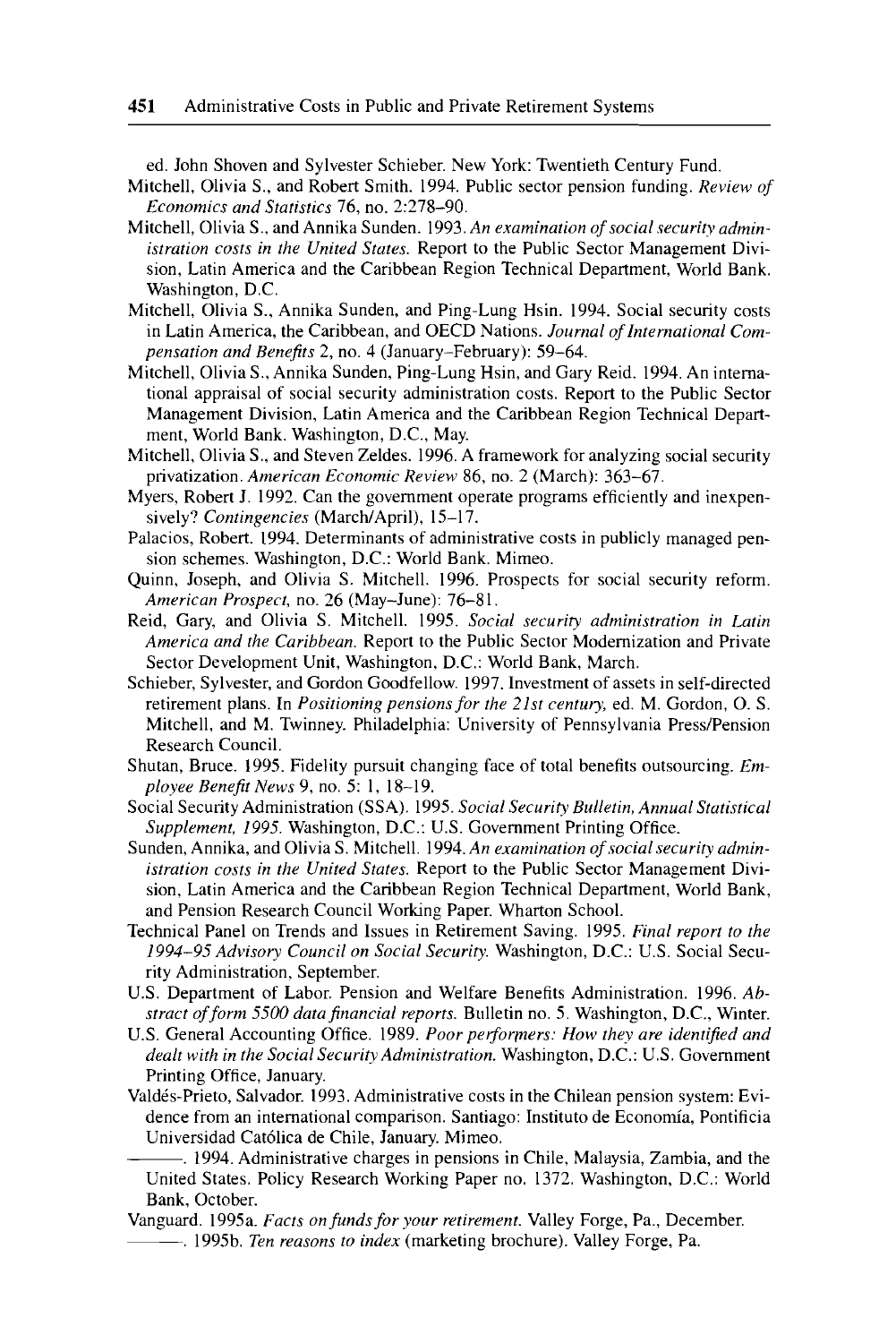ed. John Shoven and Sylvester Schieber. New York: Twentieth Century Fund.

Mitchell, Olivia S., and Robert Smith. 1994. Public sector pension funding. *Review of Economics and Statistics* 76, no. 2:278–90.

Mitchell, Olivia S., and Annika Sunden. 1993. *An examination of social security administration costs in the United States.* Report to the Public Sector Management Division, Latin America and the Caribbean Region Technical Department, World Bank. Washington, D.C.

Mitchell, Olivia S., Annika Sunden, and Ping-Lung Hsin. 1994. Social security costs in Latin America, the Caribbean, and OECD Nations. *Journal of International Compensation and Benefits* 2, no. 4 (January–February): 59–64.

Mitchell, Olivia S., Annika Sunden, Ping-Lung Hsin, and Gary Reid. 1994. An international appraisal of social security administration costs. Report to the Public Sector Management Division, Latin America and the Caribbean Region Technical Department, World Bank. Washington, D.C., May.

Mitchell, Olivia S., and Steven Zeldes. 1996. A framework for analyzing social security privatization. *American Economic Review* 86, no. 2 (March): 363–67.

Myers, Robert J. 1992. Can the government operate programs efficiently and inexpensively? *Contingencies* (March/April), 15–17.

Palacios, Robert. 1994. Determinants of administrative costs in publicly managed pension schemes. Washington, D.C.: World Bank. Mimeo.

Quinn, Joseph, and Olivia S. Mitchell. 1996. Prospects for social security reform. *American Prospect*, no. 26 (May–June): 76–81.

Reid, Gary, and Olivia S. Mitchell. 1995. *Social security administration in Latin America and the Caribbean.* Report to the Public Sector Modernization and Private Sector Development Unit, Washington, D.C.: World Bank, March.

Schieber, Sylvester, and Gordon Goodfellow. 1997. Investment of assets in self-directed retirement plans. In *Positioning pensions for the 21st century*, ed. M. Gordon, O. S. Mitchell, and M. Twinney. Philadelphia: University of Pennsylvania Press/Pension Research Council.

Shutan, Bruce. 1995. Fidelity pursuit changing face of total benefits outsourcing. *Employee Benefit News* 9, no. 5: 1, 18–19.

Social Security Administration (SSA). 1995. *Social Security Bulletin, Annual Statistical Supplement, 1995.* Washington, D.C.: U.S. Government Printing Office.

Sunden, Annika, and Olivia S. Mitchell. 1994. *An examination of social security administration costs in the United States.* Report to the Public Sector Management Division, Latin America and the Caribbean Region Technical Department, World Bank, and Pension Research Council Working Paper. Wharton School.

Technical Panel on Trends and Issues in Retirement Saving. 1995. *Final report to the 1994–95 Advisory Council on Social Security.* Washington, D.C.: U.S. Social Security Administration, September.

U.S. Department of Labor. Pension and Welfare Benefits Administration. 1996. *Abstract of form 5500 data financial reports.* Bulletin no. 5. Washington, D.C., Winter.

U.S. General Accounting Office. 1989. *Poor performers: How they are identified and dealt with in the Social Security Administration.* Washington, D.C.: U.S. Government Printing Office, January.

Valdés-Prieto, Salvador. 1993. Administrative costs in the Chilean pension system: Evidence from an international comparison. Santiago: Instituto de Economía, Pontificia Universidad Católica de Chile, January. Mimeo.

———. 1994. Administrative charges in pensions in Chile, Malaysia, Zambia, and the United States. Policy Research Working Paper no. 1372. Washington, D.C.: World Bank, October.

Vanguard. 1995a. *Facts on funds for your retirement.* Valley Forge, Pa., December.

———. 1995b. *Ten reasons to index* (marketing brochure). Valley Forge, Pa.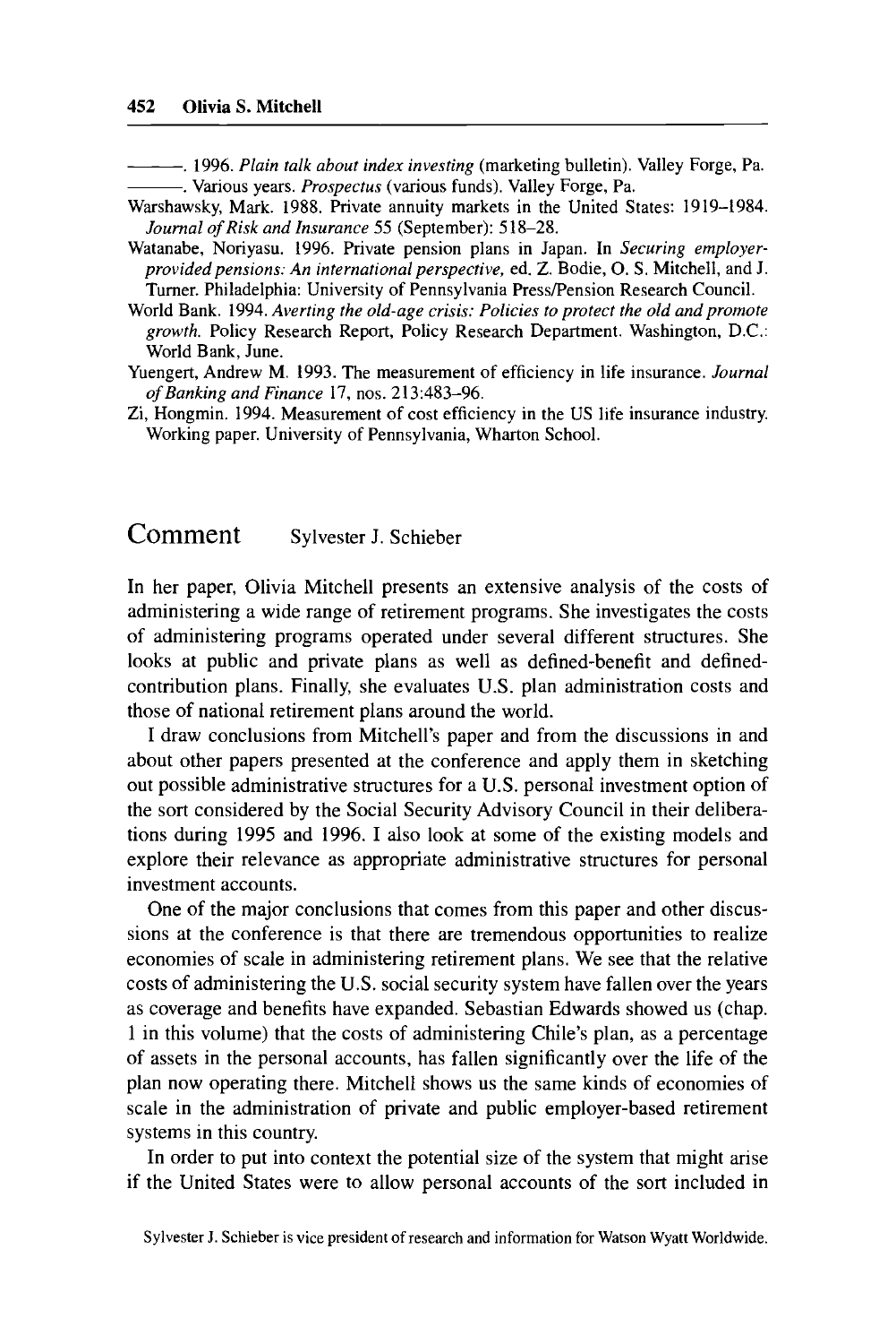———. 1996. *Plain talk about index investing* (marketing bulletin). Valley Forge, Pa.

———. Various years. *Prospectus* (various funds). Valley Forge, Pa.

Warshawsky, Mark. 1988. Private annuity markets in the United States: 1919–1984. *Journal of Risk and Insurance* 55 (September): 518–28.

Watanabe, Noriyasu. 1996. Private pension plans in Japan. In *Securing employer-provided pensions: An international perspective,* ed. Z. Bodie, O. S. Mitchell, and J. Turner. Philadelphia: University of Pennsylvania Press/Pension Research Council.

World Bank. 1994. *Averting the old-age crisis: Policies to protect the old and promote growth.* Policy Research Report, Policy Research Department. Washington, D.C.: World Bank, June.

Yuengert, Andrew M. 1993. The measurement of efficiency in life insurance. *Journal of Banking and Finance* 17, nos. 213:483–96.

Zi, Hongmin. 1994. Measurement of cost efficiency in the US life insurance industry. Working paper. University of Pennsylvania, Wharton School.

## Comment Sylvester J. Schieber

In her paper, Olivia Mitchell presents an extensive analysis of the costs of administering a wide range of retirement programs. She investigates the costs of administering programs operated under several different structures. She looks at public and private plans as well as defined-benefit and defined-contribution plans. Finally, she evaluates U.S. plan administration costs and those of national retirement plans around the world.

I draw conclusions from Mitchell's paper and from the discussions in and about other papers presented at the conference and apply them in sketching out possible administrative structures for a U.S. personal investment option of the sort considered by the Social Security Advisory Council in their deliberations during 1995 and 1996. I also look at some of the existing models and explore their relevance as appropriate administrative structures for personal investment accounts.

One of the major conclusions that comes from this paper and other discussions at the conference is that there are tremendous opportunities to realize economies of scale in administering retirement plans. We see that the relative costs of administering the U.S. social security system have fallen over the years as coverage and benefits have expanded. Sebastian Edwards showed us (chap. 1 in this volume) that the costs of administering Chile's plan, as a percentage of assets in the personal accounts, has fallen significantly over the life of the plan now operating there. Mitchell shows us the same kinds of economies of scale in the administration of private and public employer-based retirement systems in this country.

In order to put into context the potential size of the system that might arise if the United States were to allow personal accounts of the sort included in

Sylvester J. Schieber is vice president of research and information for Watson Wyatt Worldwide.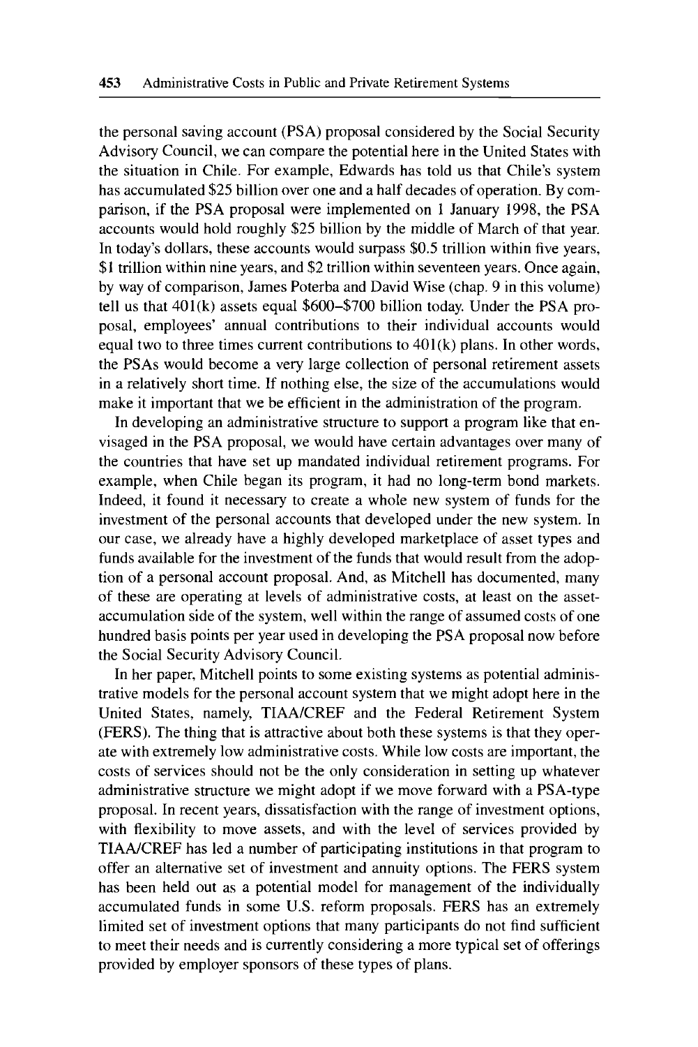the personal saving account (PSA) proposal considered by the Social Security Advisory Council, we can compare the potential here in the United States with the situation in Chile. For example, Edwards has told us that Chile's system has accumulated $25 billion over one and a half decades of operation. By comparison, if the PSA proposal were implemented on 1 January 1998, the PSA accounts would hold roughly $25 billion by the middle of March of that year. In today's dollars, these accounts would surpass $0.5 trillion within five years, $1 trillion within nine years, and $2 trillion within seventeen years. Once again, by way of comparison, James Poterba and David Wise (chap. 9 in this volume) tell us that 401(k) assets equal $600–$700 billion today. Under the PSA proposal, employees' annual contributions to their individual accounts would equal two to three times current contributions to 401(k) plans. In other words, the PSAs would become a very large collection of personal retirement assets in a relatively short time. If nothing else, the size of the accumulations would make it important that we be efficient in the administration of the program.

In developing an administrative structure to support a program like that envisaged in the PSA proposal, we would have certain advantages over many of the countries that have set up mandated individual retirement programs. For example, when Chile began its program, it had no long-term bond markets. Indeed, it found it necessary to create a whole new system of funds for the investment of the personal accounts that developed under the new system. In our case, we already have a highly developed marketplace of asset types and funds available for the investment of the funds that would result from the adoption of a personal account proposal. And, as Mitchell has documented, many of these are operating at levels of administrative costs, at least on the asset-accumulation side of the system, well within the range of assumed costs of one hundred basis points per year used in developing the PSA proposal now before the Social Security Advisory Council.

In her paper, Mitchell points to some existing systems as potential administrative models for the personal account system that we might adopt here in the United States, namely, TIAA/CREF and the Federal Retirement System (FERS). The thing that is attractive about both these systems is that they operate with extremely low administrative costs. While low costs are important, the costs of services should not be the only consideration in setting up whatever administrative structure we might adopt if we move forward with a PSA-type proposal. In recent years, dissatisfaction with the range of investment options, with flexibility to move assets, and with the level of services provided by TIAA/CREF has led a number of participating institutions in that program to offer an alternative set of investment and annuity options. The FERS system has been held out as a potential model for management of the individually accumulated funds in some U.S. reform proposals. FERS has an extremely limited set of investment options that many participants do not find sufficient to meet their needs and is currently considering a more typical set of offerings provided by employer sponsors of these types of plans.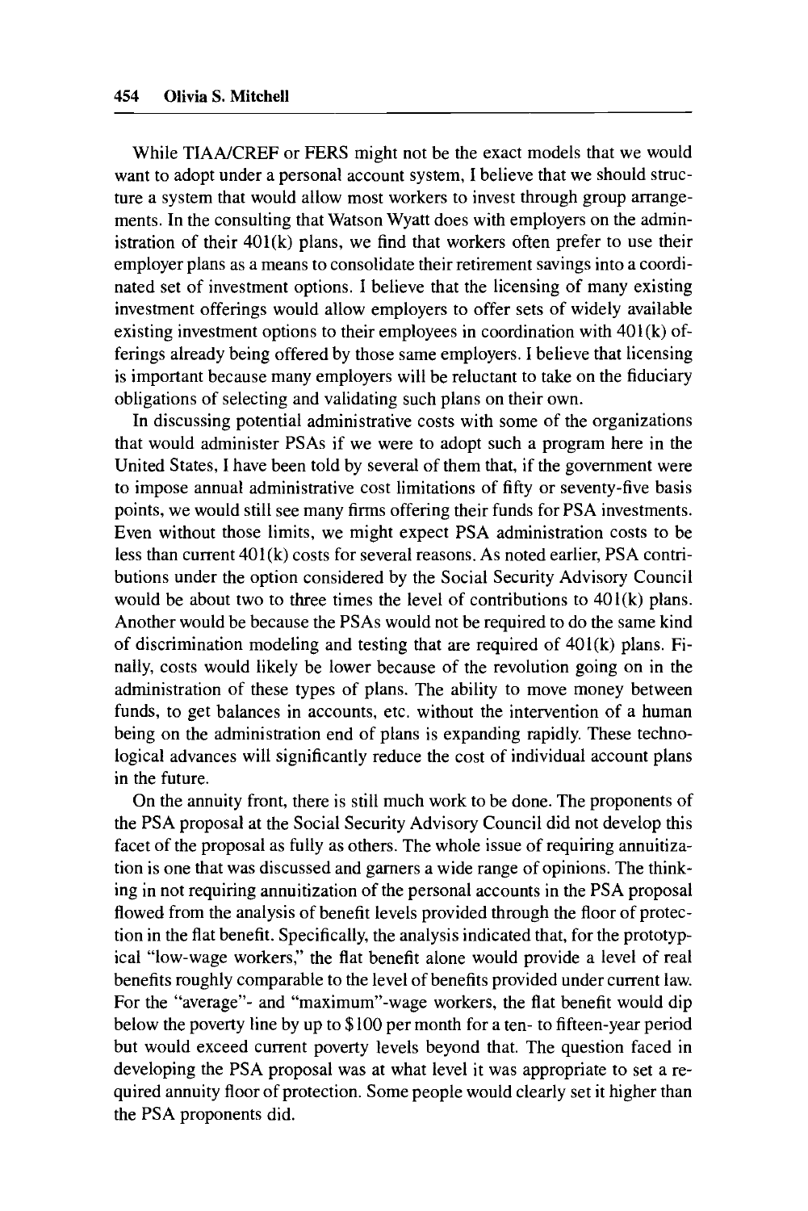While TIAA/CREF or FERS might not be the exact models that we would want to adopt under a personal account system, I believe that we should structure a system that would allow most workers to invest through group arrangements. In the consulting that Watson Wyatt does with employers on the administration of their 401(k) plans, we find that workers often prefer to use their employer plans as a means to consolidate their retirement savings into a coordinated set of investment options. I believe that the licensing of many existing investment offerings would allow employers to offer sets of widely available existing investment options to their employees in coordination with 401(k) offerings already being offered by those same employers. I believe that licensing is important because many employers will be reluctant to take on the fiduciary obligations of selecting and validating such plans on their own.

In discussing potential administrative costs with some of the organizations that would administer PSAs if we were to adopt such a program here in the United States, I have been told by several of them that, if the government were to impose annual administrative cost limitations of fifty or seventy-five basis points, we would still see many firms offering their funds for PSA investments. Even without those limits, we might expect PSA administration costs to be less than current 401(k) costs for several reasons. As noted earlier, PSA contributions under the option considered by the Social Security Advisory Council would be about two to three times the level of contributions to 401(k) plans. Another would be because the PSAs would not be required to do the same kind of discrimination modeling and testing that are required of 401(k) plans. Finally, costs would likely be lower because of the revolution going on in the administration of these types of plans. The ability to move money between funds, to get balances in accounts, etc. without the intervention of a human being on the administration end of plans is expanding rapidly. These technological advances will significantly reduce the cost of individual account plans in the future.

On the annuity front, there is still much work to be done. The proponents of the PSA proposal at the Social Security Advisory Council did not develop this facet of the proposal as fully as others. The whole issue of requiring annuitization is one that was discussed and garners a wide range of opinions. The thinking in not requiring annuitization of the personal accounts in the PSA proposal flowed from the analysis of benefit levels provided through the floor of protection in the flat benefit. Specifically, the analysis indicated that, for the prototypical "low-wage workers," the flat benefit alone would provide a level of real benefits roughly comparable to the level of benefits provided under current law. For the "average"- and "maximum"-wage workers, the flat benefit would dip below the poverty line by up to $100 per month for a ten- to fifteen-year period but would exceed current poverty levels beyond that. The question faced in developing the PSA proposal was at what level it was appropriate to set a required annuity floor of protection. Some people would clearly set it higher than the PSA proponents did.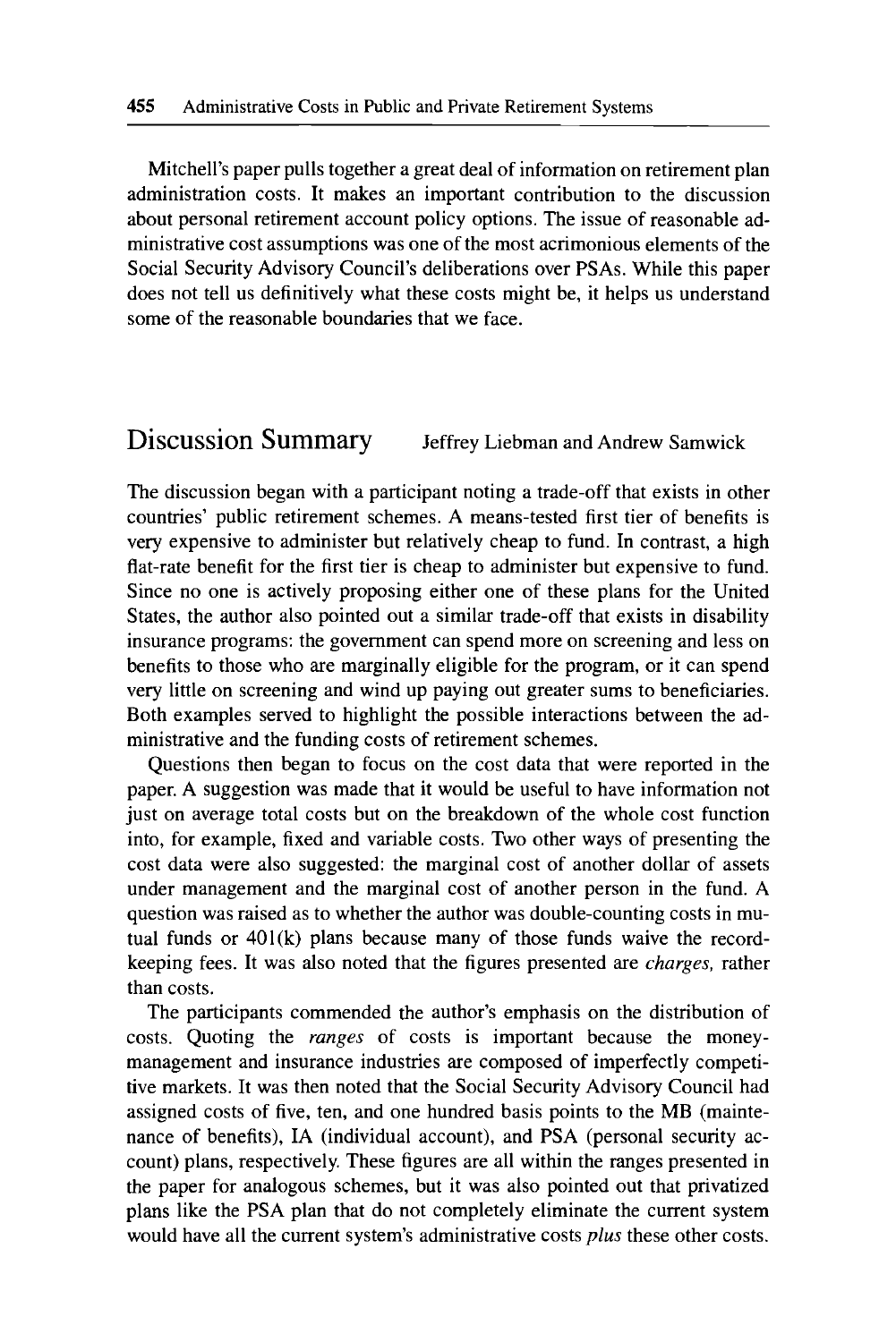Mitchell's paper pulls together a great deal of information on retirement plan administration costs. It makes an important contribution to the discussion about personal retirement account policy options. The issue of reasonable administrative cost assumptions was one of the most acrimonious elements of the Social Security Advisory Council's deliberations over PSAs. While this paper does not tell us definitively what these costs might be, it helps us understand some of the reasonable boundaries that we face.

## Discussion Summary

Jeffrey Liebman and Andrew Samwick

The discussion began with a participant noting a trade-off that exists in other countries' public retirement schemes. A means-tested first tier of benefits is very expensive to administer but relatively cheap to fund. In contrast, a high flat-rate benefit for the first tier is cheap to administer but expensive to fund. Since no one is actively proposing either one of these plans for the United States, the author also pointed out a similar trade-off that exists in disability insurance programs: the government can spend more on screening and less on benefits to those who are marginally eligible for the program, or it can spend very little on screening and wind up paying out greater sums to beneficiaries. Both examples served to highlight the possible interactions between the administrative and the funding costs of retirement schemes.

Questions then began to focus on the cost data that were reported in the paper. A suggestion was made that it would be useful to have information not just on average total costs but on the breakdown of the whole cost function into, for example, fixed and variable costs. Two other ways of presenting the cost data were also suggested: the marginal cost of another dollar of assets under management and the marginal cost of another person in the fund. A question was raised as to whether the author was double-counting costs in mutual funds or 401(k) plans because many of those funds waive the record-keeping fees. It was also noted that the figures presented are *charges,* rather than costs.

The participants commended the author's emphasis on the distribution of costs. Quoting the *ranges* of costs is important because the money-management and insurance industries are composed of imperfectly competitive markets. It was then noted that the Social Security Advisory Council had assigned costs of five, ten, and one hundred basis points to the MB (maintenance of benefits), IA (individual account), and PSA (personal security account) plans, respectively. These figures are all within the ranges presented in the paper for analogous schemes, but it was also pointed out that privatized plans like the PSA plan that do not completely eliminate the current system would have all the current system's administrative costs *plus* these other costs.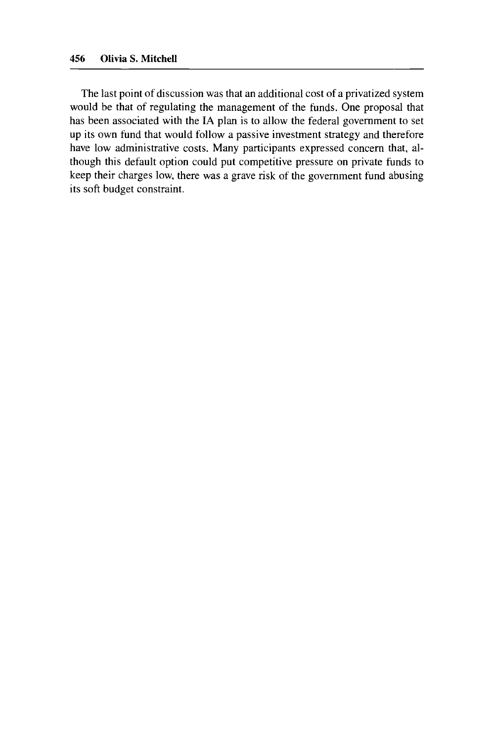The last point of discussion was that an additional cost of a privatized system would be that of regulating the management of the funds. One proposal that has been associated with the IA plan is to allow the federal government to set up its own fund that would follow a passive investment strategy and therefore have low administrative costs. Many participants expressed concern that, although this default option could put competitive pressure on private funds to keep their charges low, there was a grave risk of the government fund abusing its soft budget constraint.